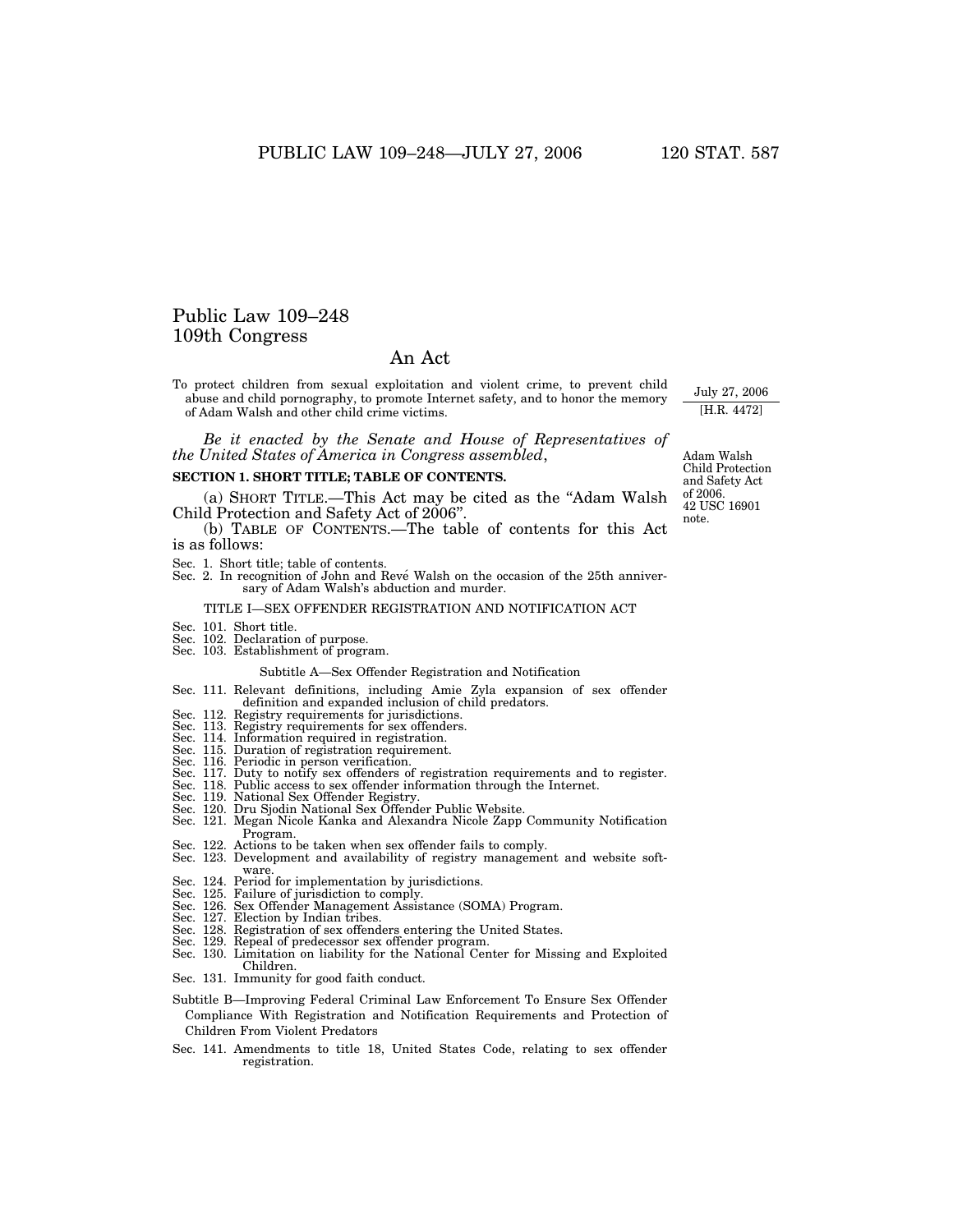# Public Law 109–248
## 109th Congress

## An Act

To protect children from sexual exploitation and violent crime, to prevent child abuse and child pornography, to promote Internet safety, and to honor the memory of Adam Walsh and other child crime victims.

July 27, 2006
[H.R. 4472]

*Be it enacted by the Senate and House of Representatives of the United States of America in Congress assembled*,

Adam Walsh Child Protection and Safety Act of 2006.
42 USC 16901 note.

### SECTION 1. SHORT TITLE; TABLE OF CONTENTS.

(a) SHORT TITLE.—This Act may be cited as the "Adam Walsh Child Protection and Safety Act of 2006".

(b) TABLE OF CONTENTS.—The table of contents for this Act is as follows:

Sec. 1. Short title; table of contents.
Sec. 2. In recognition of John and Revé Walsh on the occasion of the 25th anniversary of Adam Walsh's abduction and murder.

TITLE I—SEX OFFENDER REGISTRATION AND NOTIFICATION ACT

Sec. 101. Short title.
Sec. 102. Declaration of purpose.
Sec. 103. Establishment of program.

Subtitle A—Sex Offender Registration and Notification

Sec. 111. Relevant definitions, including Amie Zyla expansion of sex offender definition and expanded inclusion of child predators.
Sec. 112. Registry requirements for jurisdictions.
Sec. 113. Registry requirements for sex offenders.
Sec. 114. Information required in registration.
Sec. 115. Duration of registration requirement.
Sec. 116. Periodic in person verification.
Sec. 117. Duty to notify sex offenders of registration requirements and to register.
Sec. 118. Public access to sex offender information through the Internet.
Sec. 119. National Sex Offender Registry.
Sec. 120. Dru Sjodin National Sex Offender Public Website.
Sec. 121. Megan Nicole Kanka and Alexandra Nicole Zapp Community Notification Program.
Sec. 122. Actions to be taken when sex offender fails to comply.
Sec. 123. Development and availability of registry management and website software.
Sec. 124. Period for implementation by jurisdictions.
Sec. 125. Failure of jurisdiction to comply.
Sec. 126. Sex Offender Management Assistance (SOMA) Program.
Sec. 127. Election by Indian tribes.
Sec. 128. Registration of sex offenders entering the United States.
Sec. 129. Repeal of predecessor sex offender program.
Sec. 130. Limitation on liability for the National Center for Missing and Exploited Children.
Sec. 131. Immunity for good faith conduct.

Subtitle B—Improving Federal Criminal Law Enforcement To Ensure Sex Offender Compliance With Registration and Notification Requirements and Protection of Children From Violent Predators

Sec. 141. Amendments to title 18, United States Code, relating to sex offender registration.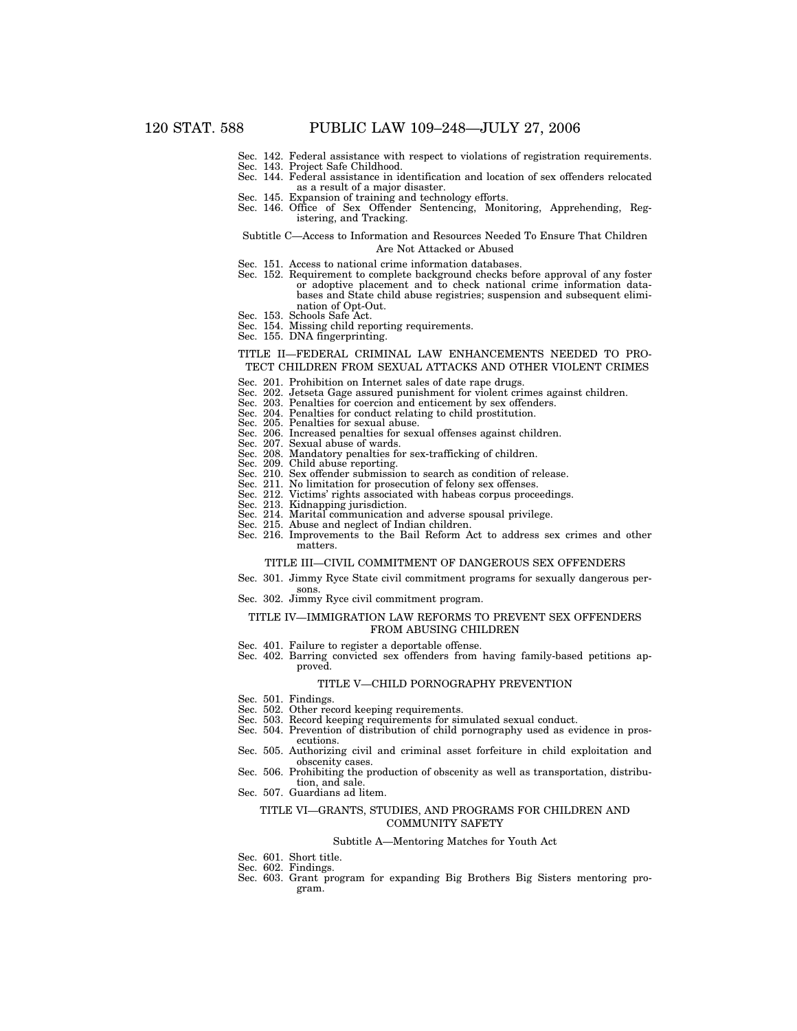Sec. 142. Federal assistance with respect to violations of registration requirements.
Sec. 143. Project Safe Childhood.
Sec. 144. Federal assistance in identification and location of sex offenders relocated as a result of a major disaster.
Sec. 145. Expansion of training and technology efforts.
Sec. 146. Office of Sex Offender Sentencing, Monitoring, Apprehending, Registering, and Tracking.

Subtitle C—Access to Information and Resources Needed To Ensure That Children Are Not Attacked or Abused

Sec. 151. Access to national crime information databases.
Sec. 152. Requirement to complete background checks before approval of any foster or adoptive placement and to check national crime information databases and State child abuse registries; suspension and subsequent elimination of Opt-Out.
Sec. 153. Schools Safe Act.
Sec. 154. Missing child reporting requirements.
Sec. 155. DNA fingerprinting.

TITLE II—FEDERAL CRIMINAL LAW ENHANCEMENTS NEEDED TO PROTECT CHILDREN FROM SEXUAL ATTACKS AND OTHER VIOLENT CRIMES

Sec. 201. Prohibition on Internet sales of date rape drugs.
Sec. 202. Jetseta Gage assured punishment for violent crimes against children.
Sec. 203. Penalties for coercion and enticement by sex offenders.
Sec. 204. Penalties for conduct relating to child prostitution.
Sec. 205. Penalties for sexual abuse.
Sec. 206. Increased penalties for sexual offenses against children.
Sec. 207. Sexual abuse of wards.
Sec. 208. Mandatory penalties for sex-trafficking of children.
Sec. 209. Child abuse reporting.
Sec. 210. Sex offender submission to search as condition of release.
Sec. 211. No limitation for prosecution of felony sex offenses.
Sec. 212. Victims' rights associated with habeas corpus proceedings.
Sec. 213. Kidnapping jurisdiction.
Sec. 214. Marital communication and adverse spousal privilege.
Sec. 215. Abuse and neglect of Indian children.
Sec. 216. Improvements to the Bail Reform Act to address sex crimes and other matters.

TITLE III—CIVIL COMMITMENT OF DANGEROUS SEX OFFENDERS

Sec. 301. Jimmy Ryce State civil commitment programs for sexually dangerous persons.
Sec. 302. Jimmy Ryce civil commitment program.

TITLE IV—IMMIGRATION LAW REFORMS TO PREVENT SEX OFFENDERS FROM ABUSING CHILDREN

Sec. 401. Failure to register a deportable offense.
Sec. 402. Barring convicted sex offenders from having family-based petitions approved.

TITLE V—CHILD PORNOGRAPHY PREVENTION

Sec. 501. Findings.
Sec. 502. Other record keeping requirements.
Sec. 503. Record keeping requirements for simulated sexual conduct.
Sec. 504. Prevention of distribution of child pornography used as evidence in prosecutions.
Sec. 505. Authorizing civil and criminal asset forfeiture in child exploitation and obscenity cases.
Sec. 506. Prohibiting the production of obscenity as well as transportation, distribution, and sale.
Sec. 507. Guardians ad litem.

TITLE VI—GRANTS, STUDIES, AND PROGRAMS FOR CHILDREN AND COMMUNITY SAFETY

Subtitle A—Mentoring Matches for Youth Act

Sec. 601. Short title.
Sec. 602. Findings.
Sec. 603. Grant program for expanding Big Brothers Big Sisters mentoring program.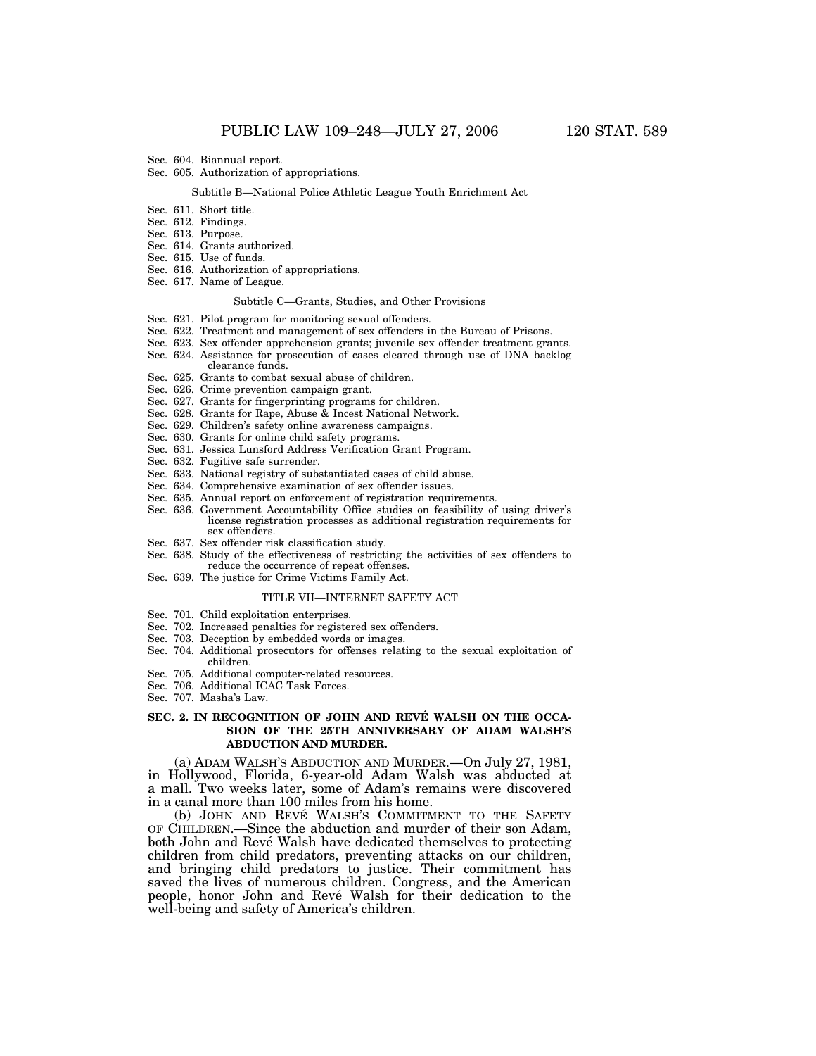Sec. 604. Biannual report.
Sec. 605. Authorization of appropriations.

Subtitle B—National Police Athletic League Youth Enrichment Act

Sec. 611. Short title.
Sec. 612. Findings.
Sec. 613. Purpose.
Sec. 614. Grants authorized.
Sec. 615. Use of funds.
Sec. 616. Authorization of appropriations.
Sec. 617. Name of League.

Subtitle C—Grants, Studies, and Other Provisions

Sec. 621. Pilot program for monitoring sexual offenders.
Sec. 622. Treatment and management of sex offenders in the Bureau of Prisons.
Sec. 623. Sex offender apprehension grants; juvenile sex offender treatment grants.
Sec. 624. Assistance for prosecution of cases cleared through use of DNA backlog clearance funds.
Sec. 625. Grants to combat sexual abuse of children.
Sec. 626. Crime prevention campaign grant.
Sec. 627. Grants for fingerprinting programs for children.
Sec. 628. Grants for Rape, Abuse & Incest National Network.
Sec. 629. Children's safety online awareness campaigns.
Sec. 630. Grants for online child safety programs.
Sec. 631. Jessica Lunsford Address Verification Grant Program.
Sec. 632. Fugitive safe surrender.
Sec. 633. National registry of substantiated cases of child abuse.
Sec. 634. Comprehensive examination of sex offender issues.
Sec. 635. Annual report on enforcement of registration requirements.
Sec. 636. Government Accountability Office studies on feasibility of using driver's license registration processes as additional registration requirements for sex offenders.
Sec. 637. Sex offender risk classification study.
Sec. 638. Study of the effectiveness of restricting the activities of sex offenders to reduce the occurrence of repeat offenses.
Sec. 639. The justice for Crime Victims Family Act.

TITLE VII—INTERNET SAFETY ACT

Sec. 701. Child exploitation enterprises.
Sec. 702. Increased penalties for registered sex offenders.
Sec. 703. Deception by embedded words or images.
Sec. 704. Additional prosecutors for offenses relating to the sexual exploitation of children.
Sec. 705. Additional computer-related resources.
Sec. 706. Additional ICAC Task Forces.
Sec. 707. Masha's Law.

## SEC. 2. IN RECOGNITION OF JOHN AND REVÉ WALSH ON THE OCCASION OF THE 25TH ANNIVERSARY OF ADAM WALSH'S ABDUCTION AND MURDER.

(a) ADAM WALSH'S ABDUCTION AND MURDER.—On July 27, 1981, in Hollywood, Florida, 6-year-old Adam Walsh was abducted at a mall. Two weeks later, some of Adam's remains were discovered in a canal more than 100 miles from his home.

(b) JOHN AND REVÉ WALSH'S COMMITMENT TO THE SAFETY OF CHILDREN.—Since the abduction and murder of their son Adam, both John and Revé Walsh have dedicated themselves to protecting children from child predators, preventing attacks on our children, and bringing child predators to justice. Their commitment has saved the lives of numerous children. Congress, and the American people, honor John and Revé Walsh for their dedication to the well-being and safety of America's children.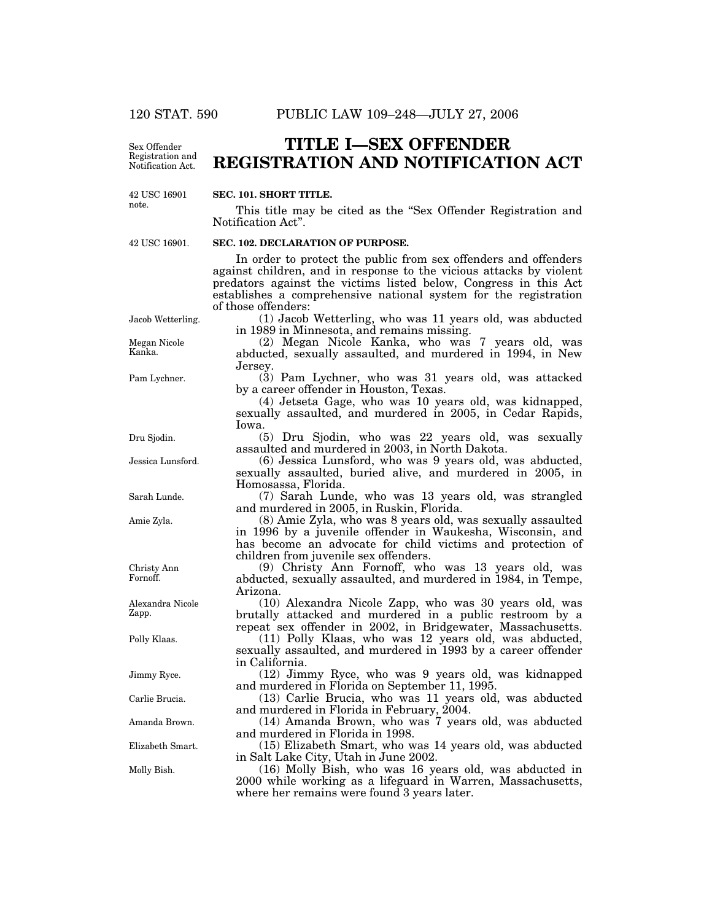# TITLE I—SEX OFFENDER REGISTRATION AND NOTIFICATION ACT

Sex Offender Registration and Notification Act.

42 USC 16901 note.

**SEC. 101. SHORT TITLE.**

This title may be cited as the "Sex Offender Registration and Notification Act".

42 USC 16901.

**SEC. 102. DECLARATION OF PURPOSE.**

In order to protect the public from sex offenders and offenders against children, and in response to the vicious attacks by violent predators against the victims listed below, Congress in this Act establishes a comprehensive national system for the registration of those offenders:

Jacob Wetterling.

(1) Jacob Wetterling, who was 11 years old, was abducted in 1989 in Minnesota, and remains missing.

Megan Nicole Kanka.

(2) Megan Nicole Kanka, who was 7 years old, was abducted, sexually assaulted, and murdered in 1994, in New Jersey.

Pam Lychner.

(3) Pam Lychner, who was 31 years old, was attacked by a career offender in Houston, Texas.

(4) Jetseta Gage, who was 10 years old, was kidnapped, sexually assaulted, and murdered in 2005, in Cedar Rapids, Iowa.

Dru Sjodin.

(5) Dru Sjodin, who was 22 years old, was sexually assaulted and murdered in 2003, in North Dakota.

Jessica Lunsford.

(6) Jessica Lunsford, who was 9 years old, was abducted, sexually assaulted, buried alive, and murdered in 2005, in Homosassa, Florida.

Sarah Lunde.

(7) Sarah Lunde, who was 13 years old, was strangled and murdered in 2005, in Ruskin, Florida.

Amie Zyla.

(8) Amie Zyla, who was 8 years old, was sexually assaulted in 1996 by a juvenile offender in Waukesha, Wisconsin, and has become an advocate for child victims and protection of children from juvenile sex offenders.

Christy Ann Fornoff.

(9) Christy Ann Fornoff, who was 13 years old, was abducted, sexually assaulted, and murdered in 1984, in Tempe, Arizona.

Alexandra Nicole Zapp.

(10) Alexandra Nicole Zapp, who was 30 years old, was brutally attacked and murdered in a public restroom by a repeat sex offender in 2002, in Bridgewater, Massachusetts.

Polly Klaas.

(11) Polly Klaas, who was 12 years old, was abducted, sexually assaulted, and murdered in 1993 by a career offender in California.

Jimmy Ryce.

(12) Jimmy Ryce, who was 9 years old, was kidnapped and murdered in Florida on September 11, 1995.

Carlie Brucia.

(13) Carlie Brucia, who was 11 years old, was abducted and murdered in Florida in February, 2004.

Amanda Brown.

(14) Amanda Brown, who was 7 years old, was abducted and murdered in Florida in 1998.

Elizabeth Smart.

(15) Elizabeth Smart, who was 14 years old, was abducted in Salt Lake City, Utah in June 2002.

Molly Bish.

(16) Molly Bish, who was 16 years old, was abducted in 2000 while working as a lifeguard in Warren, Massachusetts, where her remains were found 3 years later.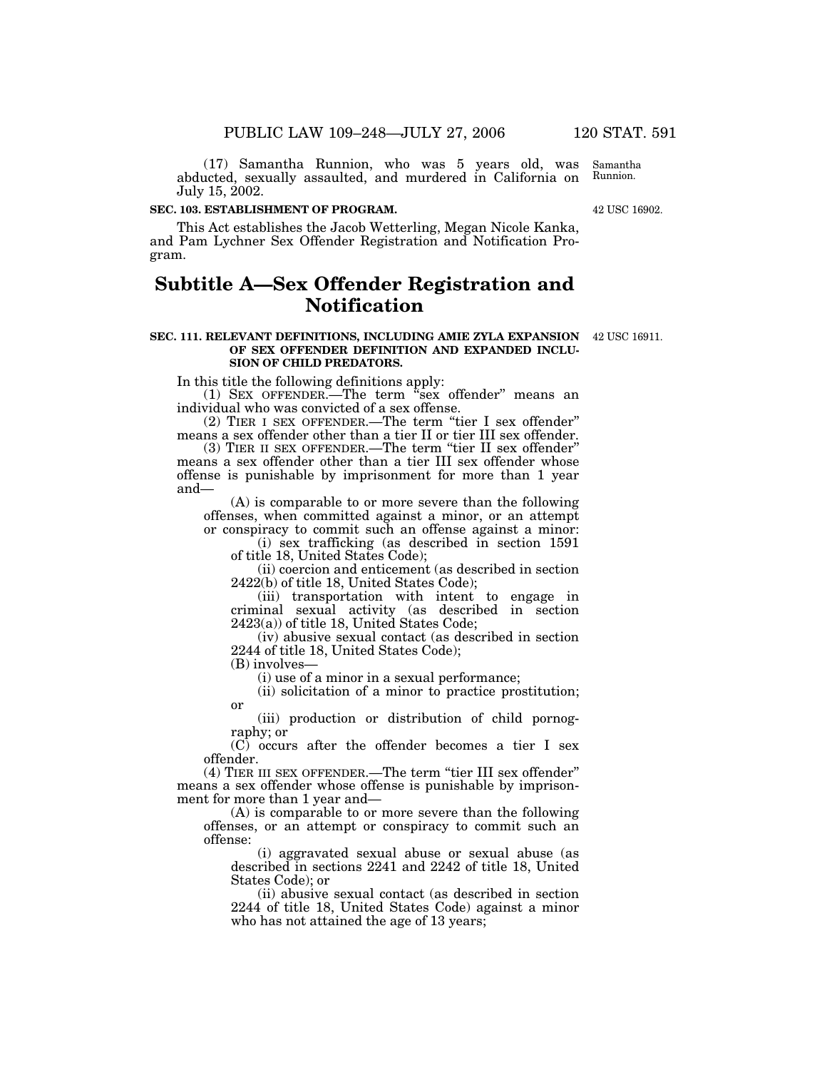(17) Samantha Runnion, who was 5 years old, was abducted, sexually assaulted, and murdered in California on July 15, 2002.

Samantha Runnion.

**SEC. 103. ESTABLISHMENT OF PROGRAM.**

42 USC 16902.

This Act establishes the Jacob Wetterling, Megan Nicole Kanka, and Pam Lychner Sex Offender Registration and Notification Program.

# Subtitle A—Sex Offender Registration and Notification

**SEC. 111. RELEVANT DEFINITIONS, INCLUDING AMIE ZYLA EXPANSION OF SEX OFFENDER DEFINITION AND EXPANDED INCLUSION OF CHILD PREDATORS.**

42 USC 16911.

In this title the following definitions apply:

(1) SEX OFFENDER.—The term "sex offender" means an individual who was convicted of a sex offense.

(2) TIER I SEX OFFENDER.—The term "tier I sex offender" means a sex offender other than a tier II or tier III sex offender.

(3) TIER II SEX OFFENDER.—The term "tier II sex offender" means a sex offender other than a tier III sex offender whose offense is punishable by imprisonment for more than 1 year and—

(A) is comparable to or more severe than the following offenses, when committed against a minor, or an attempt or conspiracy to commit such an offense against a minor:

(i) sex trafficking (as described in section 1591 of title 18, United States Code);

(ii) coercion and enticement (as described in section 2422(b) of title 18, United States Code);

(iii) transportation with intent to engage in criminal sexual activity (as described in section 2423(a)) of title 18, United States Code;

(iv) abusive sexual contact (as described in section 2244 of title 18, United States Code);

(B) involves—

(i) use of a minor in a sexual performance;

(ii) solicitation of a minor to practice prostitution; or

(iii) production or distribution of child pornography; or

(C) occurs after the offender becomes a tier I sex offender.

(4) TIER III SEX OFFENDER.—The term "tier III sex offender" means a sex offender whose offense is punishable by imprisonment for more than 1 year and—

(A) is comparable to or more severe than the following offenses, or an attempt or conspiracy to commit such an offense:

(i) aggravated sexual abuse or sexual abuse (as described in sections 2241 and 2242 of title 18, United States Code); or

(ii) abusive sexual contact (as described in section 2244 of title 18, United States Code) against a minor who has not attained the age of 13 years;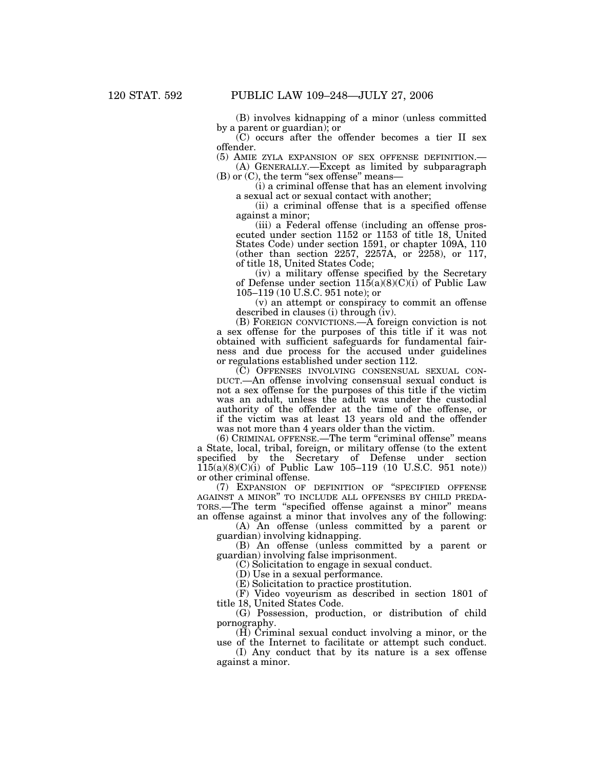(B) involves kidnapping of a minor (unless committed by a parent or guardian); or

(C) occurs after the offender becomes a tier II sex offender.

(5) AMIE ZYLA EXPANSION OF SEX OFFENSE DEFINITION.—

(A) GENERALLY.—Except as limited by subparagraph (B) or (C), the term "sex offense" means—

(i) a criminal offense that has an element involving a sexual act or sexual contact with another;

(ii) a criminal offense that is a specified offense against a minor;

(iii) a Federal offense (including an offense prosecuted under section 1152 or 1153 of title 18, United States Code) under section 1591, or chapter 109A, 110 (other than section 2257, 2257A, or 2258), or 117, of title 18, United States Code;

(iv) a military offense specified by the Secretary of Defense under section 115(a)(8)(C)(i) of Public Law 105–119 (10 U.S.C. 951 note); or

(v) an attempt or conspiracy to commit an offense described in clauses (i) through (iv).

(B) FOREIGN CONVICTIONS.—A foreign conviction is not a sex offense for the purposes of this title if it was not obtained with sufficient safeguards for fundamental fairness and due process for the accused under guidelines or regulations established under section 112.

(C) OFFENSES INVOLVING CONSENSUAL SEXUAL CONDUCT.—An offense involving consensual sexual conduct is not a sex offense for the purposes of this title if the victim was an adult, unless the adult was under the custodial authority of the offender at the time of the offense, or if the victim was at least 13 years old and the offender was not more than 4 years older than the victim.

(6) CRIMINAL OFFENSE.—The term "criminal offense" means a State, local, tribal, foreign, or military offense (to the extent specified by the Secretary of Defense under section 115(a)(8)(C)(i) of Public Law 105–119 (10 U.S.C. 951 note)) or other criminal offense.

(7) EXPANSION OF DEFINITION OF "SPECIFIED OFFENSE AGAINST A MINOR" TO INCLUDE ALL OFFENSES BY CHILD PREDATORS.—The term "specified offense against a minor" means an offense against a minor that involves any of the following:

(A) An offense (unless committed by a parent or guardian) involving kidnapping.

(B) An offense (unless committed by a parent or guardian) involving false imprisonment.

(C) Solicitation to engage in sexual conduct.

(D) Use in a sexual performance.

(E) Solicitation to practice prostitution.

(F) Video voyeurism as described in section 1801 of title 18, United States Code.

(G) Possession, production, or distribution of child pornography.

(H) Criminal sexual conduct involving a minor, or the use of the Internet to facilitate or attempt such conduct.

(I) Any conduct that by its nature is a sex offense against a minor.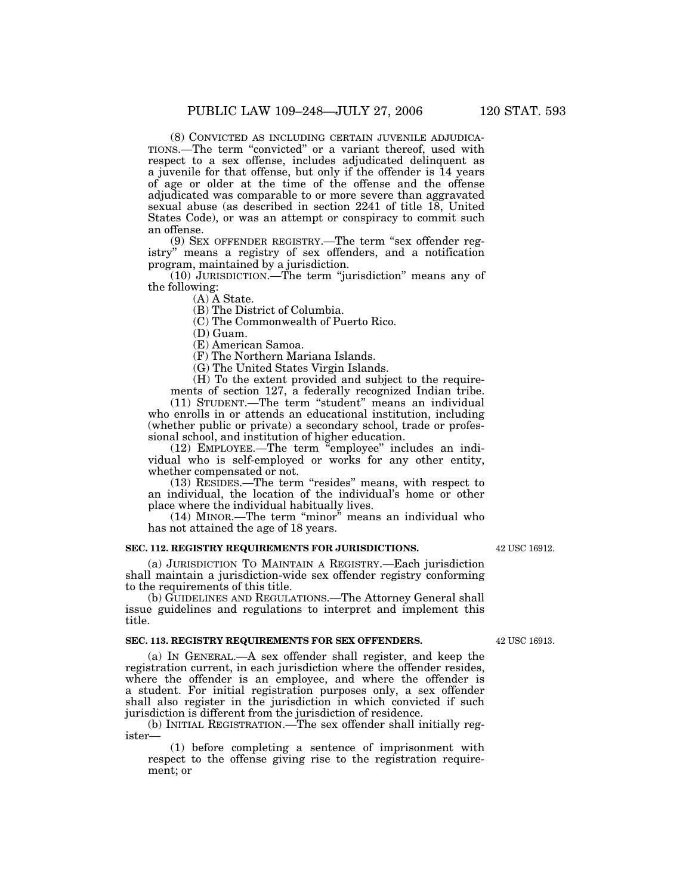(8) CONVICTED AS INCLUDING CERTAIN JUVENILE ADJUDICATIONS.—The term "convicted" or a variant thereof, used with respect to a sex offense, includes adjudicated delinquent as a juvenile for that offense, but only if the offender is 14 years of age or older at the time of the offense and the offense adjudicated was comparable to or more severe than aggravated sexual abuse (as described in section 2241 of title 18, United States Code), or was an attempt or conspiracy to commit such an offense.

(9) SEX OFFENDER REGISTRY.—The term "sex offender registry" means a registry of sex offenders, and a notification program, maintained by a jurisdiction.

(10) JURISDICTION.—The term "jurisdiction" means any of the following:

(A) A State.

(B) The District of Columbia.

(C) The Commonwealth of Puerto Rico.

(D) Guam.

(E) American Samoa.

(F) The Northern Mariana Islands.

(G) The United States Virgin Islands.

(H) To the extent provided and subject to the requirements of section 127, a federally recognized Indian tribe.

(11) STUDENT.—The term "student" means an individual who enrolls in or attends an educational institution, including (whether public or private) a secondary school, trade or professional school, and institution of higher education.

(12) EMPLOYEE.—The term "employee" includes an individual who is self-employed or works for any other entity, whether compensated or not.

(13) RESIDES.—The term "resides" means, with respect to an individual, the location of the individual's home or other place where the individual habitually lives.

(14) MINOR.—The term "minor" means an individual who has not attained the age of 18 years.

**SEC. 112. REGISTRY REQUIREMENTS FOR JURISDICTIONS.**

42 USC 16912.

(a) JURISDICTION TO MAINTAIN A REGISTRY.—Each jurisdiction shall maintain a jurisdiction-wide sex offender registry conforming to the requirements of this title.

(b) GUIDELINES AND REGULATIONS.—The Attorney General shall issue guidelines and regulations to interpret and implement this title.

**SEC. 113. REGISTRY REQUIREMENTS FOR SEX OFFENDERS.**

42 USC 16913.

(a) IN GENERAL.—A sex offender shall register, and keep the registration current, in each jurisdiction where the offender resides, where the offender is an employee, and where the offender is a student. For initial registration purposes only, a sex offender shall also register in the jurisdiction in which convicted if such jurisdiction is different from the jurisdiction of residence.

(b) INITIAL REGISTRATION.—The sex offender shall initially register—

(1) before completing a sentence of imprisonment with respect to the offense giving rise to the registration requirement; or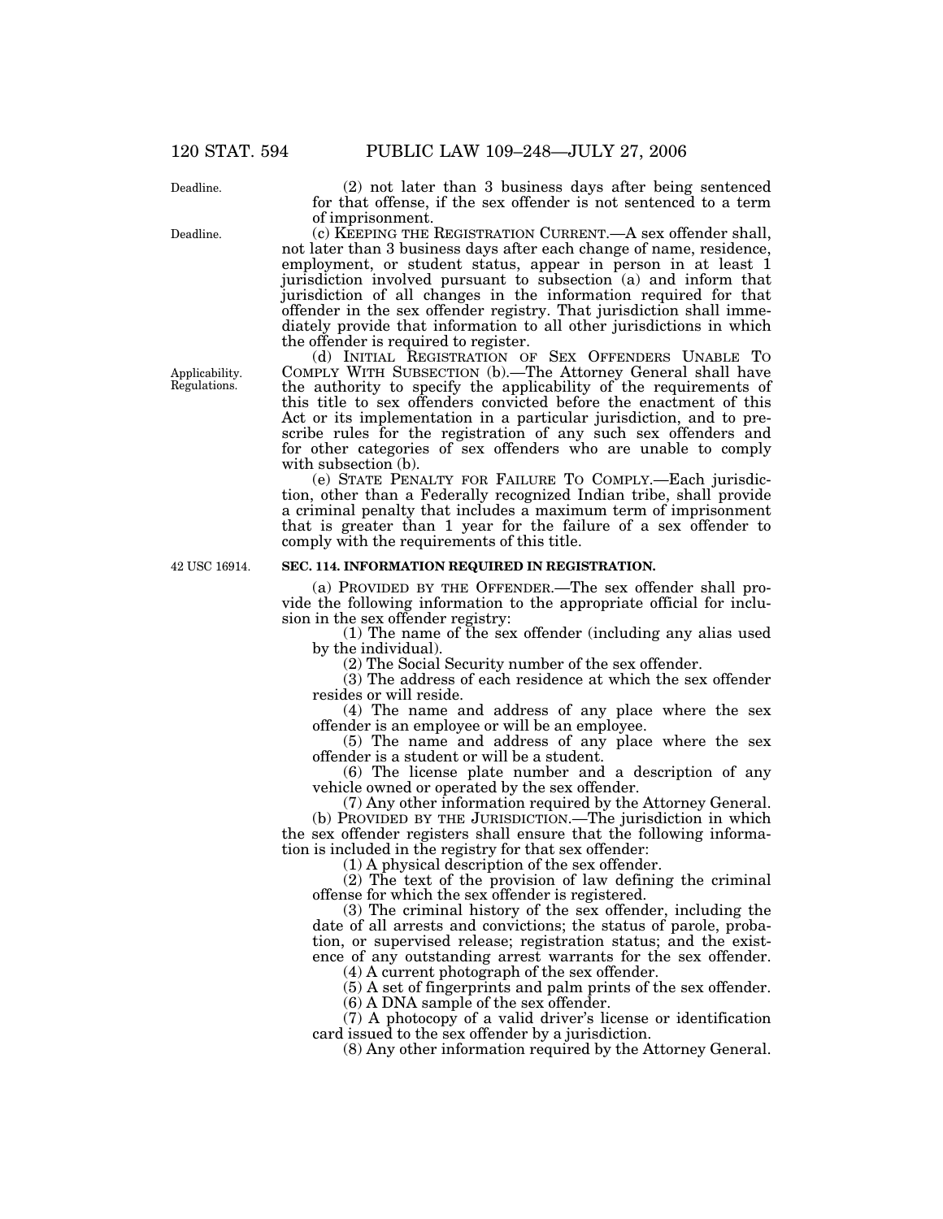(2) not later than 3 business days after being sentenced for that offense, if the sex offender is not sentenced to a term of imprisonment.

(c) KEEPING THE REGISTRATION CURRENT.—A sex offender shall, not later than 3 business days after each change of name, residence, employment, or student status, appear in person in at least 1 jurisdiction involved pursuant to subsection (a) and inform that jurisdiction of all changes in the information required for that offender in the sex offender registry. That jurisdiction shall immediately provide that information to all other jurisdictions in which the offender is required to register.

(d) INITIAL REGISTRATION OF SEX OFFENDERS UNABLE TO COMPLY WITH SUBSECTION (b).—The Attorney General shall have the authority to specify the applicability of the requirements of this title to sex offenders convicted before the enactment of this Act or its implementation in a particular jurisdiction, and to prescribe rules for the registration of any such sex offenders and for other categories of sex offenders who are unable to comply with subsection (b).

(e) STATE PENALTY FOR FAILURE TO COMPLY.—Each jurisdiction, other than a Federally recognized Indian tribe, shall provide a criminal penalty that includes a maximum term of imprisonment that is greater than 1 year for the failure of a sex offender to comply with the requirements of this title.

**SEC. 114. INFORMATION REQUIRED IN REGISTRATION.**

(a) PROVIDED BY THE OFFENDER.—The sex offender shall provide the following information to the appropriate official for inclusion in the sex offender registry:

(1) The name of the sex offender (including any alias used by the individual).

(2) The Social Security number of the sex offender.

(3) The address of each residence at which the sex offender resides or will reside.

(4) The name and address of any place where the sex offender is an employee or will be an employee.

(5) The name and address of any place where the sex offender is a student or will be a student.

(6) The license plate number and a description of any vehicle owned or operated by the sex offender.

(7) Any other information required by the Attorney General.

(b) PROVIDED BY THE JURISDICTION.—The jurisdiction in which the sex offender registers shall ensure that the following information is included in the registry for that sex offender:

(1) A physical description of the sex offender.

(2) The text of the provision of law defining the criminal offense for which the sex offender is registered.

(3) The criminal history of the sex offender, including the date of all arrests and convictions; the status of parole, probation, or supervised release; registration status; and the existence of any outstanding arrest warrants for the sex offender.

(4) A current photograph of the sex offender.

(5) A set of fingerprints and palm prints of the sex offender.

(6) A DNA sample of the sex offender.

(7) A photocopy of a valid driver's license or identification card issued to the sex offender by a jurisdiction.

(8) Any other information required by the Attorney General.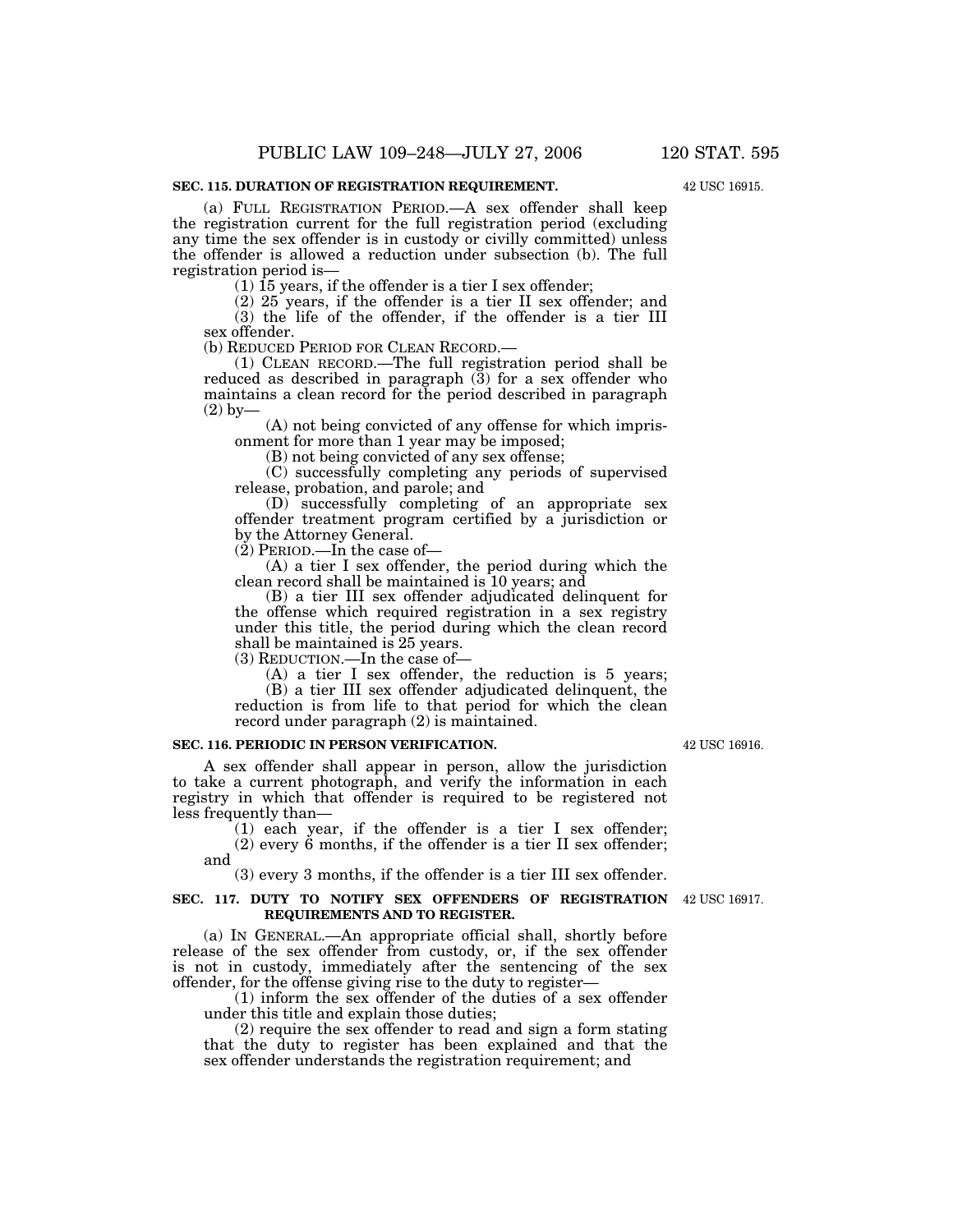**SEC. 115. DURATION OF REGISTRATION REQUIREMENT.**

42 USC 16915.

(a) FULL REGISTRATION PERIOD.—A sex offender shall keep the registration current for the full registration period (excluding any time the sex offender is in custody or civilly committed) unless the offender is allowed a reduction under subsection (b). The full registration period is—

(1) 15 years, if the offender is a tier I sex offender;

(2) 25 years, if the offender is a tier II sex offender; and

(3) the life of the offender, if the offender is a tier III sex offender.

(b) REDUCED PERIOD FOR CLEAN RECORD.—

(1) CLEAN RECORD.—The full registration period shall be reduced as described in paragraph (3) for a sex offender who maintains a clean record for the period described in paragraph (2) by—

(A) not being convicted of any offense for which imprisonment for more than 1 year may be imposed;

(B) not being convicted of any sex offense;

(C) successfully completing any periods of supervised release, probation, and parole; and

(D) successfully completing of an appropriate sex offender treatment program certified by a jurisdiction or by the Attorney General.

(2) PERIOD.—In the case of—

(A) a tier I sex offender, the period during which the clean record shall be maintained is 10 years; and

(B) a tier III sex offender adjudicated delinquent for the offense which required registration in a sex registry under this title, the period during which the clean record shall be maintained is 25 years.

(3) REDUCTION.—In the case of—

(A) a tier I sex offender, the reduction is 5 years;

(B) a tier III sex offender adjudicated delinquent, the reduction is from life to that period for which the clean record under paragraph (2) is maintained.

**SEC. 116. PERIODIC IN PERSON VERIFICATION.**

42 USC 16916.

A sex offender shall appear in person, allow the jurisdiction to take a current photograph, and verify the information in each registry in which that offender is required to be registered not less frequently than—

(1) each year, if the offender is a tier I sex offender;

(2) every 6 months, if the offender is a tier II sex offender; and

(3) every 3 months, if the offender is a tier III sex offender.

**SEC. 117. DUTY TO NOTIFY SEX OFFENDERS OF REGISTRATION REQUIREMENTS AND TO REGISTER.**

42 USC 16917.

(a) IN GENERAL.—An appropriate official shall, shortly before release of the sex offender from custody, or, if the sex offender is not in custody, immediately after the sentencing of the sex offender, for the offense giving rise to the duty to register—

(1) inform the sex offender of the duties of a sex offender under this title and explain those duties;

(2) require the sex offender to read and sign a form stating that the duty to register has been explained and that the sex offender understands the registration requirement; and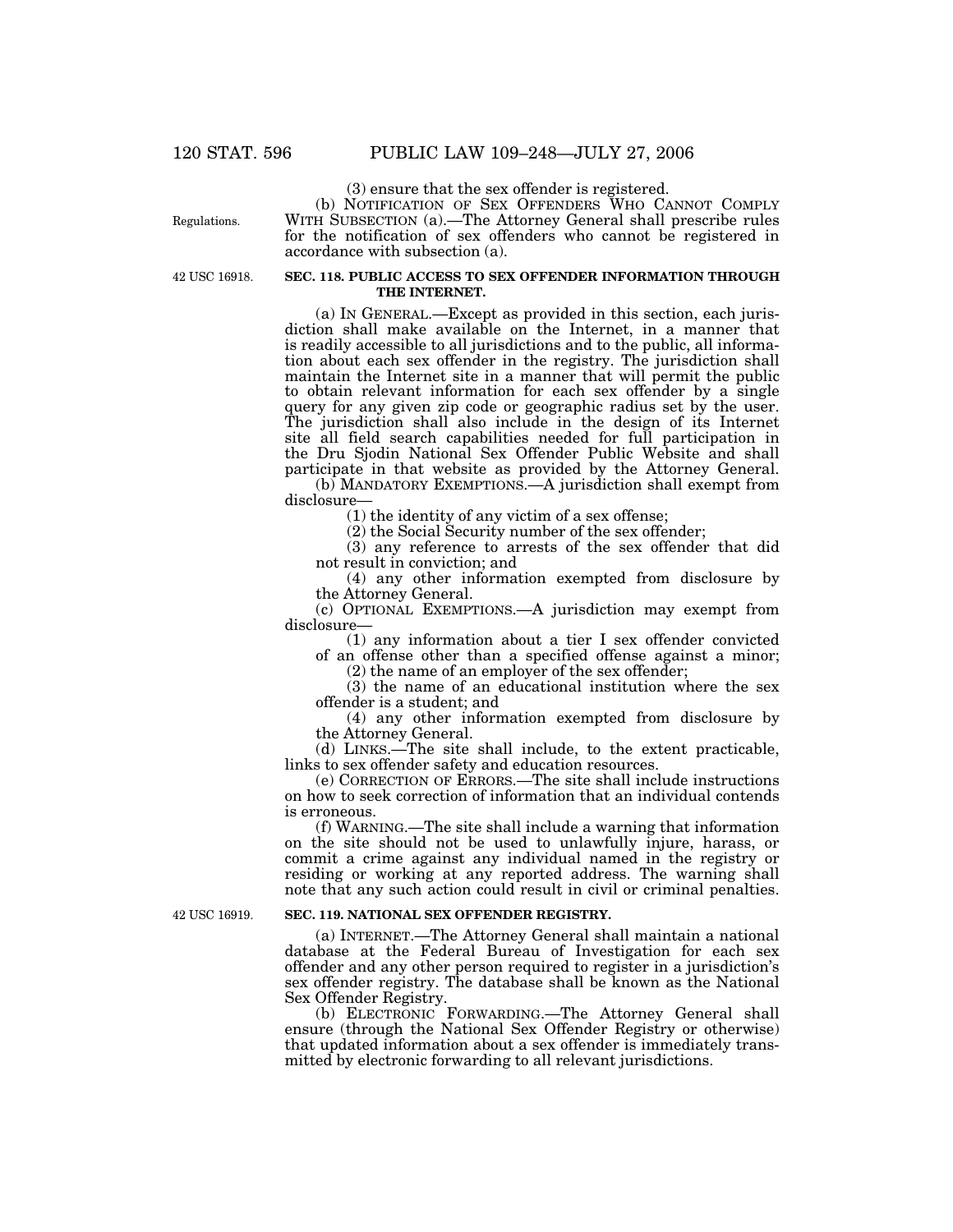(3) ensure that the sex offender is registered.

(b) NOTIFICATION OF SEX OFFENDERS WHO CANNOT COMPLY WITH SUBSECTION (a).—The Attorney General shall prescribe rules for the notification of sex offenders who cannot be registered in accordance with subsection (a).

Regulations.

42 USC 16918.

**SEC. 118. PUBLIC ACCESS TO SEX OFFENDER INFORMATION THROUGH THE INTERNET.**

(a) IN GENERAL.—Except as provided in this section, each jurisdiction shall make available on the Internet, in a manner that is readily accessible to all jurisdictions and to the public, all information about each sex offender in the registry. The jurisdiction shall maintain the Internet site in a manner that will permit the public to obtain relevant information for each sex offender by a single query for any given zip code or geographic radius set by the user. The jurisdiction shall also include in the design of its Internet site all field search capabilities needed for full participation in the Dru Sjodin National Sex Offender Public Website and shall participate in that website as provided by the Attorney General.

(b) MANDATORY EXEMPTIONS.—A jurisdiction shall exempt from disclosure—

(1) the identity of any victim of a sex offense;

(2) the Social Security number of the sex offender;

(3) any reference to arrests of the sex offender that did not result in conviction; and

(4) any other information exempted from disclosure by the Attorney General.

(c) OPTIONAL EXEMPTIONS.—A jurisdiction may exempt from disclosure—

(1) any information about a tier I sex offender convicted of an offense other than a specified offense against a minor;

(2) the name of an employer of the sex offender;

(3) the name of an educational institution where the sex offender is a student; and

(4) any other information exempted from disclosure by the Attorney General.

(d) LINKS.—The site shall include, to the extent practicable, links to sex offender safety and education resources.

(e) CORRECTION OF ERRORS.—The site shall include instructions on how to seek correction of information that an individual contends is erroneous.

(f) WARNING.—The site shall include a warning that information on the site should not be used to unlawfully injure, harass, or commit a crime against any individual named in the registry or residing or working at any reported address. The warning shall note that any such action could result in civil or criminal penalties.

42 USC 16919.

**SEC. 119. NATIONAL SEX OFFENDER REGISTRY.**

(a) INTERNET.—The Attorney General shall maintain a national database at the Federal Bureau of Investigation for each sex offender and any other person required to register in a jurisdiction's sex offender registry. The database shall be known as the National Sex Offender Registry.

(b) ELECTRONIC FORWARDING.—The Attorney General shall ensure (through the National Sex Offender Registry or otherwise) that updated information about a sex offender is immediately transmitted by electronic forwarding to all relevant jurisdictions.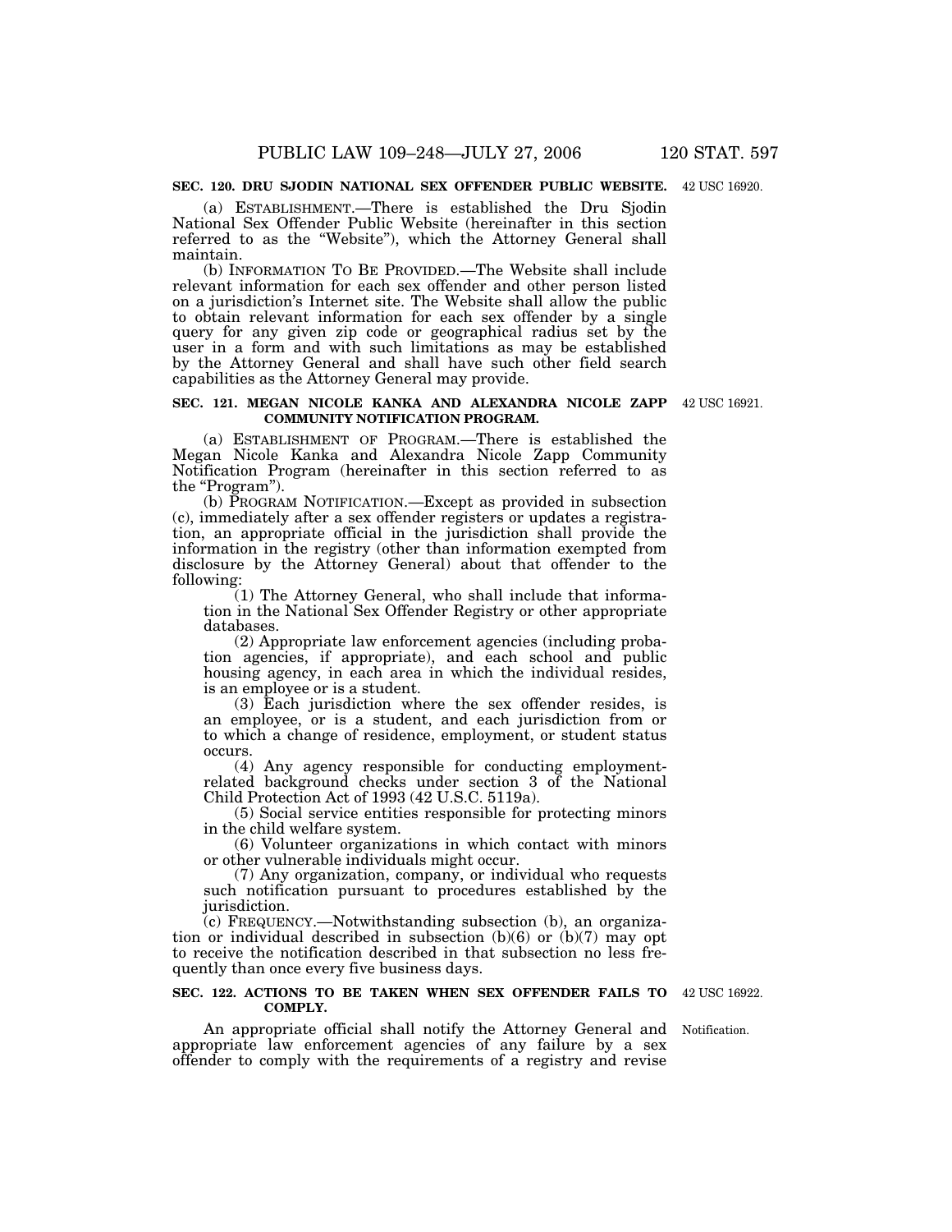**SEC. 120. DRU SJODIN NATIONAL SEX OFFENDER PUBLIC WEBSITE.**

42 USC 16920.

(a) ESTABLISHMENT.—There is established the Dru Sjodin National Sex Offender Public Website (hereinafter in this section referred to as the "Website"), which the Attorney General shall maintain.

(b) INFORMATION TO BE PROVIDED.—The Website shall include relevant information for each sex offender and other person listed on a jurisdiction's Internet site. The Website shall allow the public to obtain relevant information for each sex offender by a single query for any given zip code or geographical radius set by the user in a form and with such limitations as may be established by the Attorney General and shall have such other field search capabilities as the Attorney General may provide.

**SEC. 121. MEGAN NICOLE KANKA AND ALEXANDRA NICOLE ZAPP COMMUNITY NOTIFICATION PROGRAM.**

42 USC 16921.

(a) ESTABLISHMENT OF PROGRAM.—There is established the Megan Nicole Kanka and Alexandra Nicole Zapp Community Notification Program (hereinafter in this section referred to as the "Program").

(b) PROGRAM NOTIFICATION.—Except as provided in subsection (c), immediately after a sex offender registers or updates a registration, an appropriate official in the jurisdiction shall provide the information in the registry (other than information exempted from disclosure by the Attorney General) about that offender to the following:

(1) The Attorney General, who shall include that information in the National Sex Offender Registry or other appropriate databases.

(2) Appropriate law enforcement agencies (including probation agencies, if appropriate), and each school and public housing agency, in each area in which the individual resides, is an employee or is a student.

(3) Each jurisdiction where the sex offender resides, is an employee, or is a student, and each jurisdiction from or to which a change of residence, employment, or student status occurs.

(4) Any agency responsible for conducting employment-related background checks under section 3 of the National Child Protection Act of 1993 (42 U.S.C. 5119a).

(5) Social service entities responsible for protecting minors in the child welfare system.

(6) Volunteer organizations in which contact with minors or other vulnerable individuals might occur.

(7) Any organization, company, or individual who requests such notification pursuant to procedures established by the jurisdiction.

(c) FREQUENCY.—Notwithstanding subsection (b), an organization or individual described in subsection (b)(6) or (b)(7) may opt to receive the notification described in that subsection no less frequently than once every five business days.

**SEC. 122. ACTIONS TO BE TAKEN WHEN SEX OFFENDER FAILS TO COMPLY.**

42 USC 16922.

Notification.

An appropriate official shall notify the Attorney General and appropriate law enforcement agencies of any failure by a sex offender to comply with the requirements of a registry and revise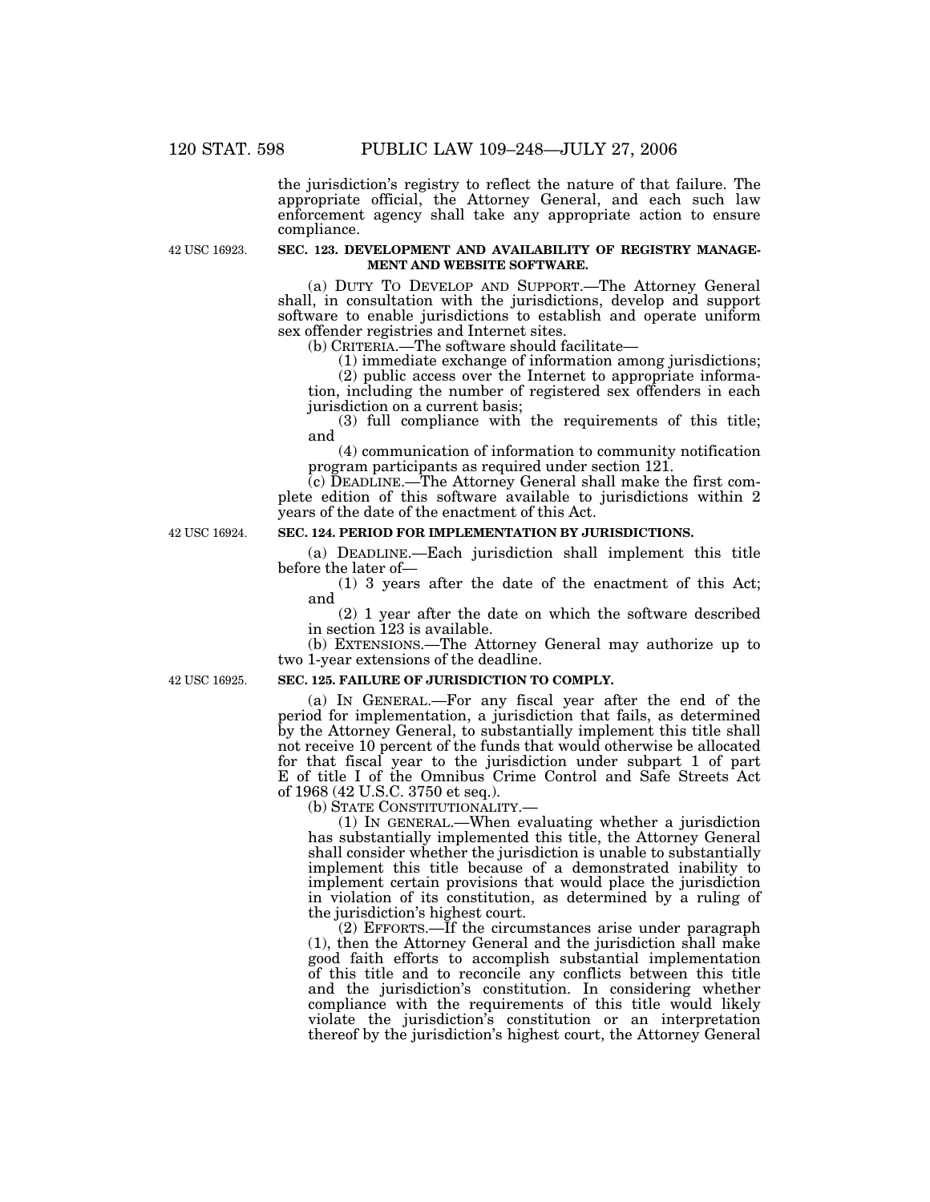the jurisdiction's registry to reflect the nature of that failure. The appropriate official, the Attorney General, and each such law enforcement agency shall take any appropriate action to ensure compliance.

42 USC 16923.

**SEC. 123. DEVELOPMENT AND AVAILABILITY OF REGISTRY MANAGEMENT AND WEBSITE SOFTWARE.**

(a) DUTY TO DEVELOP AND SUPPORT.—The Attorney General shall, in consultation with the jurisdictions, develop and support software to enable jurisdictions to establish and operate uniform sex offender registries and Internet sites.

(b) CRITERIA.—The software should facilitate—

(1) immediate exchange of information among jurisdictions;

(2) public access over the Internet to appropriate information, including the number of registered sex offenders in each jurisdiction on a current basis;

(3) full compliance with the requirements of this title; and

(4) communication of information to community notification program participants as required under section 121.

(c) DEADLINE.—The Attorney General shall make the first complete edition of this software available to jurisdictions within 2 years of the date of the enactment of this Act.

42 USC 16924.

**SEC. 124. PERIOD FOR IMPLEMENTATION BY JURISDICTIONS.**

(a) DEADLINE.—Each jurisdiction shall implement this title before the later of—

(1) 3 years after the date of the enactment of this Act; and

(2) 1 year after the date on which the software described in section 123 is available.

(b) EXTENSIONS.—The Attorney General may authorize up to two 1-year extensions of the deadline.

42 USC 16925.

**SEC. 125. FAILURE OF JURISDICTION TO COMPLY.**

(a) IN GENERAL.—For any fiscal year after the end of the period for implementation, a jurisdiction that fails, as determined by the Attorney General, to substantially implement this title shall not receive 10 percent of the funds that would otherwise be allocated for that fiscal year to the jurisdiction under subpart 1 of part E of title I of the Omnibus Crime Control and Safe Streets Act of 1968 (42 U.S.C. 3750 et seq.).

(b) STATE CONSTITUTIONALITY.—

(1) IN GENERAL.—When evaluating whether a jurisdiction has substantially implemented this title, the Attorney General shall consider whether the jurisdiction is unable to substantially implement this title because of a demonstrated inability to implement certain provisions that would place the jurisdiction in violation of its constitution, as determined by a ruling of the jurisdiction's highest court.

(2) EFFORTS.—If the circumstances arise under paragraph (1), then the Attorney General and the jurisdiction shall make good faith efforts to accomplish substantial implementation of this title and to reconcile any conflicts between this title and the jurisdiction's constitution. In considering whether compliance with the requirements of this title would likely violate the jurisdiction's constitution or an interpretation thereof by the jurisdiction's highest court, the Attorney General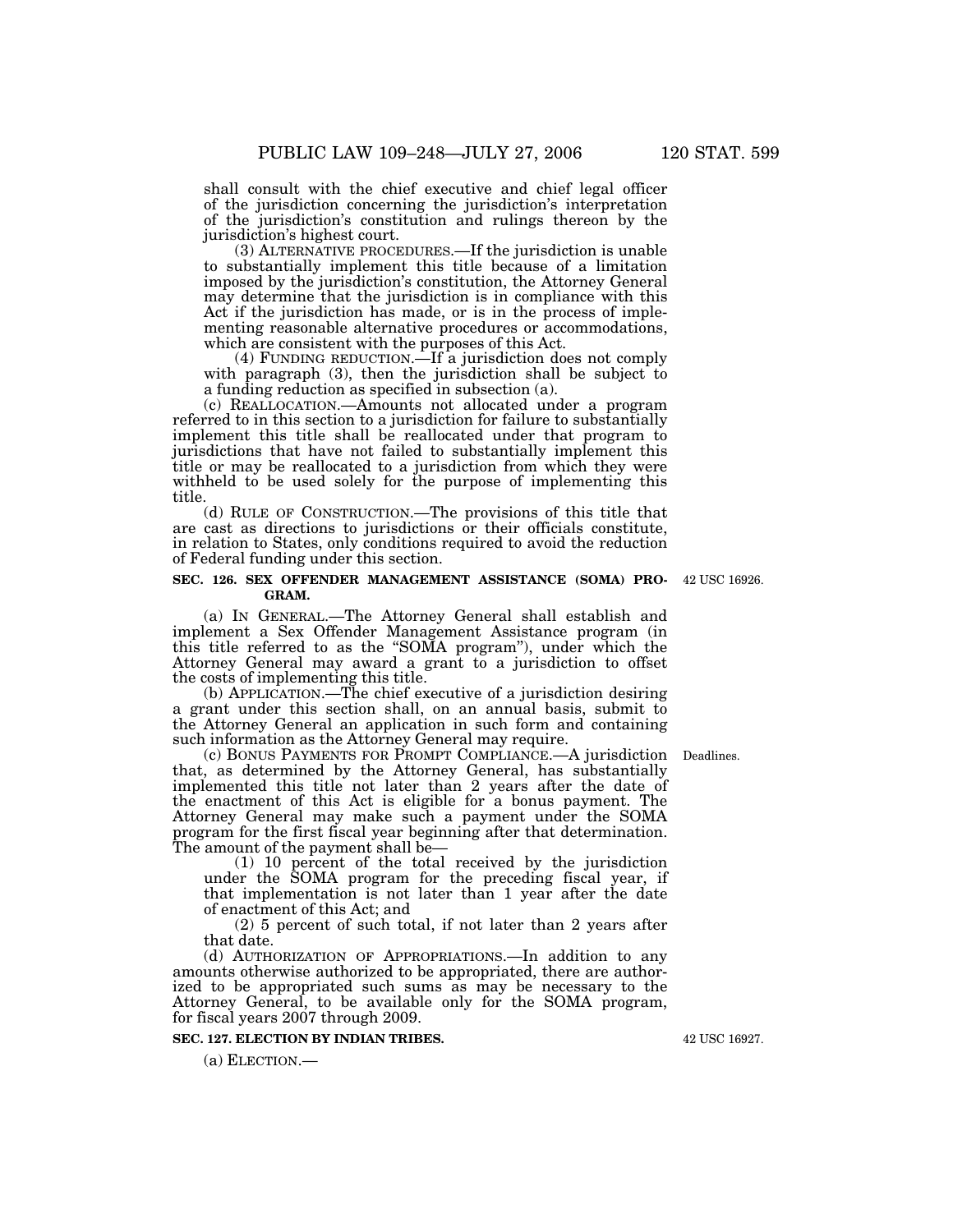shall consult with the chief executive and chief legal officer of the jurisdiction concerning the jurisdiction's interpretation of the jurisdiction's constitution and rulings thereon by the jurisdiction's highest court.

(3) ALTERNATIVE PROCEDURES.—If the jurisdiction is unable to substantially implement this title because of a limitation imposed by the jurisdiction's constitution, the Attorney General may determine that the jurisdiction is in compliance with this Act if the jurisdiction has made, or is in the process of implementing reasonable alternative procedures or accommodations, which are consistent with the purposes of this Act.

(4) FUNDING REDUCTION.—If a jurisdiction does not comply with paragraph (3), then the jurisdiction shall be subject to a funding reduction as specified in subsection (a).

(c) REALLOCATION.—Amounts not allocated under a program referred to in this section to a jurisdiction for failure to substantially implement this title shall be reallocated under that program to jurisdictions that have not failed to substantially implement this title or may be reallocated to a jurisdiction from which they were withheld to be used solely for the purpose of implementing this title.

(d) RULE OF CONSTRUCTION.—The provisions of this title that are cast as directions to jurisdictions or their officials constitute, in relation to States, only conditions required to avoid the reduction of Federal funding under this section.

**SEC. 126. SEX OFFENDER MANAGEMENT ASSISTANCE (SOMA) PROGRAM.**

42 USC 16926.

(a) IN GENERAL.—The Attorney General shall establish and implement a Sex Offender Management Assistance program (in this title referred to as the "SOMA program"), under which the Attorney General may award a grant to a jurisdiction to offset the costs of implementing this title.

(b) APPLICATION.—The chief executive of a jurisdiction desiring a grant under this section shall, on an annual basis, submit to the Attorney General an application in such form and containing such information as the Attorney General may require.

Deadlines.

(c) BONUS PAYMENTS FOR PROMPT COMPLIANCE.—A jurisdiction that, as determined by the Attorney General, has substantially implemented this title not later than 2 years after the date of the enactment of this Act is eligible for a bonus payment. The Attorney General may make such a payment under the SOMA program for the first fiscal year beginning after that determination. The amount of the payment shall be—

(1) 10 percent of the total received by the jurisdiction under the SOMA program for the preceding fiscal year, if that implementation is not later than 1 year after the date of enactment of this Act; and

(2) 5 percent of such total, if not later than 2 years after that date.

(d) AUTHORIZATION OF APPROPRIATIONS.—In addition to any amounts otherwise authorized to be appropriated, there are authorized to be appropriated such sums as may be necessary to the Attorney General, to be available only for the SOMA program, for fiscal years 2007 through 2009.

**SEC. 127. ELECTION BY INDIAN TRIBES.**

42 USC 16927.

(a) ELECTION.—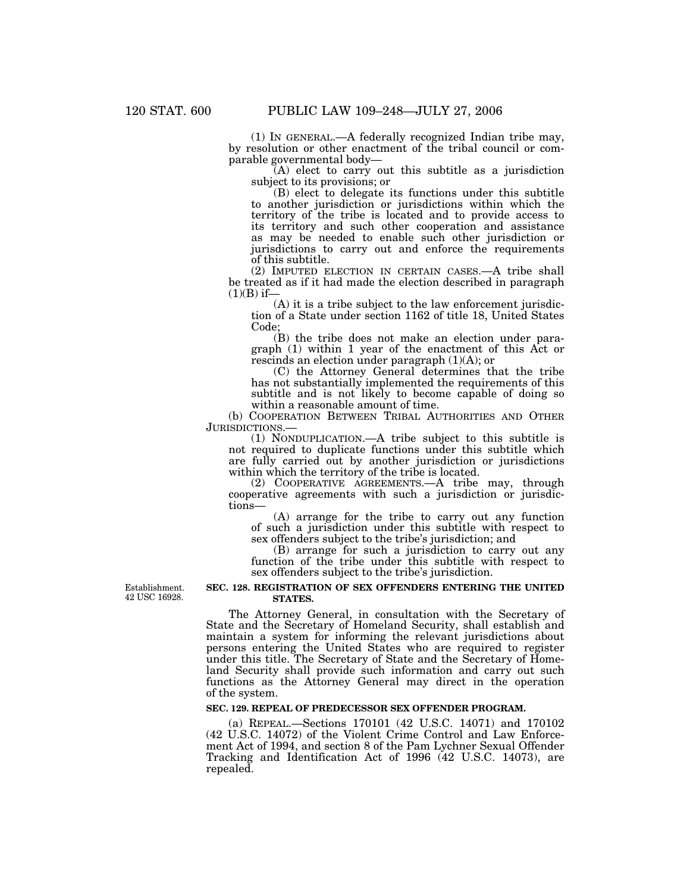(1) IN GENERAL.—A federally recognized Indian tribe may, by resolution or other enactment of the tribal council or comparable governmental body—

(A) elect to carry out this subtitle as a jurisdiction subject to its provisions; or

(B) elect to delegate its functions under this subtitle to another jurisdiction or jurisdictions within which the territory of the tribe is located and to provide access to its territory and such other cooperation and assistance as may be needed to enable such other jurisdiction or jurisdictions to carry out and enforce the requirements of this subtitle.

(2) IMPUTED ELECTION IN CERTAIN CASES.—A tribe shall be treated as if it had made the election described in paragraph (1)(B) if—

(A) it is a tribe subject to the law enforcement jurisdiction of a State under section 1162 of title 18, United States Code;

(B) the tribe does not make an election under paragraph (1) within 1 year of the enactment of this Act or rescinds an election under paragraph (1)(A); or

(C) the Attorney General determines that the tribe has not substantially implemented the requirements of this subtitle and is not likely to become capable of doing so within a reasonable amount of time.

(b) COOPERATION BETWEEN TRIBAL AUTHORITIES AND OTHER JURISDICTIONS.—

(1) NONDUPLICATION.—A tribe subject to this subtitle is not required to duplicate functions under this subtitle which are fully carried out by another jurisdiction or jurisdictions within which the territory of the tribe is located.

(2) COOPERATIVE AGREEMENTS.—A tribe may, through cooperative agreements with such a jurisdiction or jurisdictions—

(A) arrange for the tribe to carry out any function of such a jurisdiction under this subtitle with respect to sex offenders subject to the tribe's jurisdiction; and

(B) arrange for such a jurisdiction to carry out any function of the tribe under this subtitle with respect to sex offenders subject to the tribe's jurisdiction.

Establishment.
42 USC 16928.

**SEC. 128. REGISTRATION OF SEX OFFENDERS ENTERING THE UNITED STATES.**

The Attorney General, in consultation with the Secretary of State and the Secretary of Homeland Security, shall establish and maintain a system for informing the relevant jurisdictions about persons entering the United States who are required to register under this title. The Secretary of State and the Secretary of Homeland Security shall provide such information and carry out such functions as the Attorney General may direct in the operation of the system.

**SEC. 129. REPEAL OF PREDECESSOR SEX OFFENDER PROGRAM.**

(a) REPEAL.—Sections 170101 (42 U.S.C. 14071) and 170102 (42 U.S.C. 14072) of the Violent Crime Control and Law Enforcement Act of 1994, and section 8 of the Pam Lychner Sexual Offender Tracking and Identification Act of 1996 (42 U.S.C. 14073), are repealed.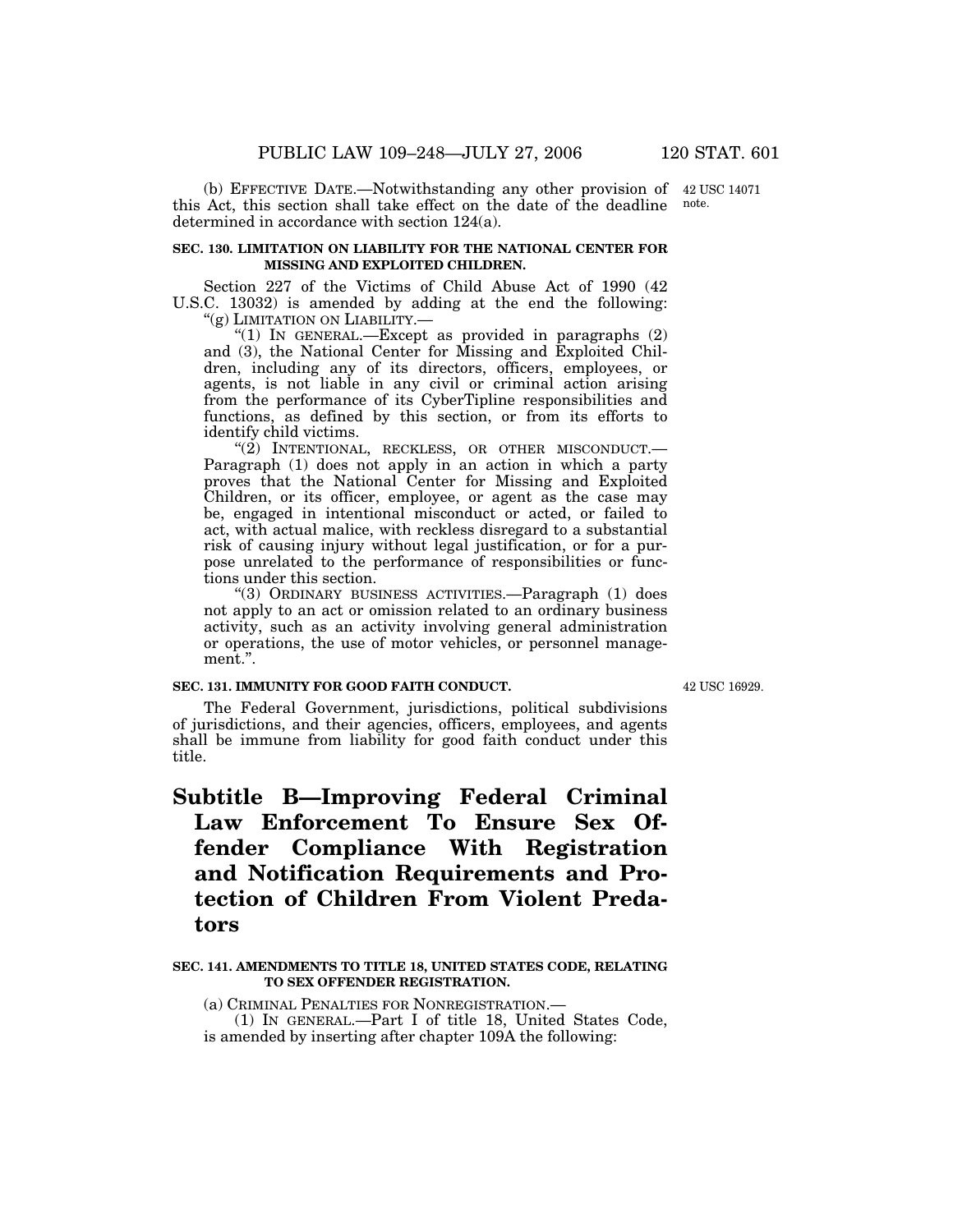(b) EFFECTIVE DATE.—Notwithstanding any other provision of this Act, this section shall take effect on the date of the deadline determined in accordance with section 124(a).

42 USC 14071 note.

**SEC. 130. LIMITATION ON LIABILITY FOR THE NATIONAL CENTER FOR MISSING AND EXPLOITED CHILDREN.**

Section 227 of the Victims of Child Abuse Act of 1990 (42 U.S.C. 13032) is amended by adding at the end the following:

"(g) LIMITATION ON LIABILITY.—

"(1) IN GENERAL.—Except as provided in paragraphs (2) and (3), the National Center for Missing and Exploited Children, including any of its directors, officers, employees, or agents, is not liable in any civil or criminal action arising from the performance of its CyberTipline responsibilities and functions, as defined by this section, or from its efforts to identify child victims.

"(2) INTENTIONAL, RECKLESS, OR OTHER MISCONDUCT.— Paragraph (1) does not apply in an action in which a party proves that the National Center for Missing and Exploited Children, or its officer, employee, or agent as the case may be, engaged in intentional misconduct or acted, or failed to act, with actual malice, with reckless disregard to a substantial risk of causing injury without legal justification, or for a purpose unrelated to the performance of responsibilities or functions under this section.

"(3) ORDINARY BUSINESS ACTIVITIES.—Paragraph (1) does not apply to an act or omission related to an ordinary business activity, such as an activity involving general administration or operations, the use of motor vehicles, or personnel management.".

**SEC. 131. IMMUNITY FOR GOOD FAITH CONDUCT.**

42 USC 16929.

The Federal Government, jurisdictions, political subdivisions of jurisdictions, and their agencies, officers, employees, and agents shall be immune from liability for good faith conduct under this title.

# Subtitle B—Improving Federal Criminal Law Enforcement To Ensure Sex Offender Compliance With Registration and Notification Requirements and Protection of Children From Violent Predators

**SEC. 141. AMENDMENTS TO TITLE 18, UNITED STATES CODE, RELATING TO SEX OFFENDER REGISTRATION.**

(a) CRIMINAL PENALTIES FOR NONREGISTRATION.—

(1) IN GENERAL.—Part I of title 18, United States Code, is amended by inserting after chapter 109A the following: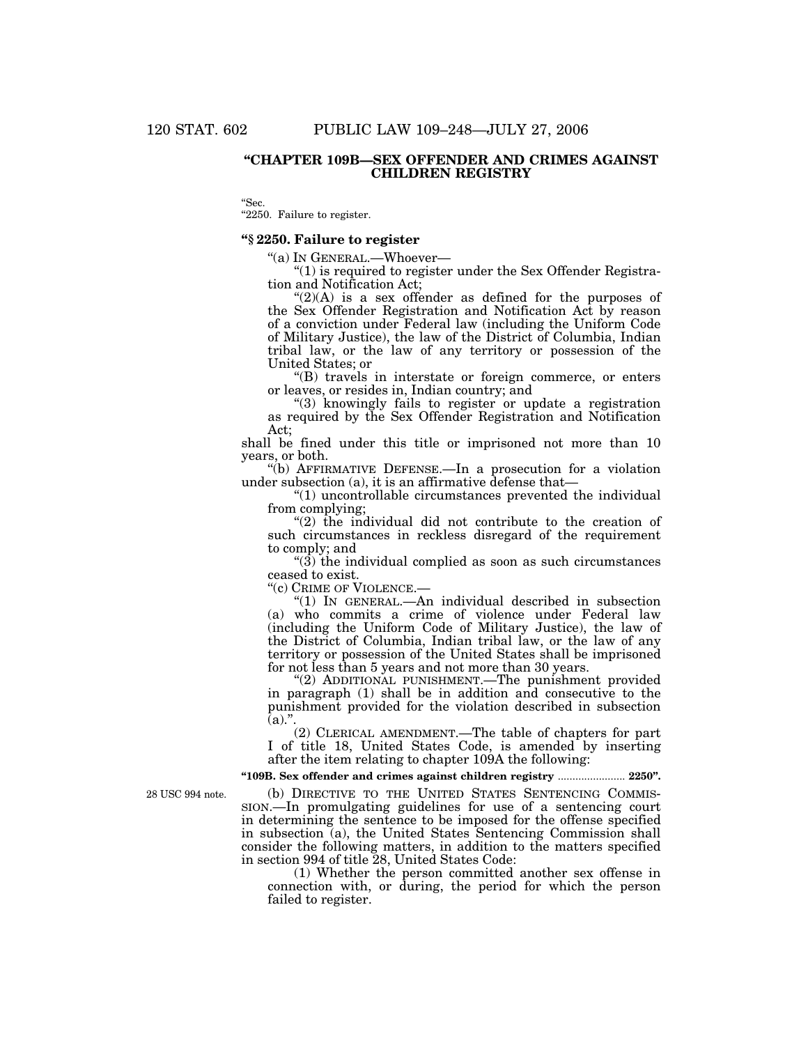**"CHAPTER 109B—SEX OFFENDER AND CRIMES AGAINST CHILDREN REGISTRY**

"Sec.
"2250. Failure to register.

**"§ 2250. Failure to register**

"(a) IN GENERAL.—Whoever—

"(1) is required to register under the Sex Offender Registration and Notification Act;

"(2)(A) is a sex offender as defined for the purposes of the Sex Offender Registration and Notification Act by reason of a conviction under Federal law (including the Uniform Code of Military Justice), the law of the District of Columbia, Indian tribal law, or the law of any territory or possession of the United States; or

"(B) travels in interstate or foreign commerce, or enters or leaves, or resides in, Indian country; and

"(3) knowingly fails to register or update a registration as required by the Sex Offender Registration and Notification Act;

shall be fined under this title or imprisoned not more than 10 years, or both.

"(b) AFFIRMATIVE DEFENSE.—In a prosecution for a violation under subsection (a), it is an affirmative defense that—

"(1) uncontrollable circumstances prevented the individual from complying;

"(2) the individual did not contribute to the creation of such circumstances in reckless disregard of the requirement to comply; and

"(3) the individual complied as soon as such circumstances ceased to exist.

"(c) CRIME OF VIOLENCE.—

"(1) IN GENERAL.—An individual described in subsection (a) who commits a crime of violence under Federal law (including the Uniform Code of Military Justice), the law of the District of Columbia, Indian tribal law, or the law of any territory or possession of the United States shall be imprisoned for not less than 5 years and not more than 30 years.

"(2) ADDITIONAL PUNISHMENT.—The punishment provided in paragraph (1) shall be in addition and consecutive to the punishment provided for the violation described in subsection (a).".

(2) CLERICAL AMENDMENT.—The table of chapters for part I of title 18, United States Code, is amended by inserting after the item relating to chapter 109A the following:

**"109B. Sex offender and crimes against children registry ....................... 2250".**

28 USC 994 note.

(b) DIRECTIVE TO THE UNITED STATES SENTENCING COMMISSION.—In promulgating guidelines for use of a sentencing court in determining the sentence to be imposed for the offense specified in subsection (a), the United States Sentencing Commission shall consider the following matters, in addition to the matters specified in section 994 of title 28, United States Code:

(1) Whether the person committed another sex offense in connection with, or during, the period for which the person failed to register.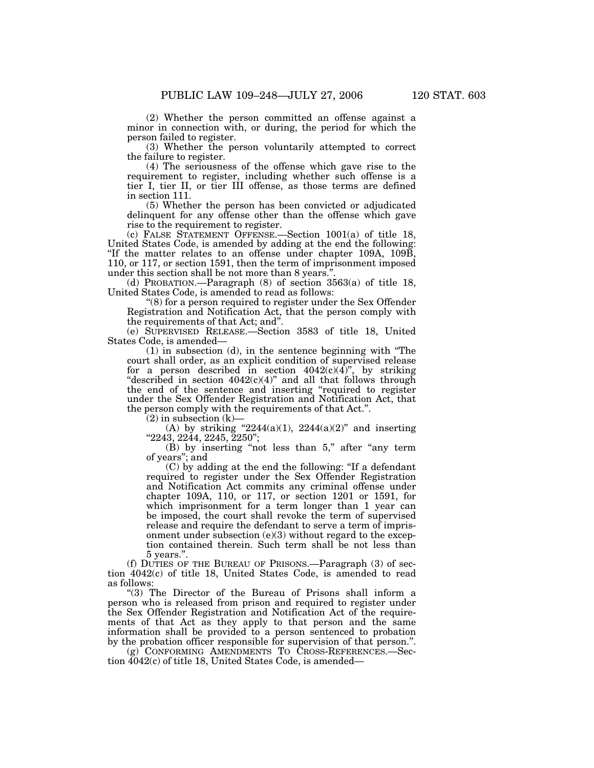(2) Whether the person committed an offense against a minor in connection with, or during, the period for which the person failed to register.

(3) Whether the person voluntarily attempted to correct the failure to register.

(4) The seriousness of the offense which gave rise to the requirement to register, including whether such offense is a tier I, tier II, or tier III offense, as those terms are defined in section 111.

(5) Whether the person has been convicted or adjudicated delinquent for any offense other than the offense which gave rise to the requirement to register.

(c) FALSE STATEMENT OFFENSE.—Section 1001(a) of title 18, United States Code, is amended by adding at the end the following: "If the matter relates to an offense under chapter 109A, 109B, 110, or 117, or section 1591, then the term of imprisonment imposed under this section shall be not more than 8 years.".

(d) PROBATION.—Paragraph (8) of section 3563(a) of title 18, United States Code, is amended to read as follows:

"(8) for a person required to register under the Sex Offender Registration and Notification Act, that the person comply with the requirements of that Act; and".

(e) SUPERVISED RELEASE.—Section 3583 of title 18, United States Code, is amended—

(1) in subsection (d), in the sentence beginning with "The court shall order, as an explicit condition of supervised release for a person described in section 4042(c)(4)", by striking "described in section 4042(c)(4)" and all that follows through the end of the sentence and inserting "required to register under the Sex Offender Registration and Notification Act, that the person comply with the requirements of that Act.".

(2) in subsection (k)—

(A) by striking "2244(a)(1), 2244(a)(2)" and inserting "2243, 2244, 2245, 2250";

(B) by inserting "not less than 5," after "any term of years"; and

(C) by adding at the end the following: "If a defendant required to register under the Sex Offender Registration and Notification Act commits any criminal offense under chapter 109A, 110, or 117, or section 1201 or 1591, for which imprisonment for a term longer than 1 year can be imposed, the court shall revoke the term of supervised release and require the defendant to serve a term of imprisonment under subsection (e)(3) without regard to the exception contained therein. Such term shall be not less than 5 years.".

(f) DUTIES OF THE BUREAU OF PRISONS.—Paragraph (3) of section 4042(c) of title 18, United States Code, is amended to read as follows:

"(3) The Director of the Bureau of Prisons shall inform a person who is released from prison and required to register under the Sex Offender Registration and Notification Act of the requirements of that Act as they apply to that person and the same information shall be provided to a person sentenced to probation by the probation officer responsible for supervision of that person.".

(g) CONFORMING AMENDMENTS TO CROSS-REFERENCES.—Section 4042(c) of title 18, United States Code, is amended—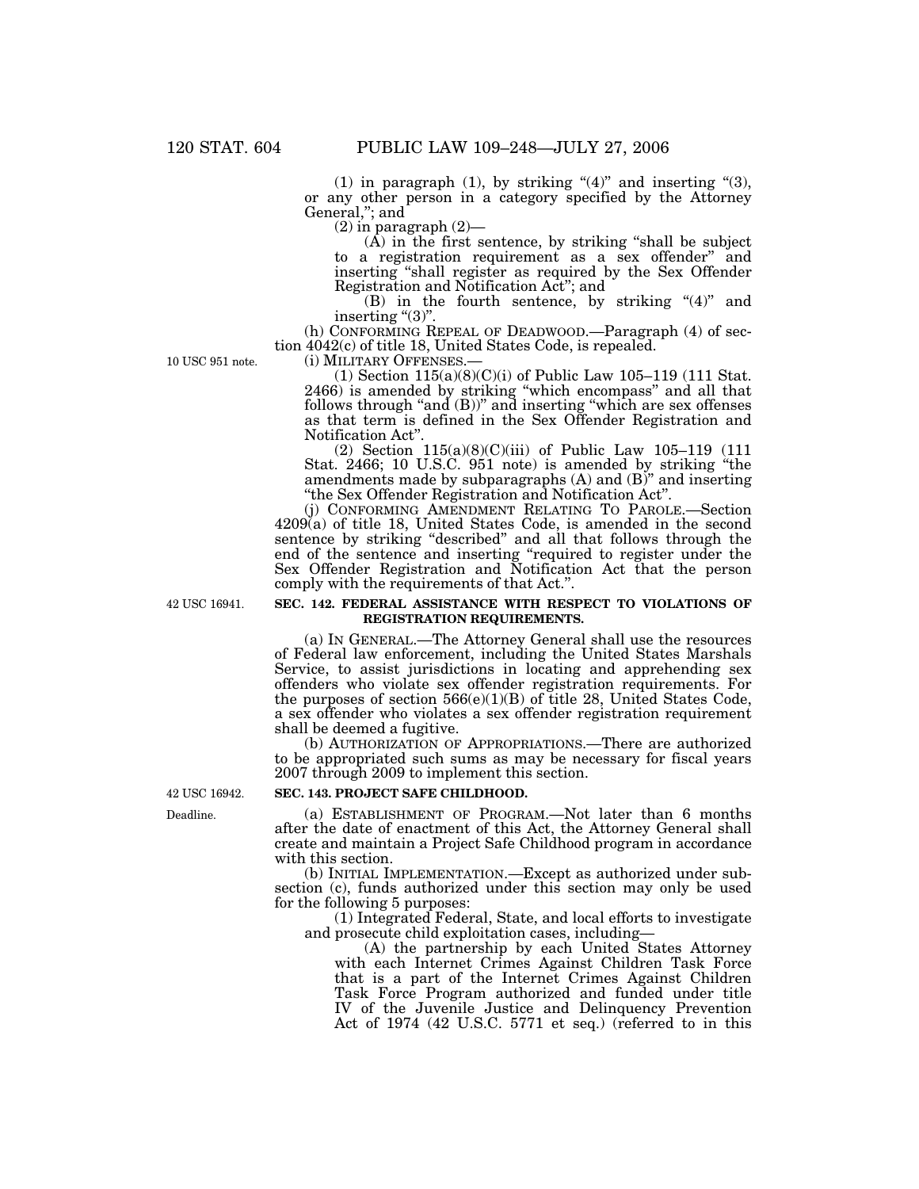(1) in paragraph (1), by striking "(4)" and inserting "(3), or any other person in a category specified by the Attorney General,"; and

(2) in paragraph (2)—

(A) in the first sentence, by striking "shall be subject to a registration requirement as a sex offender" and inserting "shall register as required by the Sex Offender Registration and Notification Act"; and

(B) in the fourth sentence, by striking "(4)" and inserting "(3)".

(h) CONFORMING REPEAL OF DEADWOOD.—Paragraph (4) of section 4042(c) of title 18, United States Code, is repealed.

10 USC 951 note.

(i) MILITARY OFFENSES.—

(1) Section 115(a)(8)(C)(i) of Public Law 105–119 (111 Stat. 2466) is amended by striking "which encompass" and all that follows through "and (B))" and inserting "which are sex offenses as that term is defined in the Sex Offender Registration and Notification Act".

(2) Section 115(a)(8)(C)(iii) of Public Law 105–119 (111 Stat. 2466; 10 U.S.C. 951 note) is amended by striking "the amendments made by subparagraphs (A) and (B)" and inserting "the Sex Offender Registration and Notification Act".

(j) CONFORMING AMENDMENT RELATING TO PAROLE.—Section 4209(a) of title 18, United States Code, is amended in the second sentence by striking "described" and all that follows through the end of the sentence and inserting "required to register under the Sex Offender Registration and Notification Act that the person comply with the requirements of that Act.".

42 USC 16941.

**SEC. 142. FEDERAL ASSISTANCE WITH RESPECT TO VIOLATIONS OF REGISTRATION REQUIREMENTS.**

(a) IN GENERAL.—The Attorney General shall use the resources of Federal law enforcement, including the United States Marshals Service, to assist jurisdictions in locating and apprehending sex offenders who violate sex offender registration requirements. For the purposes of section 566(e)(1)(B) of title 28, United States Code, a sex offender who violates a sex offender registration requirement shall be deemed a fugitive.

(b) AUTHORIZATION OF APPROPRIATIONS.—There are authorized to be appropriated such sums as may be necessary for fiscal years 2007 through 2009 to implement this section.

42 USC 16942.

**SEC. 143. PROJECT SAFE CHILDHOOD.**

Deadline.

(a) ESTABLISHMENT OF PROGRAM.—Not later than 6 months after the date of enactment of this Act, the Attorney General shall create and maintain a Project Safe Childhood program in accordance with this section.

(b) INITIAL IMPLEMENTATION.—Except as authorized under subsection (c), funds authorized under this section may only be used for the following 5 purposes:

(1) Integrated Federal, State, and local efforts to investigate and prosecute child exploitation cases, including—

(A) the partnership by each United States Attorney with each Internet Crimes Against Children Task Force that is a part of the Internet Crimes Against Children Task Force Program authorized and funded under title IV of the Juvenile Justice and Delinquency Prevention Act of 1974 (42 U.S.C. 5771 et seq.) (referred to in this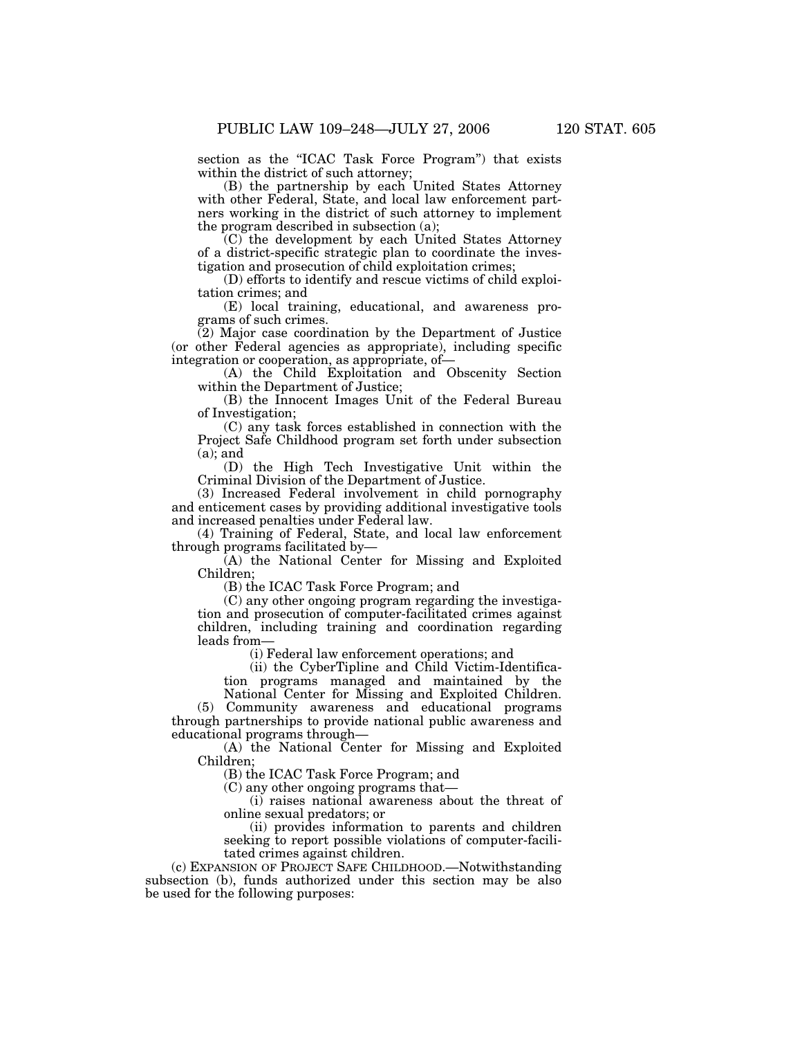section as the "ICAC Task Force Program") that exists within the district of such attorney;

(B) the partnership by each United States Attorney with other Federal, State, and local law enforcement partners working in the district of such attorney to implement the program described in subsection (a);

(C) the development by each United States Attorney of a district-specific strategic plan to coordinate the investigation and prosecution of child exploitation crimes;

(D) efforts to identify and rescue victims of child exploitation crimes; and

(E) local training, educational, and awareness programs of such crimes.

(2) Major case coordination by the Department of Justice (or other Federal agencies as appropriate), including specific integration or cooperation, as appropriate, of—

(A) the Child Exploitation and Obscenity Section within the Department of Justice;

(B) the Innocent Images Unit of the Federal Bureau of Investigation;

(C) any task forces established in connection with the Project Safe Childhood program set forth under subsection (a); and

(D) the High Tech Investigative Unit within the Criminal Division of the Department of Justice.

(3) Increased Federal involvement in child pornography and enticement cases by providing additional investigative tools and increased penalties under Federal law.

(4) Training of Federal, State, and local law enforcement through programs facilitated by—

(A) the National Center for Missing and Exploited Children;

(B) the ICAC Task Force Program; and

(C) any other ongoing program regarding the investigation and prosecution of computer-facilitated crimes against children, including training and coordination regarding leads from—

(i) Federal law enforcement operations; and

(ii) the CyberTipline and Child Victim-Identification programs managed and maintained by the National Center for Missing and Exploited Children.

(5) Community awareness and educational programs through partnerships to provide national public awareness and educational programs through—

(A) the National Center for Missing and Exploited Children;

(B) the ICAC Task Force Program; and

(C) any other ongoing programs that—

(i) raises national awareness about the threat of online sexual predators; or

(ii) provides information to parents and children seeking to report possible violations of computer-facilitated crimes against children.

(c) EXPANSION OF PROJECT SAFE CHILDHOOD.—Notwithstanding subsection (b), funds authorized under this section may be also be used for the following purposes: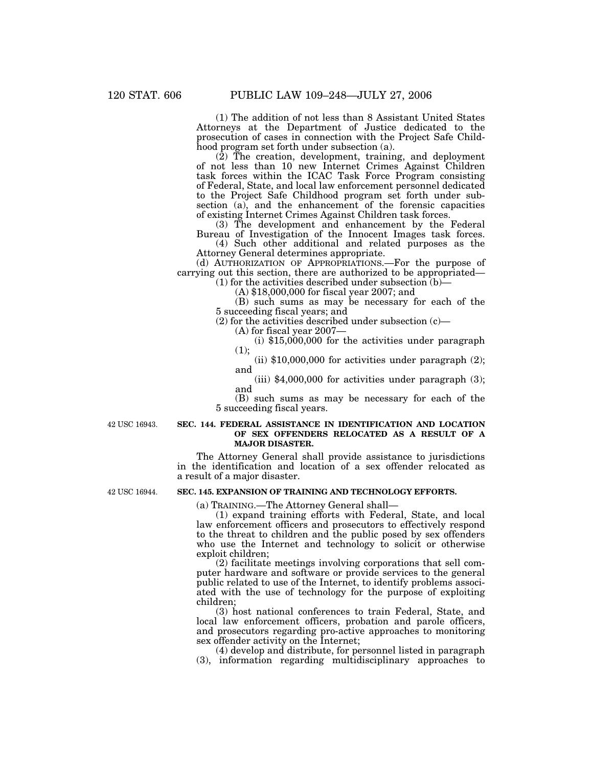(1) The addition of not less than 8 Assistant United States Attorneys at the Department of Justice dedicated to the prosecution of cases in connection with the Project Safe Childhood program set forth under subsection (a).

(2) The creation, development, training, and deployment of not less than 10 new Internet Crimes Against Children task forces within the ICAC Task Force Program consisting of Federal, State, and local law enforcement personnel dedicated to the Project Safe Childhood program set forth under subsection (a), and the enhancement of the forensic capacities of existing Internet Crimes Against Children task forces.

(3) The development and enhancement by the Federal Bureau of Investigation of the Innocent Images task forces.

(4) Such other additional and related purposes as the Attorney General determines appropriate.

(d) AUTHORIZATION OF APPROPRIATIONS.—For the purpose of carrying out this section, there are authorized to be appropriated—

(1) for the activities described under subsection (b)—

(A) $18,000,000 for fiscal year 2007; and

(B) such sums as may be necessary for each of the 5 succeeding fiscal years; and

(2) for the activities described under subsection (c)—

(A) for fiscal year 2007—

(i) $15,000,000 for the activities under paragraph (1);

(ii) $10,000,000 for activities under paragraph (2); and

(iii) $4,000,000 for activities under paragraph (3); and

(B) such sums as may be necessary for each of the 5 succeeding fiscal years.

42 USC 16943.

**SEC. 144. FEDERAL ASSISTANCE IN IDENTIFICATION AND LOCATION OF SEX OFFENDERS RELOCATED AS A RESULT OF A MAJOR DISASTER.**

The Attorney General shall provide assistance to jurisdictions in the identification and location of a sex offender relocated as a result of a major disaster.

42 USC 16944.

**SEC. 145. EXPANSION OF TRAINING AND TECHNOLOGY EFFORTS.**

(a) TRAINING.—The Attorney General shall—

(1) expand training efforts with Federal, State, and local law enforcement officers and prosecutors to effectively respond to the threat to children and the public posed by sex offenders who use the Internet and technology to solicit or otherwise exploit children;

(2) facilitate meetings involving corporations that sell computer hardware and software or provide services to the general public related to use of the Internet, to identify problems associated with the use of technology for the purpose of exploiting children;

(3) host national conferences to train Federal, State, and local law enforcement officers, probation and parole officers, and prosecutors regarding pro-active approaches to monitoring sex offender activity on the Internet;

(4) develop and distribute, for personnel listed in paragraph (3), information regarding multidisciplinary approaches to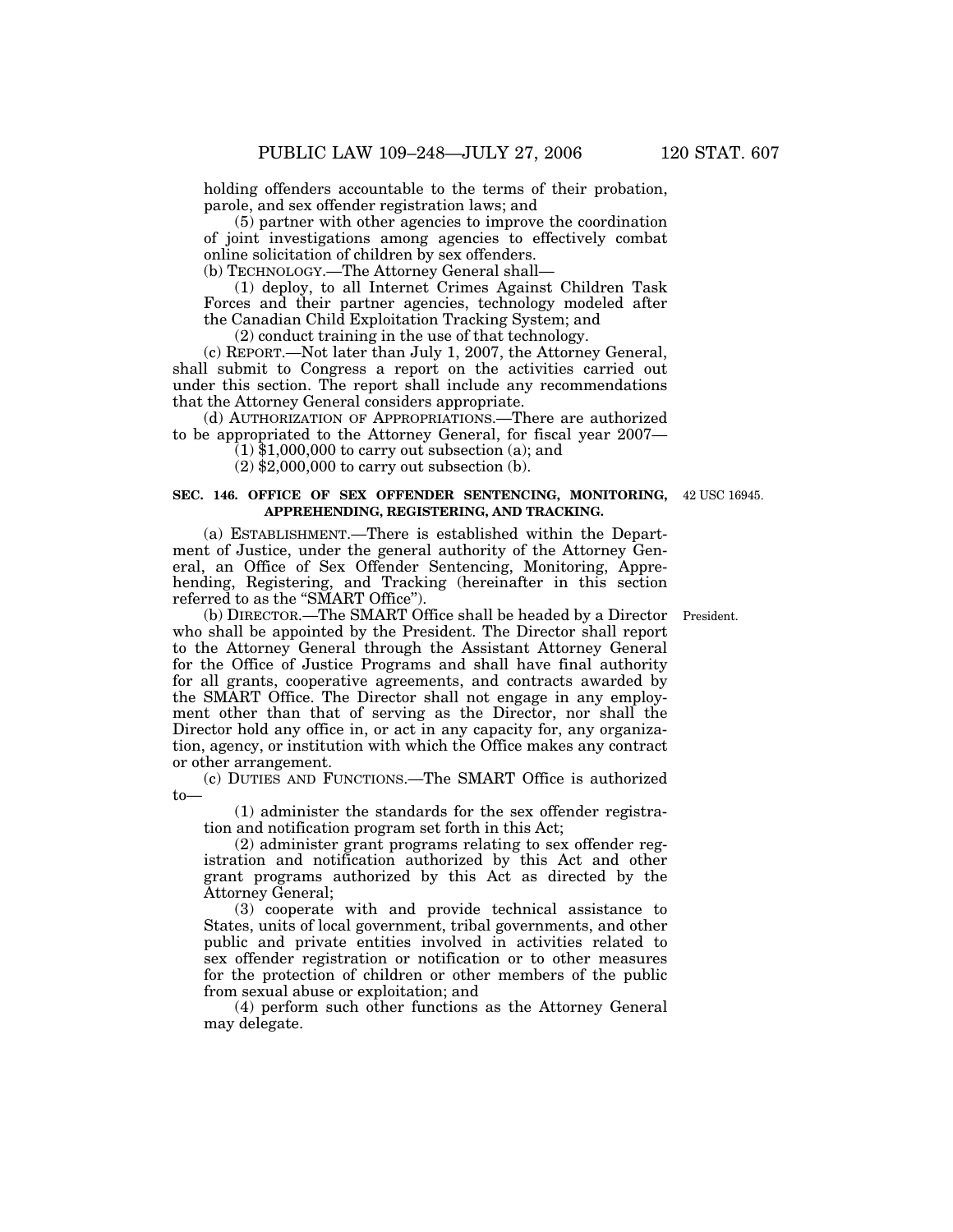holding offenders accountable to the terms of their probation, parole, and sex offender registration laws; and

(5) partner with other agencies to improve the coordination of joint investigations among agencies to effectively combat online solicitation of children by sex offenders.

(b) TECHNOLOGY.—The Attorney General shall—

(1) deploy, to all Internet Crimes Against Children Task Forces and their partner agencies, technology modeled after the Canadian Child Exploitation Tracking System; and

(2) conduct training in the use of that technology.

(c) REPORT.—Not later than July 1, 2007, the Attorney General, shall submit to Congress a report on the activities carried out under this section. The report shall include any recommendations that the Attorney General considers appropriate.

(d) AUTHORIZATION OF APPROPRIATIONS.—There are authorized to be appropriated to the Attorney General, for fiscal year 2007—

(1) $1,000,000 to carry out subsection (a); and

(2) $2,000,000 to carry out subsection (b).

**SEC. 146. OFFICE OF SEX OFFENDER SENTENCING, MONITORING, APPREHENDING, REGISTERING, AND TRACKING.**

42 USC 16945.

(a) ESTABLISHMENT.—There is established within the Department of Justice, under the general authority of the Attorney General, an Office of Sex Offender Sentencing, Monitoring, Apprehending, Registering, and Tracking (hereinafter in this section referred to as the "SMART Office").

President.

(b) DIRECTOR.—The SMART Office shall be headed by a Director who shall be appointed by the President. The Director shall report to the Attorney General through the Assistant Attorney General for the Office of Justice Programs and shall have final authority for all grants, cooperative agreements, and contracts awarded by the SMART Office. The Director shall not engage in any employment other than that of serving as the Director, nor shall the Director hold any office in, or act in any capacity for, any organization, agency, or institution with which the Office makes any contract or other arrangement.

(c) DUTIES AND FUNCTIONS.—The SMART Office is authorized to—

(1) administer the standards for the sex offender registration and notification program set forth in this Act;

(2) administer grant programs relating to sex offender registration and notification authorized by this Act and other grant programs authorized by this Act as directed by the Attorney General;

(3) cooperate with and provide technical assistance to States, units of local government, tribal governments, and other public and private entities involved in activities related to sex offender registration or notification or to other measures for the protection of children or other members of the public from sexual abuse or exploitation; and

(4) perform such other functions as the Attorney General may delegate.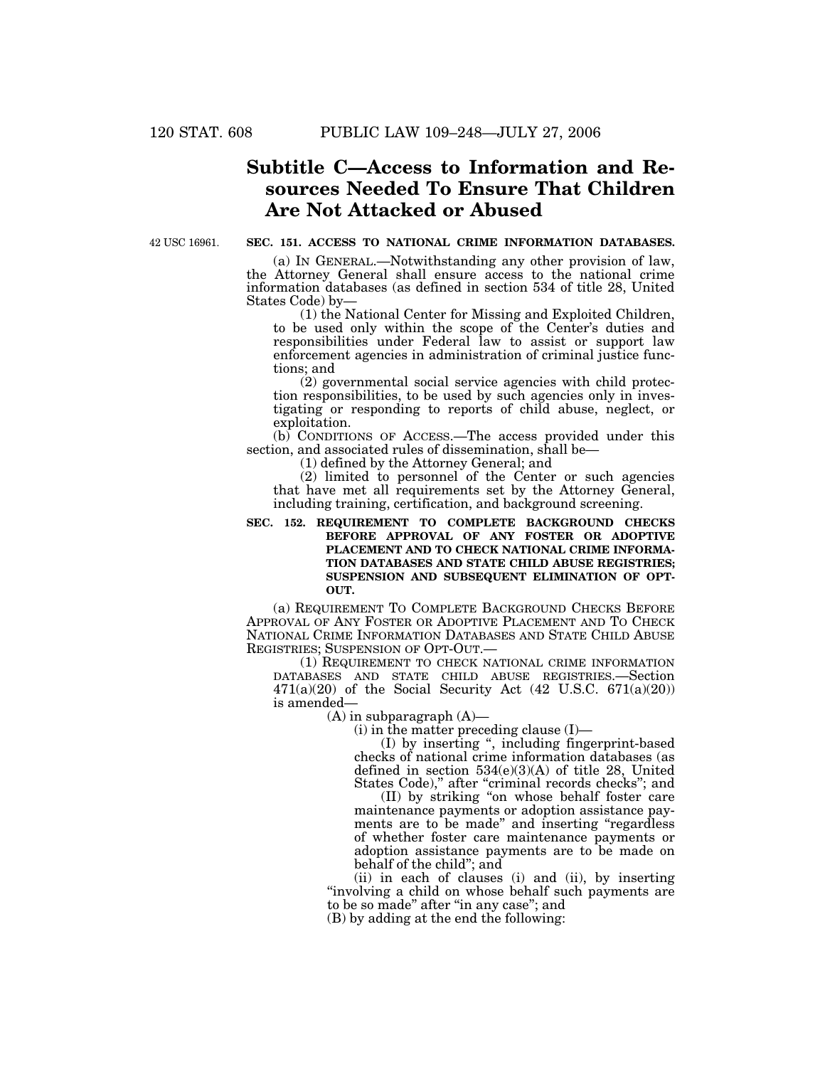## Subtitle C—Access to Information and Resources Needed To Ensure That Children Are Not Attacked or Abused

42 USC 16961.

**SEC. 151. ACCESS TO NATIONAL CRIME INFORMATION DATABASES.**

(a) IN GENERAL.—Notwithstanding any other provision of law, the Attorney General shall ensure access to the national crime information databases (as defined in section 534 of title 28, United States Code) by—

(1) the National Center for Missing and Exploited Children, to be used only within the scope of the Center's duties and responsibilities under Federal law to assist or support law enforcement agencies in administration of criminal justice functions; and

(2) governmental social service agencies with child protection responsibilities, to be used by such agencies only in investigating or responding to reports of child abuse, neglect, or exploitation.

(b) CONDITIONS OF ACCESS.—The access provided under this section, and associated rules of dissemination, shall be—

(1) defined by the Attorney General; and

(2) limited to personnel of the Center or such agencies that have met all requirements set by the Attorney General, including training, certification, and background screening.

**SEC. 152. REQUIREMENT TO COMPLETE BACKGROUND CHECKS BEFORE APPROVAL OF ANY FOSTER OR ADOPTIVE PLACEMENT AND TO CHECK NATIONAL CRIME INFORMATION DATABASES AND STATE CHILD ABUSE REGISTRIES; SUSPENSION AND SUBSEQUENT ELIMINATION OF OPT-OUT.**

(a) REQUIREMENT TO COMPLETE BACKGROUND CHECKS BEFORE APPROVAL OF ANY FOSTER OR ADOPTIVE PLACEMENT AND TO CHECK NATIONAL CRIME INFORMATION DATABASES AND STATE CHILD ABUSE REGISTRIES; SUSPENSION OF OPT-OUT.—

(1) REQUIREMENT TO CHECK NATIONAL CRIME INFORMATION DATABASES AND STATE CHILD ABUSE REGISTRIES.—Section 471(a)(20) of the Social Security Act (42 U.S.C. 671(a)(20)) is amended—

(A) in subparagraph (A)—

(i) in the matter preceding clause (I)—

(I) by inserting ", including fingerprint-based checks of national crime information databases (as defined in section 534(e)(3)(A) of title 28, United States Code)," after "criminal records checks"; and

(II) by striking "on whose behalf foster care maintenance payments or adoption assistance payments are to be made" and inserting "regardless of whether foster care maintenance payments or adoption assistance payments are to be made on behalf of the child"; and

(ii) in each of clauses (i) and (ii), by inserting "involving a child on whose behalf such payments are to be so made" after "in any case"; and

(B) by adding at the end the following: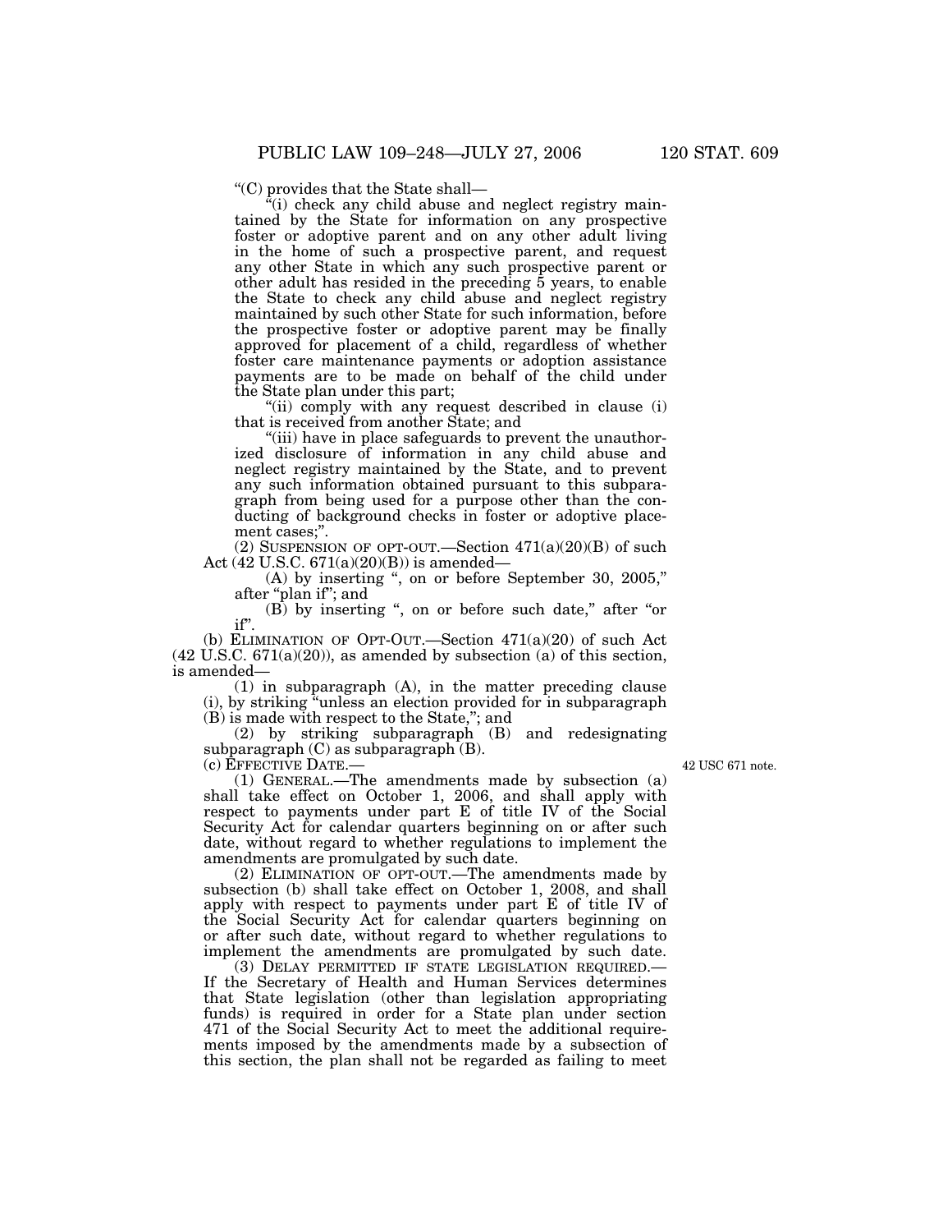"(C) provides that the State shall—

"(i) check any child abuse and neglect registry maintained by the State for information on any prospective foster or adoptive parent and on any other adult living in the home of such a prospective parent, and request any other State in which any such prospective parent or other adult has resided in the preceding 5 years, to enable the State to check any child abuse and neglect registry maintained by such other State for such information, before the prospective foster or adoptive parent may be finally approved for placement of a child, regardless of whether foster care maintenance payments or adoption assistance payments are to be made on behalf of the child under the State plan under this part;

"(ii) comply with any request described in clause (i) that is received from another State; and

"(iii) have in place safeguards to prevent the unauthorized disclosure of information in any child abuse and neglect registry maintained by the State, and to prevent any such information obtained pursuant to this subparagraph from being used for a purpose other than the conducting of background checks in foster or adoptive placement cases;".

(2) SUSPENSION OF OPT-OUT.—Section 471(a)(20)(B) of such Act (42 U.S.C. 671(a)(20)(B)) is amended—

(A) by inserting ", on or before September 30, 2005," after "plan if"; and

(B) by inserting ", on or before such date," after "or if".

(b) ELIMINATION OF OPT-OUT.—Section 471(a)(20) of such Act (42 U.S.C. 671(a)(20)), as amended by subsection (a) of this section, is amended—

(1) in subparagraph (A), in the matter preceding clause (i), by striking "unless an election provided for in subparagraph (B) is made with respect to the State,"; and

(2) by striking subparagraph (B) and redesignating subparagraph (C) as subparagraph (B).

(c) EFFECTIVE DATE.—

42 USC 671 note.

(1) GENERAL.—The amendments made by subsection (a) shall take effect on October 1, 2006, and shall apply with respect to payments under part E of title IV of the Social Security Act for calendar quarters beginning on or after such date, without regard to whether regulations to implement the amendments are promulgated by such date.

(2) ELIMINATION OF OPT-OUT.—The amendments made by subsection (b) shall take effect on October 1, 2008, and shall apply with respect to payments under part E of title IV of the Social Security Act for calendar quarters beginning on or after such date, without regard to whether regulations to implement the amendments are promulgated by such date.

(3) DELAY PERMITTED IF STATE LEGISLATION REQUIRED.—If the Secretary of Health and Human Services determines that State legislation (other than legislation appropriating funds) is required in order for a State plan under section 471 of the Social Security Act to meet the additional requirements imposed by the amendments made by a subsection of this section, the plan shall not be regarded as failing to meet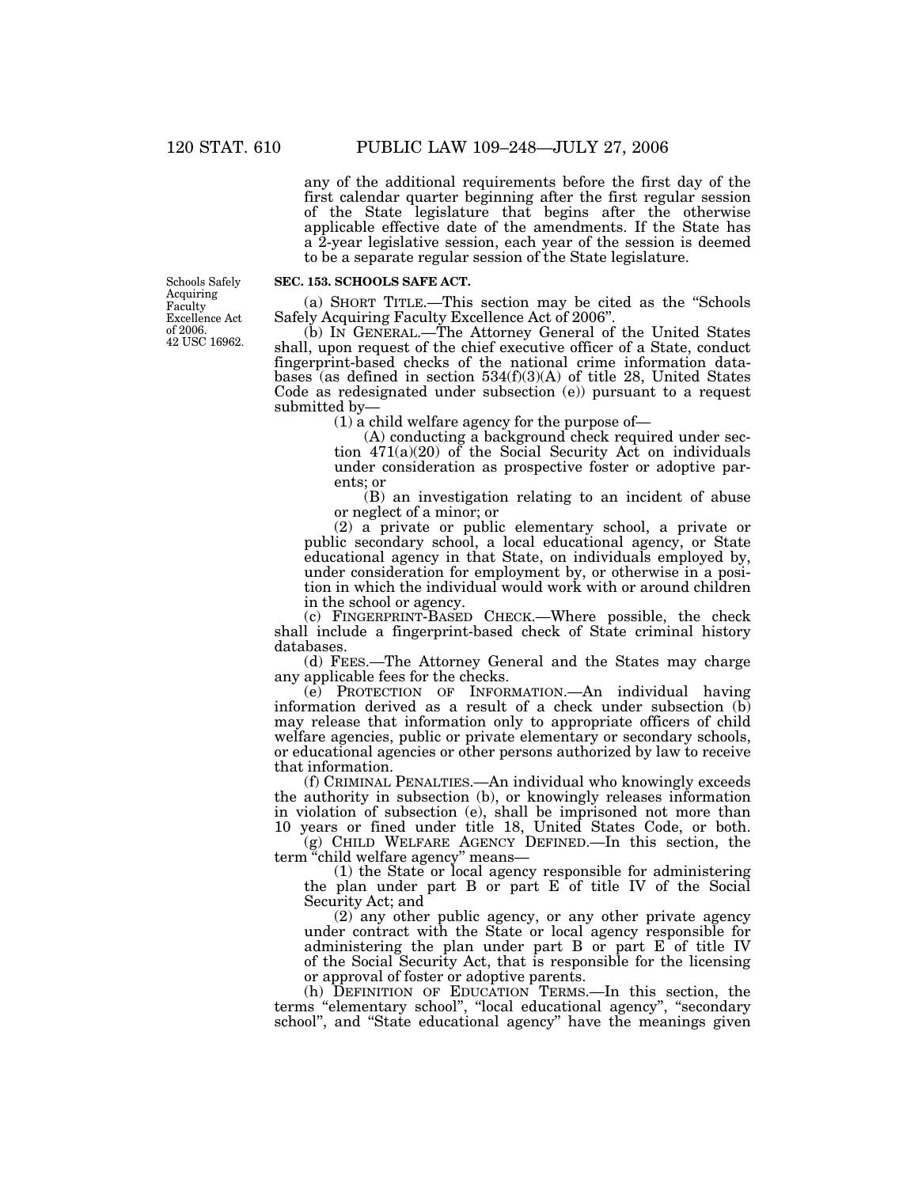any of the additional requirements before the first day of the first calendar quarter beginning after the first regular session of the State legislature that begins after the otherwise applicable effective date of the amendments. If the State has a 2-year legislative session, each year of the session is deemed to be a separate regular session of the State legislature.

Schools Safely Acquiring Faculty Excellence Act of 2006.
42 USC 16962.

**SEC. 153. SCHOOLS SAFE ACT.**

(a) SHORT TITLE.—This section may be cited as the "Schools Safely Acquiring Faculty Excellence Act of 2006".

(b) IN GENERAL.—The Attorney General of the United States shall, upon request of the chief executive officer of a State, conduct fingerprint-based checks of the national crime information databases (as defined in section 534(f)(3)(A) of title 28, United States Code as redesignated under subsection (e)) pursuant to a request submitted by—

(1) a child welfare agency for the purpose of—

(A) conducting a background check required under section 471(a)(20) of the Social Security Act on individuals under consideration as prospective foster or adoptive parents; or

(B) an investigation relating to an incident of abuse or neglect of a minor; or

(2) a private or public elementary school, a private or public secondary school, a local educational agency, or State educational agency in that State, on individuals employed by, under consideration for employment by, or otherwise in a position in which the individual would work with or around children in the school or agency.

(c) FINGERPRINT-BASED CHECK.—Where possible, the check shall include a fingerprint-based check of State criminal history databases.

(d) FEES.—The Attorney General and the States may charge any applicable fees for the checks.

(e) PROTECTION OF INFORMATION.—An individual having information derived as a result of a check under subsection (b) may release that information only to appropriate officers of child welfare agencies, public or private elementary or secondary schools, or educational agencies or other persons authorized by law to receive that information.

(f) CRIMINAL PENALTIES.—An individual who knowingly exceeds the authority in subsection (b), or knowingly releases information in violation of subsection (e), shall be imprisoned not more than 10 years or fined under title 18, United States Code, or both.

(g) CHILD WELFARE AGENCY DEFINED.—In this section, the term "child welfare agency" means—

(1) the State or local agency responsible for administering the plan under part B or part E of title IV of the Social Security Act; and

(2) any other public agency, or any other private agency under contract with the State or local agency responsible for administering the plan under part B or part E of title IV of the Social Security Act, that is responsible for the licensing or approval of foster or adoptive parents.

(h) DEFINITION OF EDUCATION TERMS.—In this section, the terms "elementary school", "local educational agency", "secondary school", and "State educational agency" have the meanings given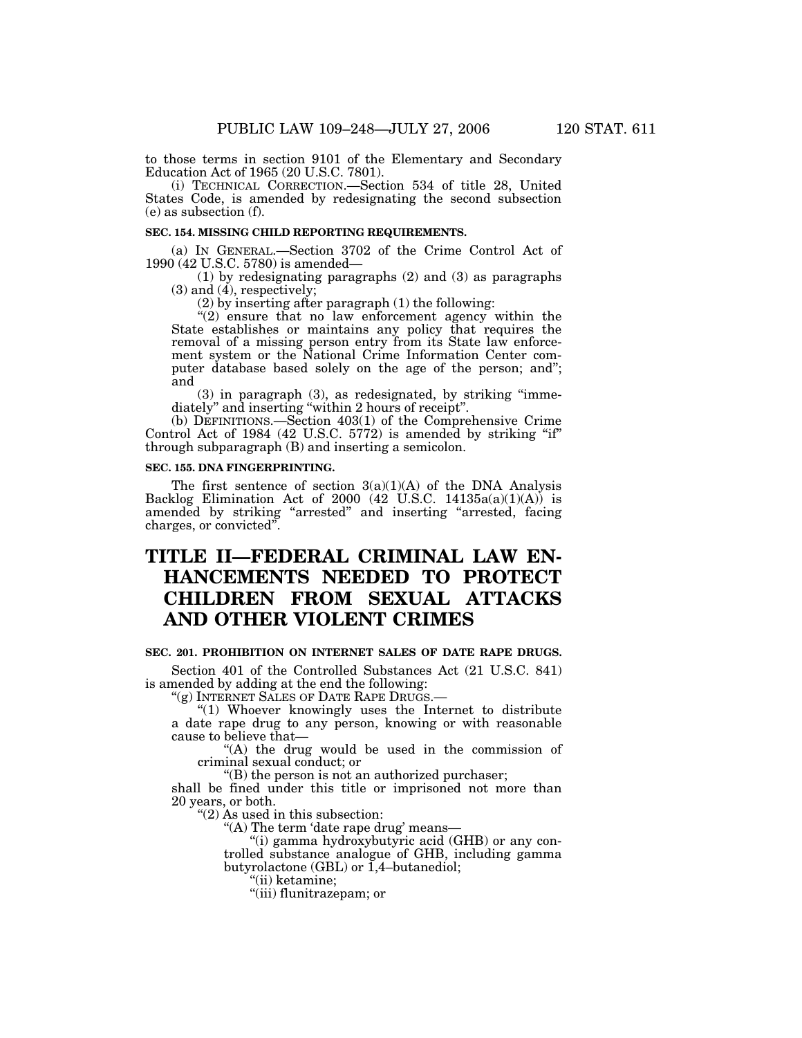to those terms in section 9101 of the Elementary and Secondary Education Act of 1965 (20 U.S.C. 7801).

(i) TECHNICAL CORRECTION.—Section 534 of title 28, United States Code, is amended by redesignating the second subsection (e) as subsection (f).

**SEC. 154. MISSING CHILD REPORTING REQUIREMENTS.**

(a) IN GENERAL.—Section 3702 of the Crime Control Act of 1990 (42 U.S.C. 5780) is amended—

(1) by redesignating paragraphs (2) and (3) as paragraphs (3) and (4), respectively;

(2) by inserting after paragraph (1) the following:

"(2) ensure that no law enforcement agency within the State establishes or maintains any policy that requires the removal of a missing person entry from its State law enforcement system or the National Crime Information Center computer database based solely on the age of the person; and"; and

(3) in paragraph (3), as redesignated, by striking "immediately" and inserting "within 2 hours of receipt".

(b) DEFINITIONS.—Section 403(1) of the Comprehensive Crime Control Act of 1984 (42 U.S.C. 5772) is amended by striking "if" through subparagraph (B) and inserting a semicolon.

**SEC. 155. DNA FINGERPRINTING.**

The first sentence of section 3(a)(1)(A) of the DNA Analysis Backlog Elimination Act of 2000 (42 U.S.C. 14135a(a)(1)(A)) is amended by striking "arrested" and inserting "arrested, facing charges, or convicted".

# TITLE II—FEDERAL CRIMINAL LAW ENHANCEMENTS NEEDED TO PROTECT CHILDREN FROM SEXUAL ATTACKS AND OTHER VIOLENT CRIMES

**SEC. 201. PROHIBITION ON INTERNET SALES OF DATE RAPE DRUGS.**

Section 401 of the Controlled Substances Act (21 U.S.C. 841) is amended by adding at the end the following:

"(g) INTERNET SALES OF DATE RAPE DRUGS.—

"(1) Whoever knowingly uses the Internet to distribute a date rape drug to any person, knowing or with reasonable cause to believe that—

"(A) the drug would be used in the commission of criminal sexual conduct; or

"(B) the person is not an authorized purchaser;

shall be fined under this title or imprisoned not more than 20 years, or both.

"(2) As used in this subsection:

"(A) The term 'date rape drug' means—

"(i) gamma hydroxybutyric acid (GHB) or any controlled substance analogue of GHB, including gamma butyrolactone (GBL) or 1,4–butanediol;

"(ii) ketamine;

"(iii) flunitrazepam; or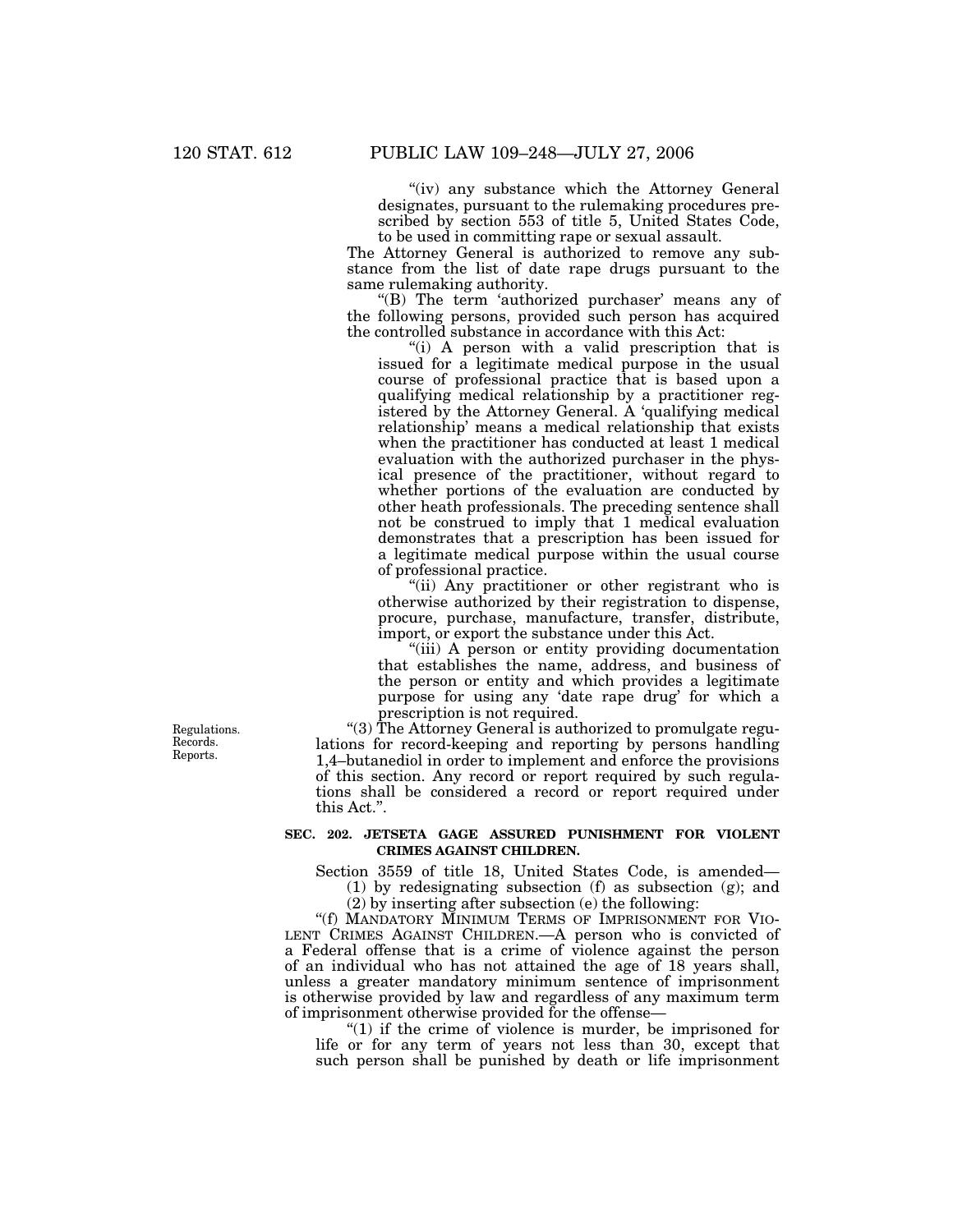"(iv) any substance which the Attorney General designates, pursuant to the rulemaking procedures prescribed by section 553 of title 5, United States Code, to be used in committing rape or sexual assault.

The Attorney General is authorized to remove any substance from the list of date rape drugs pursuant to the same rulemaking authority.

"(B) The term 'authorized purchaser' means any of the following persons, provided such person has acquired the controlled substance in accordance with this Act:

"(i) A person with a valid prescription that is issued for a legitimate medical purpose in the usual course of professional practice that is based upon a qualifying medical relationship by a practitioner registered by the Attorney General. A 'qualifying medical relationship' means a medical relationship that exists when the practitioner has conducted at least 1 medical evaluation with the authorized purchaser in the physical presence of the practitioner, without regard to whether portions of the evaluation are conducted by other heath professionals. The preceding sentence shall not be construed to imply that 1 medical evaluation demonstrates that a prescription has been issued for a legitimate medical purpose within the usual course of professional practice.

"(ii) Any practitioner or other registrant who is otherwise authorized by their registration to dispense, procure, purchase, manufacture, transfer, distribute, import, or export the substance under this Act.

"(iii) A person or entity providing documentation that establishes the name, address, and business of the person or entity and which provides a legitimate purpose for using any 'date rape drug' for which a prescription is not required.

Regulations. Records. Reports.

"(3) The Attorney General is authorized to promulgate regulations for record-keeping and reporting by persons handling 1,4–butanediol in order to implement and enforce the provisions of this section. Any record or report required by such regulations shall be considered a record or report required under this Act.".

**SEC. 202. JETSETA GAGE ASSURED PUNISHMENT FOR VIOLENT CRIMES AGAINST CHILDREN.**

Section 3559 of title 18, United States Code, is amended—

(1) by redesignating subsection (f) as subsection (g); and

(2) by inserting after subsection (e) the following:

"(f) MANDATORY MINIMUM TERMS OF IMPRISONMENT FOR VIOLENT CRIMES AGAINST CHILDREN.—A person who is convicted of a Federal offense that is a crime of violence against the person of an individual who has not attained the age of 18 years shall, unless a greater mandatory minimum sentence of imprisonment is otherwise provided by law and regardless of any maximum term of imprisonment otherwise provided for the offense—

"(1) if the crime of violence is murder, be imprisoned for life or for any term of years not less than 30, except that such person shall be punished by death or life imprisonment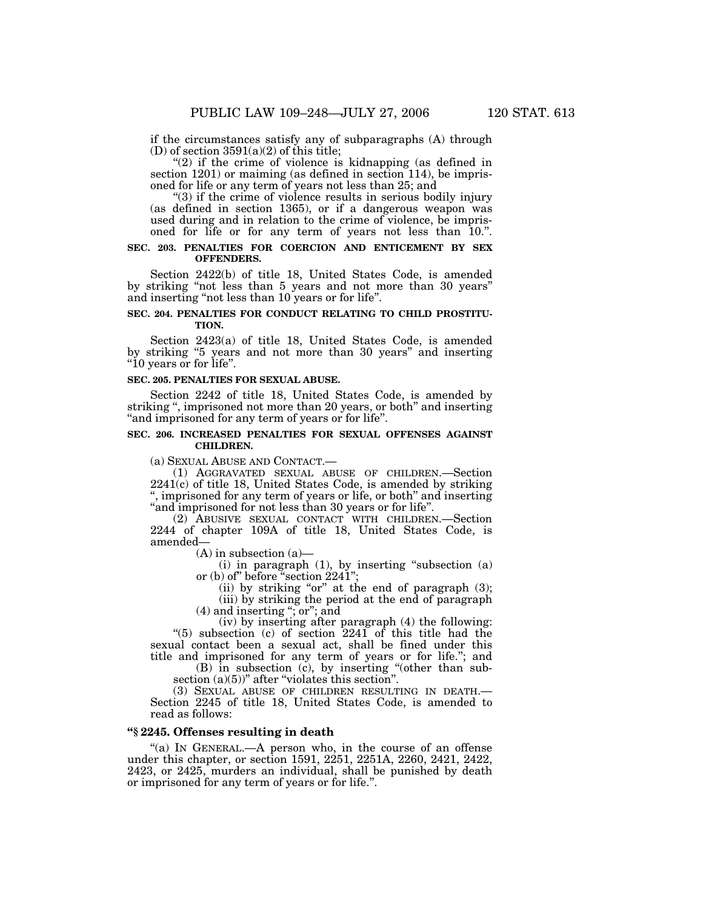if the circumstances satisfy any of subparagraphs (A) through (D) of section 3591(a)(2) of this title;

"(2) if the crime of violence is kidnapping (as defined in section 1201) or maiming (as defined in section 114), be imprisoned for life or any term of years not less than 25; and

"(3) if the crime of violence results in serious bodily injury (as defined in section 1365), or if a dangerous weapon was used during and in relation to the crime of violence, be imprisoned for life or for any term of years not less than 10.".

**SEC. 203. PENALTIES FOR COERCION AND ENTICEMENT BY SEX OFFENDERS.**

Section 2422(b) of title 18, United States Code, is amended by striking "not less than 5 years and not more than 30 years" and inserting "not less than 10 years or for life".

**SEC. 204. PENALTIES FOR CONDUCT RELATING TO CHILD PROSTITUTION.**

Section 2423(a) of title 18, United States Code, is amended by striking "5 years and not more than 30 years" and inserting "10 years or for life".

**SEC. 205. PENALTIES FOR SEXUAL ABUSE.**

Section 2242 of title 18, United States Code, is amended by striking ", imprisoned not more than 20 years, or both" and inserting "and imprisoned for any term of years or for life".

**SEC. 206. INCREASED PENALTIES FOR SEXUAL OFFENSES AGAINST CHILDREN.**

(a) SEXUAL ABUSE AND CONTACT.—

(1) AGGRAVATED SEXUAL ABUSE OF CHILDREN.—Section 2241(c) of title 18, United States Code, is amended by striking ", imprisoned for any term of years or life, or both" and inserting "and imprisoned for not less than 30 years or for life".

(2) ABUSIVE SEXUAL CONTACT WITH CHILDREN.—Section 2244 of chapter 109A of title 18, United States Code, is amended—

(A) in subsection (a)—

(i) in paragraph (1), by inserting "subsection (a) or (b) of" before "section 2241";

(ii) by striking "or" at the end of paragraph (3);

(iii) by striking the period at the end of paragraph (4) and inserting "; or"; and

(iv) by inserting after paragraph (4) the following:

"(5) subsection (c) of section 2241 of this title had the sexual contact been a sexual act, shall be fined under this title and imprisoned for any term of years or for life."; and

(B) in subsection (c), by inserting "(other than subsection (a)(5))" after "violates this section".

(3) SEXUAL ABUSE OF CHILDREN RESULTING IN DEATH.— Section 2245 of title 18, United States Code, is amended to read as follows:

**"§ 2245. Offenses resulting in death**

"(a) IN GENERAL.—A person who, in the course of an offense under this chapter, or section 1591, 2251, 2251A, 2260, 2421, 2422, 2423, or 2425, murders an individual, shall be punished by death or imprisoned for any term of years or for life.".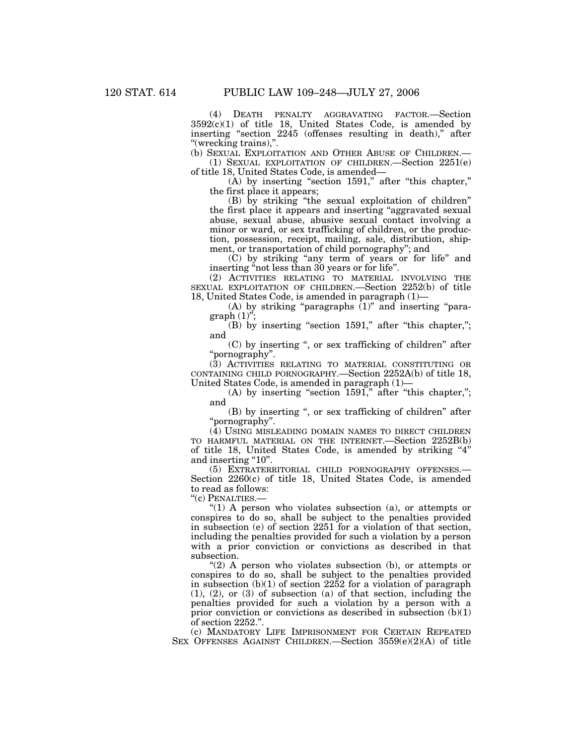(4) DEATH PENALTY AGGRAVATING FACTOR.—Section 3592(c)(1) of title 18, United States Code, is amended by inserting "section 2245 (offenses resulting in death)," after "(wrecking trains),".

(b) SEXUAL EXPLOITATION AND OTHER ABUSE OF CHILDREN.—

(1) SEXUAL EXPLOITATION OF CHILDREN.—Section 2251(e) of title 18, United States Code, is amended—

(A) by inserting "section 1591," after "this chapter," the first place it appears;

(B) by striking "the sexual exploitation of children" the first place it appears and inserting "aggravated sexual abuse, sexual abuse, abusive sexual contact involving a minor or ward, or sex trafficking of children, or the production, possession, receipt, mailing, sale, distribution, shipment, or transportation of child pornography"; and

(C) by striking "any term of years or for life" and inserting "not less than 30 years or for life".

(2) ACTIVITIES RELATING TO MATERIAL INVOLVING THE SEXUAL EXPLOITATION OF CHILDREN.—Section 2252(b) of title 18, United States Code, is amended in paragraph (1)—

(A) by striking "paragraphs (1)" and inserting "paragraph (1)";

(B) by inserting "section 1591," after "this chapter,"; and

(C) by inserting ", or sex trafficking of children" after "pornography".

(3) ACTIVITIES RELATING TO MATERIAL CONSTITUTING OR CONTAINING CHILD PORNOGRAPHY.—Section 2252A(b) of title 18, United States Code, is amended in paragraph (1)—

(A) by inserting "section 1591," after "this chapter,"; and

(B) by inserting ", or sex trafficking of children" after "pornography".

(4) USING MISLEADING DOMAIN NAMES TO DIRECT CHILDREN TO HARMFUL MATERIAL ON THE INTERNET.—Section 2252B(b) of title 18, United States Code, is amended by striking "4" and inserting "10".

(5) EXTRATERRITORIAL CHILD PORNOGRAPHY OFFENSES.—Section 2260(c) of title 18, United States Code, is amended to read as follows:

"(c) PENALTIES.—

"(1) A person who violates subsection (a), or attempts or conspires to do so, shall be subject to the penalties provided in subsection (e) of section 2251 for a violation of that section, including the penalties provided for such a violation by a person with a prior conviction or convictions as described in that subsection.

"(2) A person who violates subsection (b), or attempts or conspires to do so, shall be subject to the penalties provided in subsection (b)(1) of section 2252 for a violation of paragraph (1), (2), or (3) of subsection (a) of that section, including the penalties provided for such a violation by a person with a prior conviction or convictions as described in subsection (b)(1) of section 2252.".

(c) MANDATORY LIFE IMPRISONMENT FOR CERTAIN REPEATED SEX OFFENSES AGAINST CHILDREN.—Section 3559(e)(2)(A) of title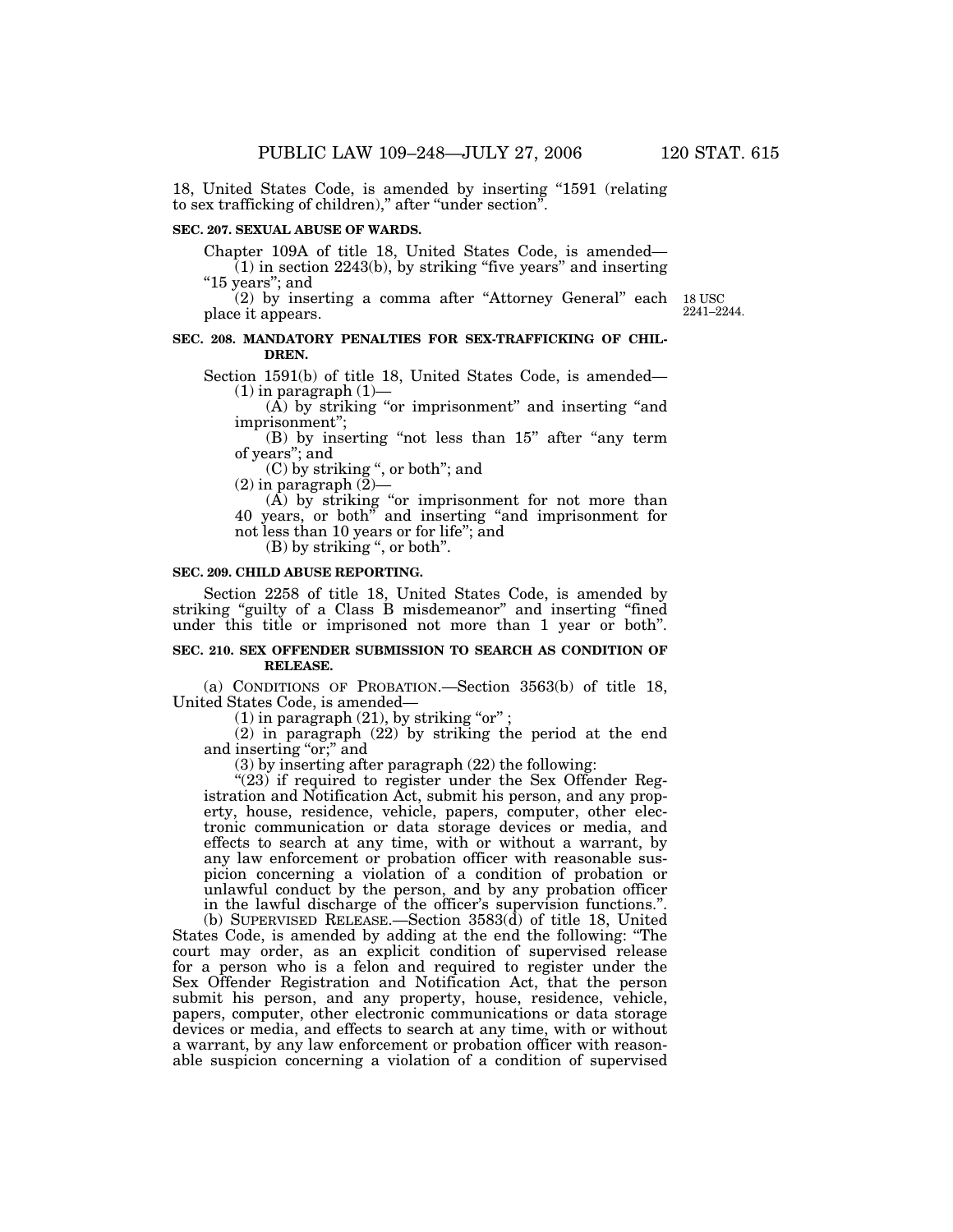18, United States Code, is amended by inserting "1591 (relating to sex trafficking of children)," after "under section".

**SEC. 207. SEXUAL ABUSE OF WARDS.**

Chapter 109A of title 18, United States Code, is amended—

(1) in section 2243(b), by striking "five years" and inserting "15 years"; and

(2) by inserting a comma after "Attorney General" each place it appears.

18 USC 2241–2244.

**SEC. 208. MANDATORY PENALTIES FOR SEX-TRAFFICKING OF CHILDREN.**

Section 1591(b) of title 18, United States Code, is amended—

(1) in paragraph (1)—

(A) by striking "or imprisonment" and inserting "and imprisonment";

(B) by inserting "not less than 15" after "any term of years"; and

(C) by striking ", or both"; and

(2) in paragraph (2)—

(A) by striking "or imprisonment for not more than 40 years, or both" and inserting "and imprisonment for not less than 10 years or for life"; and

(B) by striking ", or both".

**SEC. 209. CHILD ABUSE REPORTING.**

Section 2258 of title 18, United States Code, is amended by striking "guilty of a Class B misdemeanor" and inserting "fined under this title or imprisoned not more than 1 year or both".

**SEC. 210. SEX OFFENDER SUBMISSION TO SEARCH AS CONDITION OF RELEASE.**

(a) CONDITIONS OF PROBATION.—Section 3563(b) of title 18, United States Code, is amended—

(1) in paragraph (21), by striking "or" ;

(2) in paragraph (22) by striking the period at the end and inserting "or;" and

(3) by inserting after paragraph (22) the following:

"(23) if required to register under the Sex Offender Registration and Notification Act, submit his person, and any property, house, residence, vehicle, papers, computer, other electronic communication or data storage devices or media, and effects to search at any time, with or without a warrant, by any law enforcement or probation officer with reasonable suspicion concerning a violation of a condition of probation or unlawful conduct by the person, and by any probation officer in the lawful discharge of the officer's supervision functions.".

(b) SUPERVISED RELEASE.—Section 3583(d) of title 18, United States Code, is amended by adding at the end the following: "The court may order, as an explicit condition of supervised release for a person who is a felon and required to register under the Sex Offender Registration and Notification Act, that the person submit his person, and any property, house, residence, vehicle, papers, computer, other electronic communications or data storage devices or media, and effects to search at any time, with or without a warrant, by any law enforcement or probation officer with reasonable suspicion concerning a violation of a condition of supervised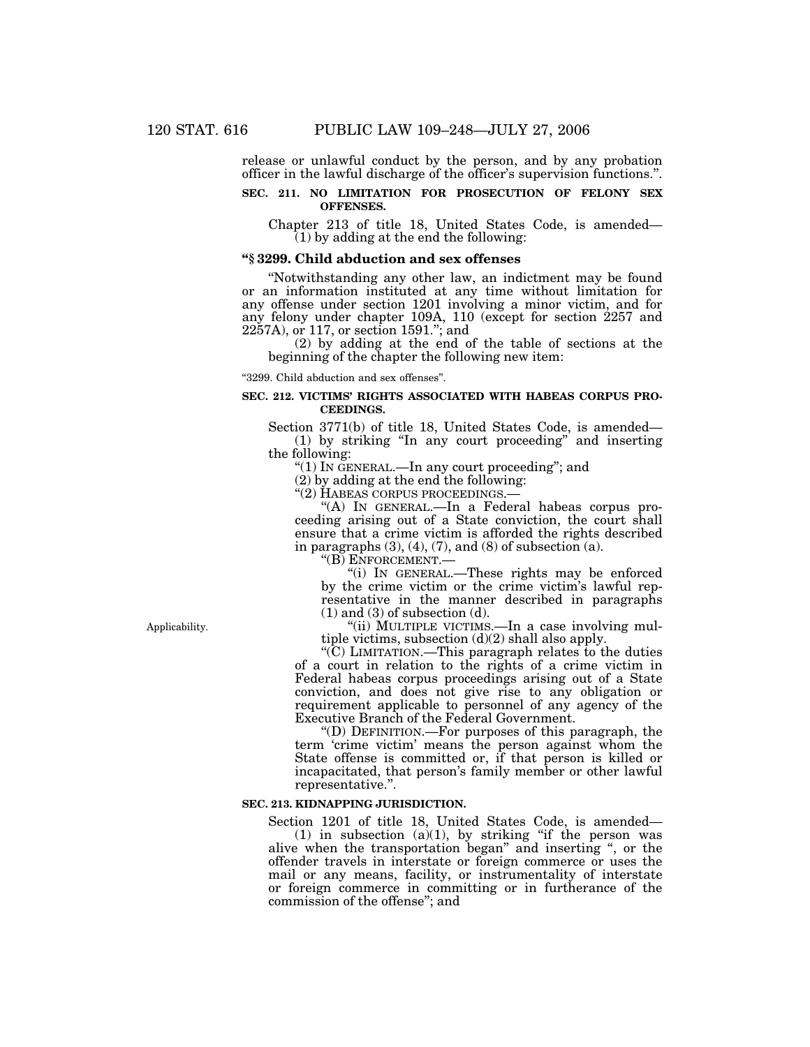release or unlawful conduct by the person, and by any probation officer in the lawful discharge of the officer's supervision functions.".

**SEC. 211. NO LIMITATION FOR PROSECUTION OF FELONY SEX OFFENSES.**

Chapter 213 of title 18, United States Code, is amended—

(1) by adding at the end the following:

**"§ 3299. Child abduction and sex offenses**

"Notwithstanding any other law, an indictment may be found or an information instituted at any time without limitation for any offense under section 1201 involving a minor victim, and for any felony under chapter 109A, 110 (except for section 2257 and 2257A), or 117, or section 1591."; and

(2) by adding at the end of the table of sections at the beginning of the chapter the following new item:

"3299. Child abduction and sex offenses".

**SEC. 212. VICTIMS' RIGHTS ASSOCIATED WITH HABEAS CORPUS PROCEEDINGS.**

Section 3771(b) of title 18, United States Code, is amended—

(1) by striking "In any court proceeding" and inserting the following:

"(1) IN GENERAL.—In any court proceeding"; and

(2) by adding at the end the following:

"(2) HABEAS CORPUS PROCEEDINGS.—

"(A) IN GENERAL.—In a Federal habeas corpus proceeding arising out of a State conviction, the court shall ensure that a crime victim is afforded the rights described in paragraphs (3), (4), (7), and (8) of subsection (a).

"(B) ENFORCEMENT.—

"(i) IN GENERAL.—These rights may be enforced by the crime victim or the crime victim's lawful representative in the manner described in paragraphs (1) and (3) of subsection (d).

Applicability.

"(ii) MULTIPLE VICTIMS.—In a case involving multiple victims, subsection (d)(2) shall also apply.

"(C) LIMITATION.—This paragraph relates to the duties of a court in relation to the rights of a crime victim in Federal habeas corpus proceedings arising out of a State conviction, and does not give rise to any obligation or requirement applicable to personnel of any agency of the Executive Branch of the Federal Government.

"(D) DEFINITION.—For purposes of this paragraph, the term 'crime victim' means the person against whom the State offense is committed or, if that person is killed or incapacitated, that person's family member or other lawful representative.".

**SEC. 213. KIDNAPPING JURISDICTION.**

Section 1201 of title 18, United States Code, is amended—

(1) in subsection (a)(1), by striking "if the person was alive when the transportation began" and inserting ", or the offender travels in interstate or foreign commerce or uses the mail or any means, facility, or instrumentality of interstate or foreign commerce in committing or in furtherance of the commission of the offense"; and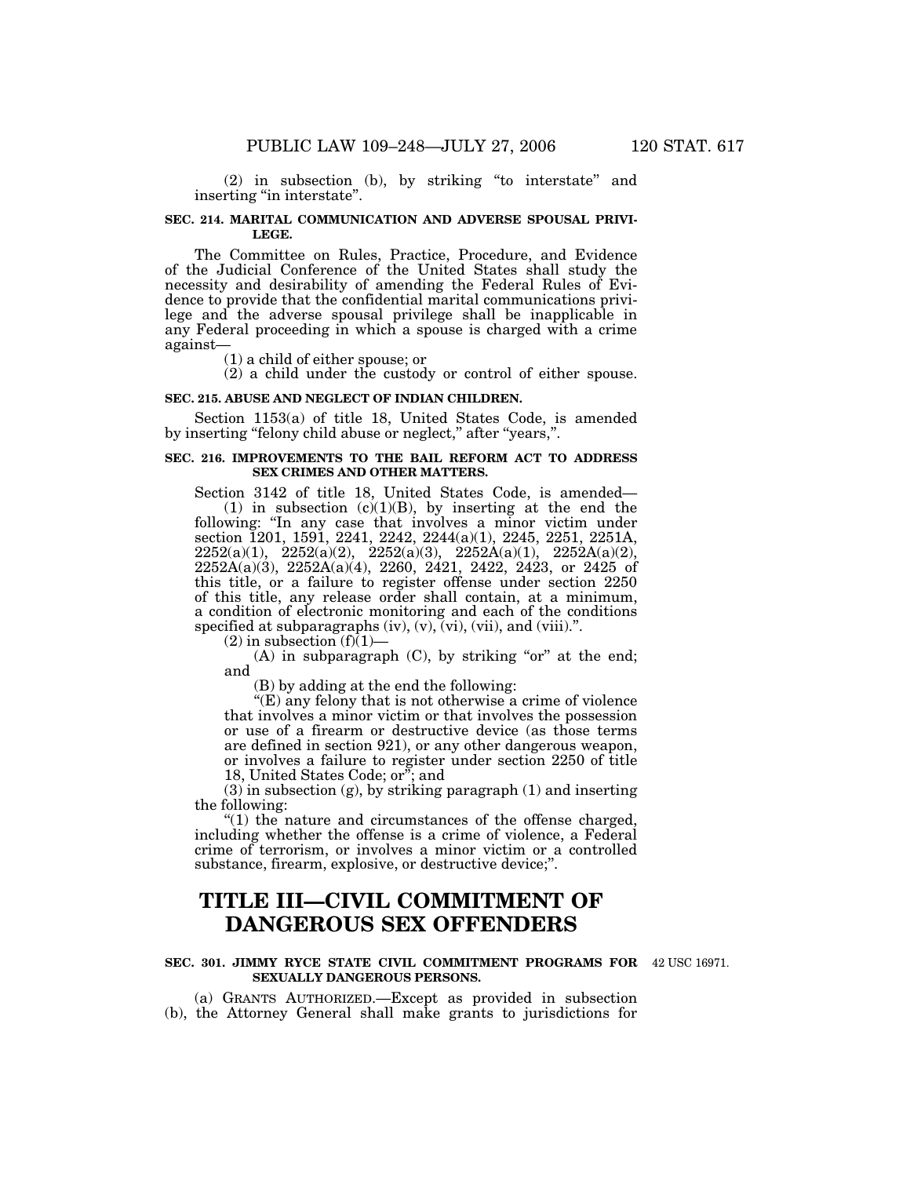(2) in subsection (b), by striking "to interstate" and inserting "in interstate".

**SEC. 214. MARITAL COMMUNICATION AND ADVERSE SPOUSAL PRIVILEGE.**

The Committee on Rules, Practice, Procedure, and Evidence of the Judicial Conference of the United States shall study the necessity and desirability of amending the Federal Rules of Evidence to provide that the confidential marital communications privilege and the adverse spousal privilege shall be inapplicable in any Federal proceeding in which a spouse is charged with a crime against—

(1) a child of either spouse; or

(2) a child under the custody or control of either spouse.

**SEC. 215. ABUSE AND NEGLECT OF INDIAN CHILDREN.**

Section 1153(a) of title 18, United States Code, is amended by inserting "felony child abuse or neglect," after "years,".

**SEC. 216. IMPROVEMENTS TO THE BAIL REFORM ACT TO ADDRESS SEX CRIMES AND OTHER MATTERS.**

Section 3142 of title 18, United States Code, is amended—

(1) in subsection (c)(1)(B), by inserting at the end the following: "In any case that involves a minor victim under section 1201, 1591, 2241, 2242, 2244(a)(1), 2245, 2251, 2251A, 2252(a)(1), 2252(a)(2), 2252(a)(3), 2252A(a)(1), 2252A(a)(2), 2252A(a)(3), 2252A(a)(4), 2260, 2421, 2422, 2423, or 2425 of this title, or a failure to register offense under section 2250 of this title, any release order shall contain, at a minimum, a condition of electronic monitoring and each of the conditions specified at subparagraphs (iv), (v), (vi), (vii), and (viii).".

(2) in subsection (f)(1)—

(A) in subparagraph (C), by striking "or" at the end; and

(B) by adding at the end the following:

"(E) any felony that is not otherwise a crime of violence that involves a minor victim or that involves the possession or use of a firearm or destructive device (as those terms are defined in section 921), or any other dangerous weapon, or involves a failure to register under section 2250 of title 18, United States Code; or"; and

(3) in subsection (g), by striking paragraph (1) and inserting the following:

"(1) the nature and circumstances of the offense charged, including whether the offense is a crime of violence, a Federal crime of terrorism, or involves a minor victim or a controlled substance, firearm, explosive, or destructive device;".

# TITLE III—CIVIL COMMITMENT OF DANGEROUS SEX OFFENDERS

**SEC. 301. JIMMY RYCE STATE CIVIL COMMITMENT PROGRAMS FOR SEXUALLY DANGEROUS PERSONS.**

42 USC 16971.

(a) GRANTS AUTHORIZED.—Except as provided in subsection (b), the Attorney General shall make grants to jurisdictions for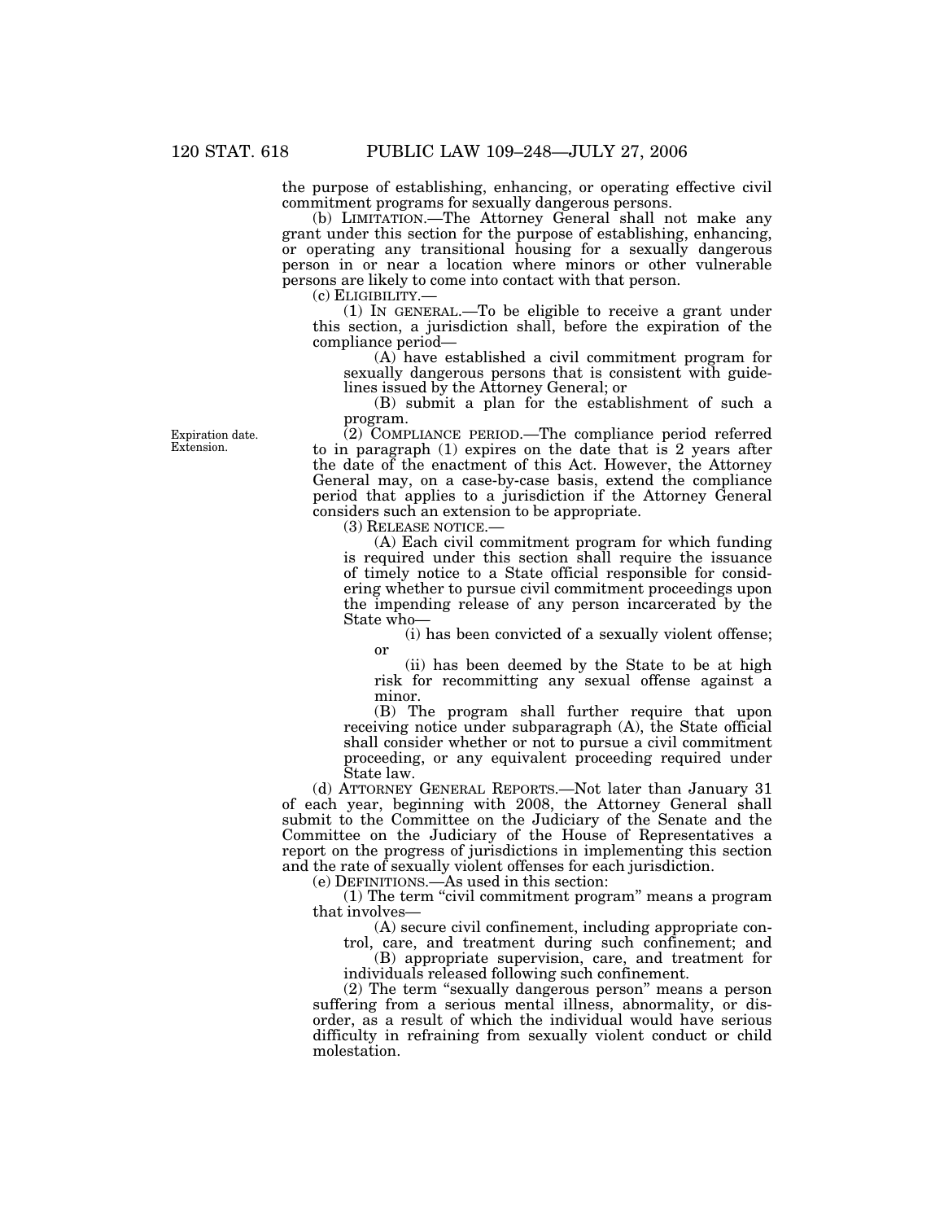the purpose of establishing, enhancing, or operating effective civil commitment programs for sexually dangerous persons.

(b) LIMITATION.—The Attorney General shall not make any grant under this section for the purpose of establishing, enhancing, or operating any transitional housing for a sexually dangerous person in or near a location where minors or other vulnerable persons are likely to come into contact with that person.

(c) ELIGIBILITY.—

(1) IN GENERAL.—To be eligible to receive a grant under this section, a jurisdiction shall, before the expiration of the compliance period—

(A) have established a civil commitment program for sexually dangerous persons that is consistent with guidelines issued by the Attorney General; or

(B) submit a plan for the establishment of such a program.

Expiration date. Extension.

(2) COMPLIANCE PERIOD.—The compliance period referred to in paragraph (1) expires on the date that is 2 years after the date of the enactment of this Act. However, the Attorney General may, on a case-by-case basis, extend the compliance period that applies to a jurisdiction if the Attorney General considers such an extension to be appropriate.

(3) RELEASE NOTICE.—

(A) Each civil commitment program for which funding is required under this section shall require the issuance of timely notice to a State official responsible for considering whether to pursue civil commitment proceedings upon the impending release of any person incarcerated by the State who—

(i) has been convicted of a sexually violent offense; or

(ii) has been deemed by the State to be at high risk for recommitting any sexual offense against a minor.

(B) The program shall further require that upon receiving notice under subparagraph (A), the State official shall consider whether or not to pursue a civil commitment proceeding, or any equivalent proceeding required under State law.

(d) ATTORNEY GENERAL REPORTS.—Not later than January 31 of each year, beginning with 2008, the Attorney General shall submit to the Committee on the Judiciary of the Senate and the Committee on the Judiciary of the House of Representatives a report on the progress of jurisdictions in implementing this section and the rate of sexually violent offenses for each jurisdiction.

(e) DEFINITIONS.—As used in this section:

(1) The term "civil commitment program" means a program that involves—

(A) secure civil confinement, including appropriate control, care, and treatment during such confinement; and

(B) appropriate supervision, care, and treatment for individuals released following such confinement.

(2) The term "sexually dangerous person" means a person suffering from a serious mental illness, abnormality, or disorder, as a result of which the individual would have serious difficulty in refraining from sexually violent conduct or child molestation.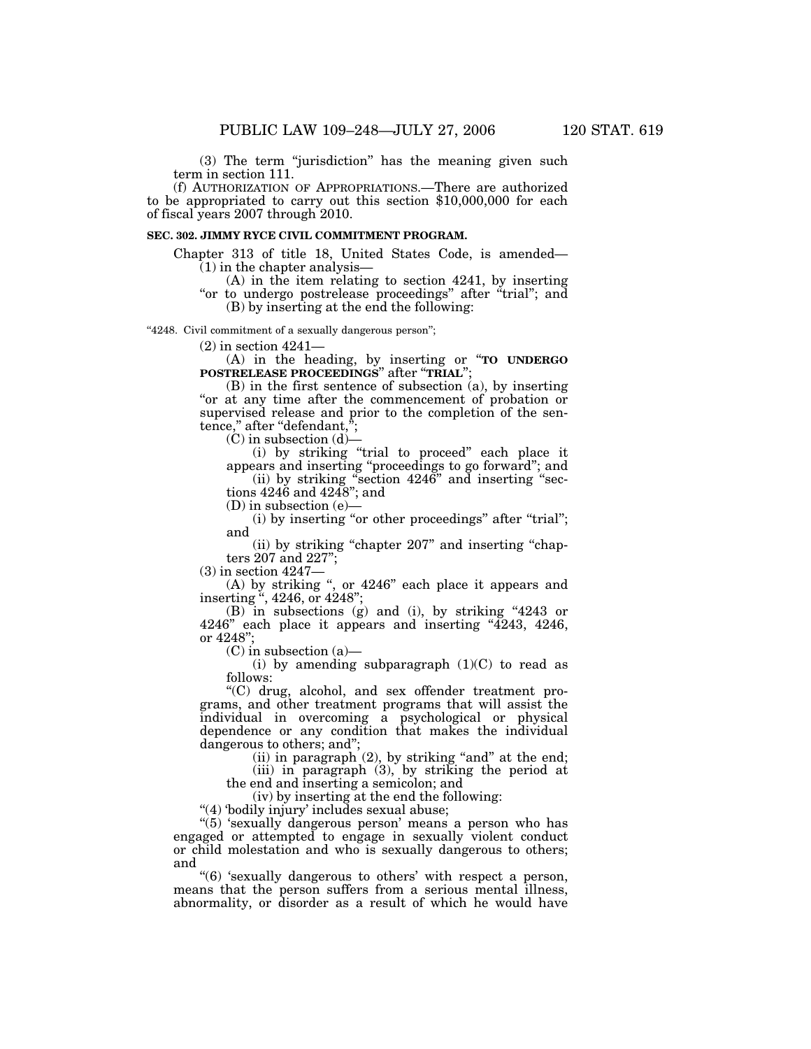(3) The term "jurisdiction" has the meaning given such term in section 111.

(f) AUTHORIZATION OF APPROPRIATIONS.—There are authorized to be appropriated to carry out this section $10,000,000 for each of fiscal years 2007 through 2010.

**SEC. 302. JIMMY RYCE CIVIL COMMITMENT PROGRAM.**

Chapter 313 of title 18, United States Code, is amended—

(1) in the chapter analysis—

(A) in the item relating to section 4241, by inserting "or to undergo postrelease proceedings" after "trial"; and

(B) by inserting at the end the following:

"4248. Civil commitment of a sexually dangerous person";

(2) in section 4241—

(A) in the heading, by inserting or "**TO UNDERGO POSTRELEASE PROCEEDINGS**" after "**TRIAL**";

(B) in the first sentence of subsection (a), by inserting "or at any time after the commencement of probation or supervised release and prior to the completion of the sentence," after "defendant,";

(C) in subsection (d)—

(i) by striking "trial to proceed" each place it appears and inserting "proceedings to go forward"; and

(ii) by striking "section 4246" and inserting "sections 4246 and 4248"; and

(D) in subsection (e)—

(i) by inserting "or other proceedings" after "trial"; and

(ii) by striking "chapter 207" and inserting "chapters 207 and 227";

(3) in section 4247—

(A) by striking ", or 4246" each place it appears and inserting ", 4246, or 4248";

(B) in subsections (g) and (i), by striking "4243 or 4246" each place it appears and inserting "4243, 4246, or 4248";

(C) in subsection (a)—

(i) by amending subparagraph (1)(C) to read as follows:

"(C) drug, alcohol, and sex offender treatment programs, and other treatment programs that will assist the individual in overcoming a psychological or physical dependence or any condition that makes the individual dangerous to others; and";

(ii) in paragraph (2), by striking "and" at the end;

(iii) in paragraph (3), by striking the period at the end and inserting a semicolon; and

(iv) by inserting at the end the following:

"(4) 'bodily injury' includes sexual abuse;

"(5) 'sexually dangerous person' means a person who has engaged or attempted to engage in sexually violent conduct or child molestation and who is sexually dangerous to others; and

"(6) 'sexually dangerous to others' with respect a person, means that the person suffers from a serious mental illness, abnormality, or disorder as a result of which he would have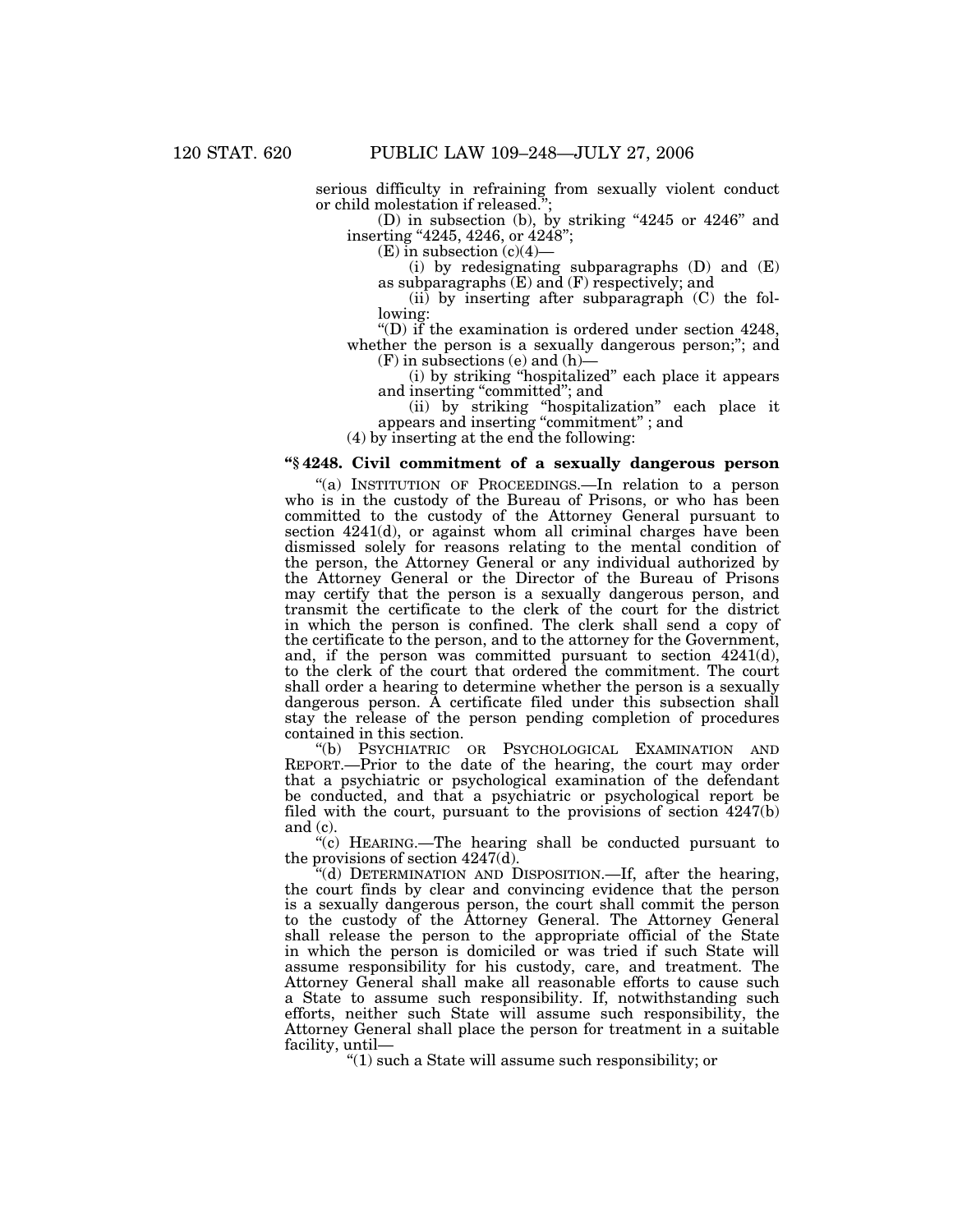serious difficulty in refraining from sexually violent conduct or child molestation if released.";

(D) in subsection (b), by striking "4245 or 4246" and inserting "4245, 4246, or 4248";

(E) in subsection (c)(4)—

(i) by redesignating subparagraphs (D) and (E) as subparagraphs (E) and (F) respectively; and

(ii) by inserting after subparagraph (C) the following:

"(D) if the examination is ordered under section 4248, whether the person is a sexually dangerous person;"; and

(F) in subsections (e) and (h)—

(i) by striking "hospitalized" each place it appears and inserting "committed"; and

(ii) by striking "hospitalization" each place it appears and inserting "commitment" ; and

(4) by inserting at the end the following:

### "§ 4248. Civil commitment of a sexually dangerous person

"(a) INSTITUTION OF PROCEEDINGS.—In relation to a person who is in the custody of the Bureau of Prisons, or who has been committed to the custody of the Attorney General pursuant to section 4241(d), or against whom all criminal charges have been dismissed solely for reasons relating to the mental condition of the person, the Attorney General or any individual authorized by the Attorney General or the Director of the Bureau of Prisons may certify that the person is a sexually dangerous person, and transmit the certificate to the clerk of the court for the district in which the person is confined. The clerk shall send a copy of the certificate to the person, and to the attorney for the Government, and, if the person was committed pursuant to section 4241(d), to the clerk of the court that ordered the commitment. The court shall order a hearing to determine whether the person is a sexually dangerous person. A certificate filed under this subsection shall stay the release of the person pending completion of procedures contained in this section.

"(b) PSYCHIATRIC OR PSYCHOLOGICAL EXAMINATION AND REPORT.—Prior to the date of the hearing, the court may order that a psychiatric or psychological examination of the defendant be conducted, and that a psychiatric or psychological report be filed with the court, pursuant to the provisions of section 4247(b) and (c).

"(c) HEARING.—The hearing shall be conducted pursuant to the provisions of section 4247(d).

"(d) DETERMINATION AND DISPOSITION.—If, after the hearing, the court finds by clear and convincing evidence that the person is a sexually dangerous person, the court shall commit the person to the custody of the Attorney General. The Attorney General shall release the person to the appropriate official of the State in which the person is domiciled or was tried if such State will assume responsibility for his custody, care, and treatment. The Attorney General shall make all reasonable efforts to cause such a State to assume such responsibility. If, notwithstanding such efforts, neither such State will assume such responsibility, the Attorney General shall place the person for treatment in a suitable facility, until—

"(1) such a State will assume such responsibility; or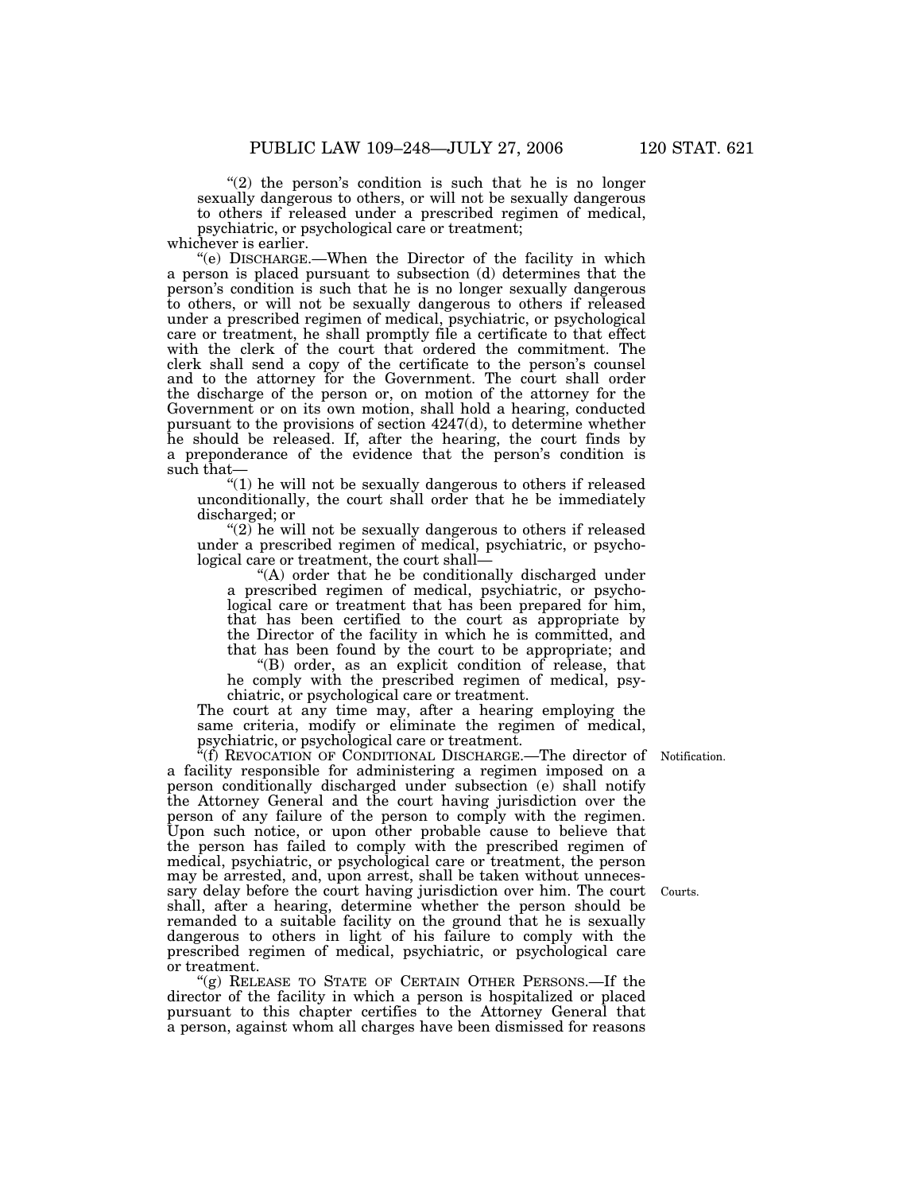"(2) the person's condition is such that he is no longer sexually dangerous to others, or will not be sexually dangerous to others if released under a prescribed regimen of medical, psychiatric, or psychological care or treatment;

whichever is earlier.

"(e) DISCHARGE.—When the Director of the facility in which a person is placed pursuant to subsection (d) determines that the person's condition is such that he is no longer sexually dangerous to others, or will not be sexually dangerous to others if released under a prescribed regimen of medical, psychiatric, or psychological care or treatment, he shall promptly file a certificate to that effect with the clerk of the court that ordered the commitment. The clerk shall send a copy of the certificate to the person's counsel and to the attorney for the Government. The court shall order the discharge of the person or, on motion of the attorney for the Government or on its own motion, shall hold a hearing, conducted pursuant to the provisions of section 4247(d), to determine whether he should be released. If, after the hearing, the court finds by a preponderance of the evidence that the person's condition is such that—

"(1) he will not be sexually dangerous to others if released unconditionally, the court shall order that he be immediately discharged; or

"(2) he will not be sexually dangerous to others if released under a prescribed regimen of medical, psychiatric, or psychological care or treatment, the court shall—

"(A) order that he be conditionally discharged under a prescribed regimen of medical, psychiatric, or psychological care or treatment that has been prepared for him, that has been certified to the court as appropriate by the Director of the facility in which he is committed, and that has been found by the court to be appropriate; and

"(B) order, as an explicit condition of release, that he comply with the prescribed regimen of medical, psychiatric, or psychological care or treatment.

The court at any time may, after a hearing employing the same criteria, modify or eliminate the regimen of medical, psychiatric, or psychological care or treatment.

Notification.

"(f) REVOCATION OF CONDITIONAL DISCHARGE.—The director of a facility responsible for administering a regimen imposed on a person conditionally discharged under subsection (e) shall notify the Attorney General and the court having jurisdiction over the person of any failure of the person to comply with the regimen. Upon such notice, or upon other probable cause to believe that the person has failed to comply with the prescribed regimen of medical, psychiatric, or psychological care or treatment, the person may be arrested, and, upon arrest, shall be taken without unnecessary delay before the court having jurisdiction over him. The court shall, after a hearing, determine whether the person should be remanded to a suitable facility on the ground that he is sexually dangerous to others in light of his failure to comply with the prescribed regimen of medical, psychiatric, or psychological care or treatment.

Courts.

"(g) RELEASE TO STATE OF CERTAIN OTHER PERSONS.—If the director of the facility in which a person is hospitalized or placed pursuant to this chapter certifies to the Attorney General that a person, against whom all charges have been dismissed for reasons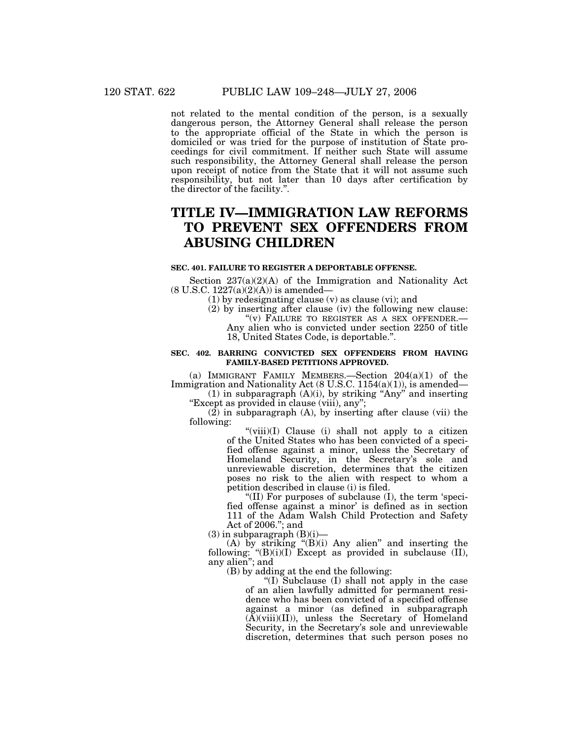not related to the mental condition of the person, is a sexually dangerous person, the Attorney General shall release the person to the appropriate official of the State in which the person is domiciled or was tried for the purpose of institution of State proceedings for civil commitment. If neither such State will assume such responsibility, the Attorney General shall release the person upon receipt of notice from the State that it will not assume such responsibility, but not later than 10 days after certification by the director of the facility.".

# TITLE IV—IMMIGRATION LAW REFORMS TO PREVENT SEX OFFENDERS FROM ABUSING CHILDREN

### SEC. 401. FAILURE TO REGISTER A DEPORTABLE OFFENSE.

Section 237(a)(2)(A) of the Immigration and Nationality Act (8 U.S.C. 1227(a)(2)(A)) is amended—

(1) by redesignating clause (v) as clause (vi); and

(2) by inserting after clause (iv) the following new clause:

"(v) FAILURE TO REGISTER AS A SEX OFFENDER.— Any alien who is convicted under section 2250 of title 18, United States Code, is deportable.".

### SEC. 402. BARRING CONVICTED SEX OFFENDERS FROM HAVING FAMILY-BASED PETITIONS APPROVED.

(a) IMMIGRANT FAMILY MEMBERS.—Section 204(a)(1) of the Immigration and Nationality Act (8 U.S.C. 1154(a)(1)), is amended—

(1) in subparagraph (A)(i), by striking "Any" and inserting "Except as provided in clause (viii), any";

(2) in subparagraph (A), by inserting after clause (vii) the following:

"(viii)(I) Clause (i) shall not apply to a citizen of the United States who has been convicted of a specified offense against a minor, unless the Secretary of Homeland Security, in the Secretary's sole and unreviewable discretion, determines that the citizen poses no risk to the alien with respect to whom a petition described in clause (i) is filed.

"(II) For purposes of subclause (I), the term 'specified offense against a minor' is defined as in section 111 of the Adam Walsh Child Protection and Safety Act of 2006."; and

(3) in subparagraph (B)(i)—

(A) by striking "(B)(i) Any alien" and inserting the following: "(B)(i)(I) Except as provided in subclause (II), any alien"; and

(B) by adding at the end the following:

"(I) Subclause (I) shall not apply in the case of an alien lawfully admitted for permanent residence who has been convicted of a specified offense against a minor (as defined in subparagraph (A)(viii)(II)), unless the Secretary of Homeland Security, in the Secretary's sole and unreviewable discretion, determines that such person poses no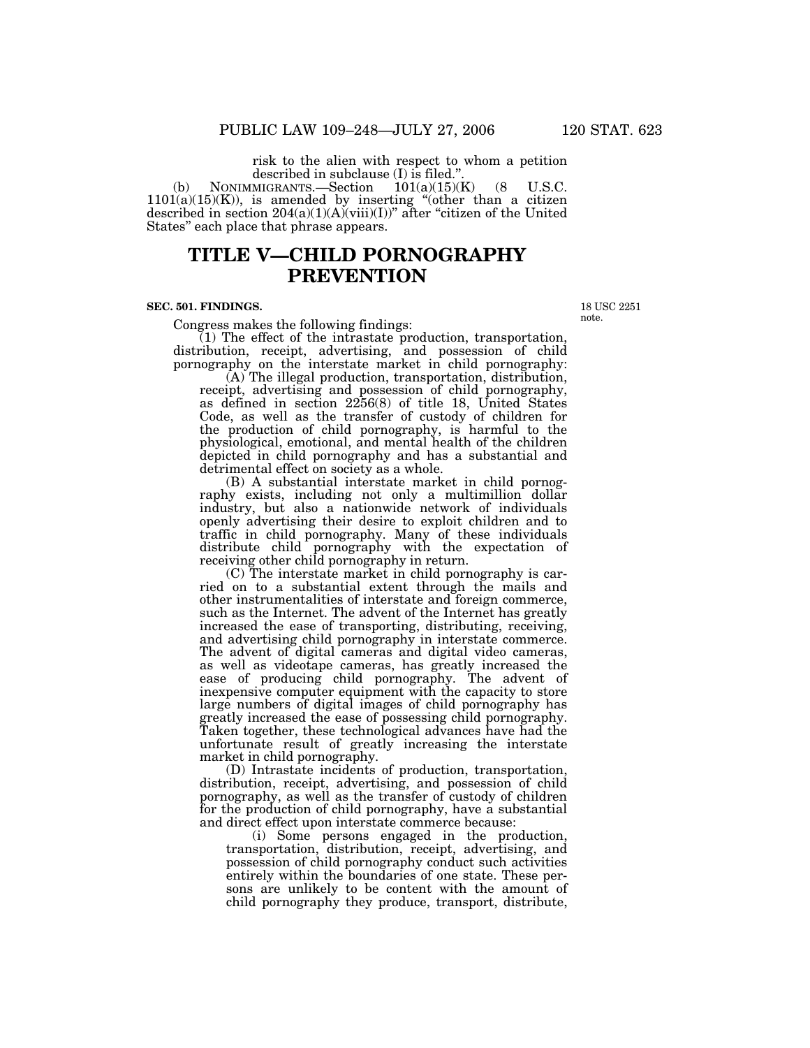risk to the alien with respect to whom a petition described in subclause (I) is filed.".

(b) NONIMMIGRANTS.—Section 101(a)(15)(K) (8 U.S.C. 1101(a)(15)(K)), is amended by inserting "(other than a citizen described in section 204(a)(1)(A)(viii)(I))" after "citizen of the United States" each place that phrase appears.

# TITLE V—CHILD PORNOGRAPHY PREVENTION

**SEC. 501. FINDINGS.**

18 USC 2251 note.

Congress makes the following findings:

(1) The effect of the intrastate production, transportation, distribution, receipt, advertising, and possession of child pornography on the interstate market in child pornography:

(A) The illegal production, transportation, distribution, receipt, advertising and possession of child pornography, as defined in section 2256(8) of title 18, United States Code, as well as the transfer of custody of children for the production of child pornography, is harmful to the physiological, emotional, and mental health of the children depicted in child pornography and has a substantial and detrimental effect on society as a whole.

(B) A substantial interstate market in child pornography exists, including not only a multimillion dollar industry, but also a nationwide network of individuals openly advertising their desire to exploit children and to traffic in child pornography. Many of these individuals distribute child pornography with the expectation of receiving other child pornography in return.

(C) The interstate market in child pornography is carried on to a substantial extent through the mails and other instrumentalities of interstate and foreign commerce, such as the Internet. The advent of the Internet has greatly increased the ease of transporting, distributing, receiving, and advertising child pornography in interstate commerce. The advent of digital cameras and digital video cameras, as well as videotape cameras, has greatly increased the ease of producing child pornography. The advent of inexpensive computer equipment with the capacity to store large numbers of digital images of child pornography has greatly increased the ease of possessing child pornography. Taken together, these technological advances have had the unfortunate result of greatly increasing the interstate market in child pornography.

(D) Intrastate incidents of production, transportation, distribution, receipt, advertising, and possession of child pornography, as well as the transfer of custody of children for the production of child pornography, have a substantial and direct effect upon interstate commerce because:

(i) Some persons engaged in the production, transportation, distribution, receipt, advertising, and possession of child pornography conduct such activities entirely within the boundaries of one state. These persons are unlikely to be content with the amount of child pornography they produce, transport, distribute,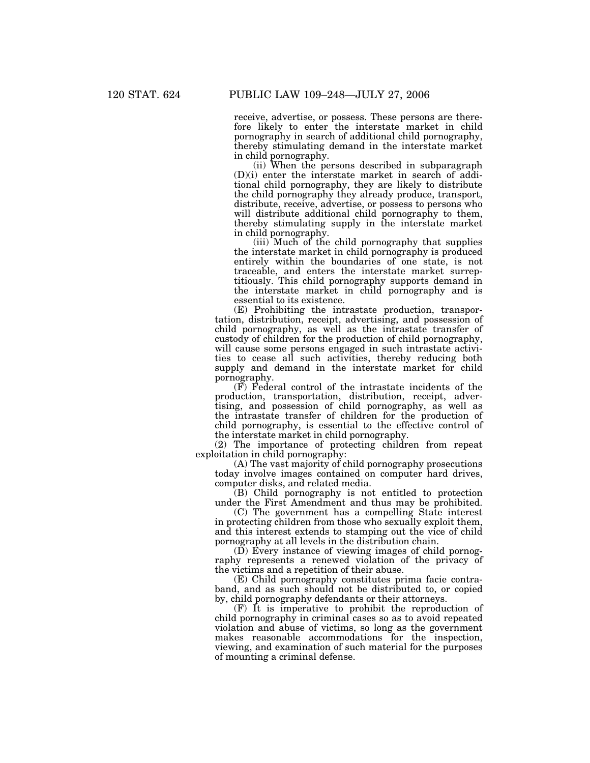receive, advertise, or possess. These persons are therefore likely to enter the interstate market in child pornography in search of additional child pornography, thereby stimulating demand in the interstate market in child pornography.

(ii) When the persons described in subparagraph (D)(i) enter the interstate market in search of additional child pornography, they are likely to distribute the child pornography they already produce, transport, distribute, receive, advertise, or possess to persons who will distribute additional child pornography to them, thereby stimulating supply in the interstate market in child pornography.

(iii) Much of the child pornography that supplies the interstate market in child pornography is produced entirely within the boundaries of one state, is not traceable, and enters the interstate market surreptitiously. This child pornography supports demand in the interstate market in child pornography and is essential to its existence.

(E) Prohibiting the intrastate production, transportation, distribution, receipt, advertising, and possession of child pornography, as well as the intrastate transfer of custody of children for the production of child pornography, will cause some persons engaged in such intrastate activities to cease all such activities, thereby reducing both supply and demand in the interstate market for child pornography.

(F) Federal control of the intrastate incidents of the production, transportation, distribution, receipt, advertising, and possession of child pornography, as well as the intrastate transfer of children for the production of child pornography, is essential to the effective control of the interstate market in child pornography.

(2) The importance of protecting children from repeat exploitation in child pornography:

(A) The vast majority of child pornography prosecutions today involve images contained on computer hard drives, computer disks, and related media.

(B) Child pornography is not entitled to protection under the First Amendment and thus may be prohibited.

(C) The government has a compelling State interest in protecting children from those who sexually exploit them, and this interest extends to stamping out the vice of child pornography at all levels in the distribution chain.

(D) Every instance of viewing images of child pornography represents a renewed violation of the privacy of the victims and a repetition of their abuse.

(E) Child pornography constitutes prima facie contraband, and as such should not be distributed to, or copied by, child pornography defendants or their attorneys.

(F) It is imperative to prohibit the reproduction of child pornography in criminal cases so as to avoid repeated violation and abuse of victims, so long as the government makes reasonable accommodations for the inspection, viewing, and examination of such material for the purposes of mounting a criminal defense.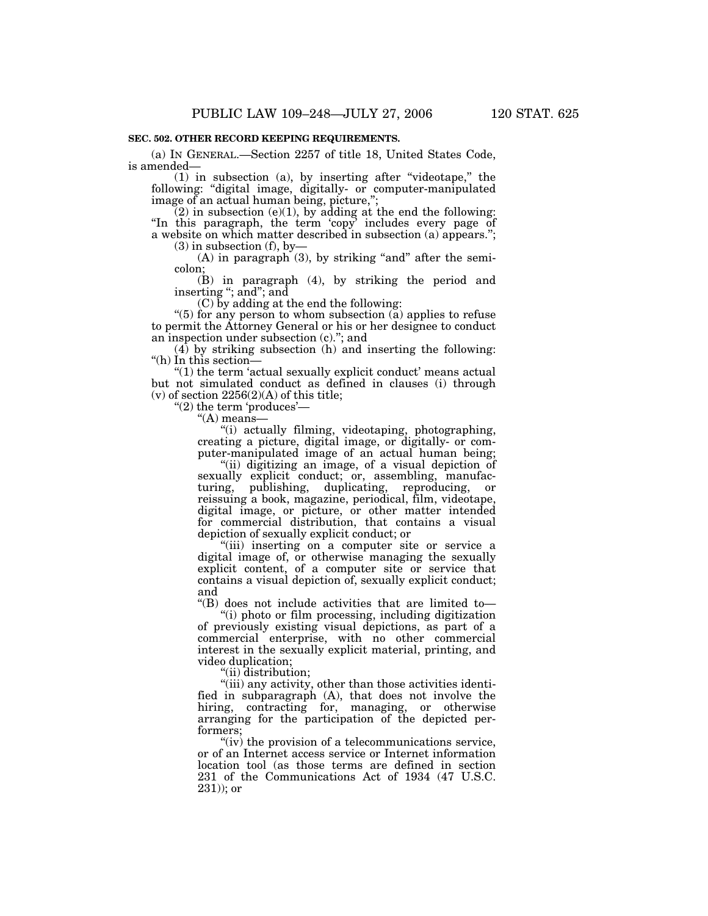**SEC. 502. OTHER RECORD KEEPING REQUIREMENTS.**

(a) IN GENERAL.—Section 2257 of title 18, United States Code, is amended—

(1) in subsection (a), by inserting after "videotape," the following: "digital image, digitally- or computer-manipulated image of an actual human being, picture,";

(2) in subsection (e)(1), by adding at the end the following: "In this paragraph, the term 'copy' includes every page of a website on which matter described in subsection (a) appears.";

(3) in subsection (f), by—

(A) in paragraph (3), by striking "and" after the semicolon;

(B) in paragraph (4), by striking the period and inserting "; and"; and

(C) by adding at the end the following:

"(5) for any person to whom subsection (a) applies to refuse to permit the Attorney General or his or her designee to conduct an inspection under subsection (c)."; and

(4) by striking subsection (h) and inserting the following:

"(h) In this section—

"(1) the term 'actual sexually explicit conduct' means actual but not simulated conduct as defined in clauses (i) through (v) of section 2256(2)(A) of this title;

"(2) the term 'produces'—

"(A) means—

"(i) actually filming, videotaping, photographing, creating a picture, digital image, or digitally- or computer-manipulated image of an actual human being;

"(ii) digitizing an image, of a visual depiction of sexually explicit conduct; or, assembling, manufacturing, publishing, duplicating, reproducing, or reissuing a book, magazine, periodical, film, videotape, digital image, or picture, or other matter intended for commercial distribution, that contains a visual depiction of sexually explicit conduct; or

"(iii) inserting on a computer site or service a digital image of, or otherwise managing the sexually explicit content, of a computer site or service that contains a visual depiction of, sexually explicit conduct; and

"(B) does not include activities that are limited to—

"(i) photo or film processing, including digitization of previously existing visual depictions, as part of a commercial enterprise, with no other commercial interest in the sexually explicit material, printing, and video duplication;

"(ii) distribution;

"(iii) any activity, other than those activities identified in subparagraph (A), that does not involve the hiring, contracting for, managing, or otherwise arranging for the participation of the depicted performers;

"(iv) the provision of a telecommunications service, or of an Internet access service or Internet information location tool (as those terms are defined in section 231 of the Communications Act of 1934 (47 U.S.C. 231)); or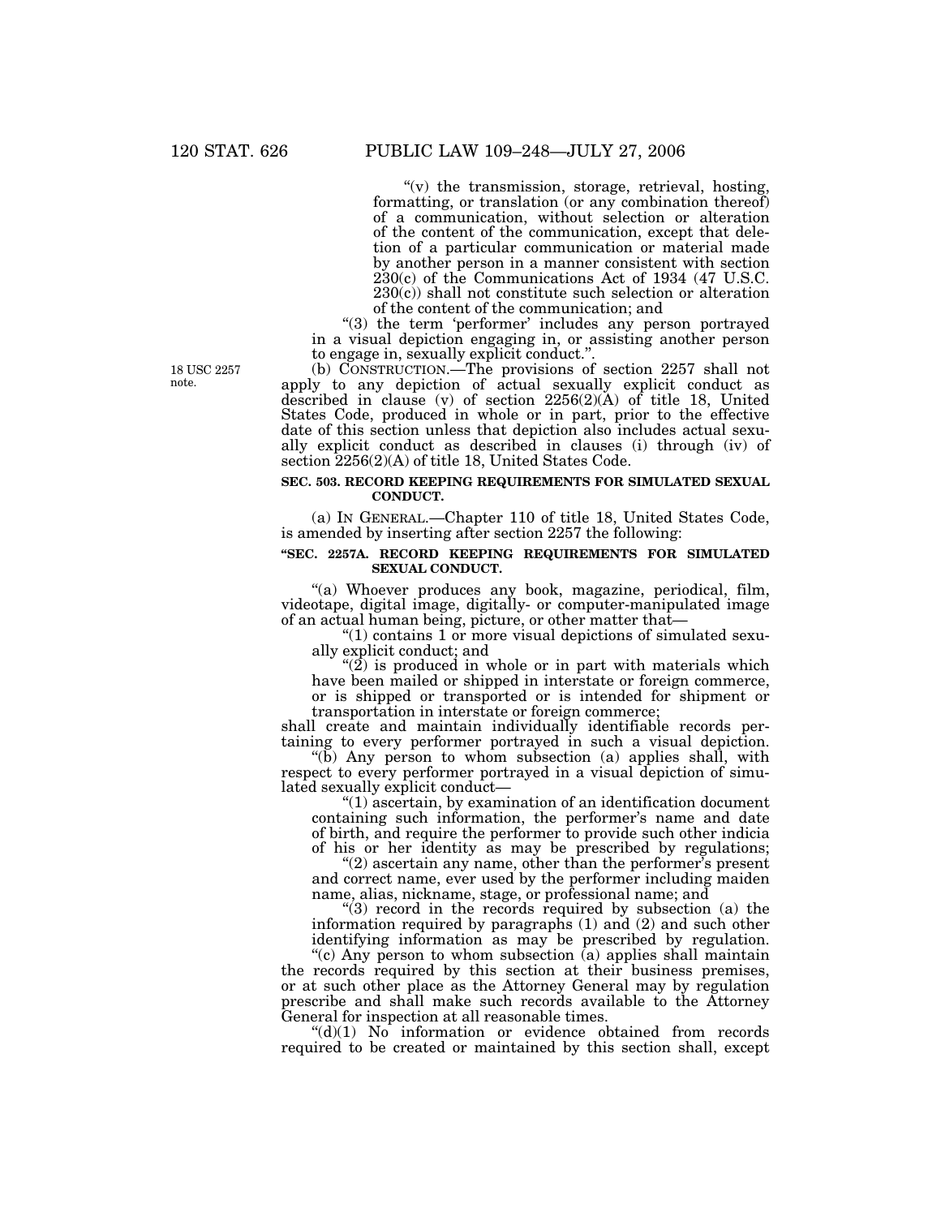"(v) the transmission, storage, retrieval, hosting, formatting, or translation (or any combination thereof) of a communication, without selection or alteration of the content of the communication, except that deletion of a particular communication or material made by another person in a manner consistent with section 230(c) of the Communications Act of 1934 (47 U.S.C. 230(c)) shall not constitute such selection or alteration of the content of the communication; and

"(3) the term 'performer' includes any person portrayed in a visual depiction engaging in, or assisting another person to engage in, sexually explicit conduct.".

18 USC 2257 note.

(b) CONSTRUCTION.—The provisions of section 2257 shall not apply to any depiction of actual sexually explicit conduct as described in clause (v) of section 2256(2)(A) of title 18, United States Code, produced in whole or in part, prior to the effective date of this section unless that depiction also includes actual sexually explicit conduct as described in clauses (i) through (iv) of section 2256(2)(A) of title 18, United States Code.

**SEC. 503. RECORD KEEPING REQUIREMENTS FOR SIMULATED SEXUAL CONDUCT.**

(a) IN GENERAL.—Chapter 110 of title 18, United States Code, is amended by inserting after section 2257 the following:

**"SEC. 2257A. RECORD KEEPING REQUIREMENTS FOR SIMULATED SEXUAL CONDUCT.**

"(a) Whoever produces any book, magazine, periodical, film, videotape, digital image, digitally- or computer-manipulated image of an actual human being, picture, or other matter that—

"(1) contains 1 or more visual depictions of simulated sexually explicit conduct; and

"(2) is produced in whole or in part with materials which have been mailed or shipped in interstate or foreign commerce, or is shipped or transported or is intended for shipment or transportation in interstate or foreign commerce;

shall create and maintain individually identifiable records pertaining to every performer portrayed in such a visual depiction.

"(b) Any person to whom subsection (a) applies shall, with respect to every performer portrayed in a visual depiction of simulated sexually explicit conduct—

"(1) ascertain, by examination of an identification document containing such information, the performer's name and date of birth, and require the performer to provide such other indicia of his or her identity as may be prescribed by regulations;

"(2) ascertain any name, other than the performer's present and correct name, ever used by the performer including maiden name, alias, nickname, stage, or professional name; and

"(3) record in the records required by subsection (a) the information required by paragraphs (1) and (2) and such other identifying information as may be prescribed by regulation.

"(c) Any person to whom subsection (a) applies shall maintain the records required by this section at their business premises, or at such other place as the Attorney General may by regulation prescribe and shall make such records available to the Attorney General for inspection at all reasonable times.

"(d)(1) No information or evidence obtained from records required to be created or maintained by this section shall, except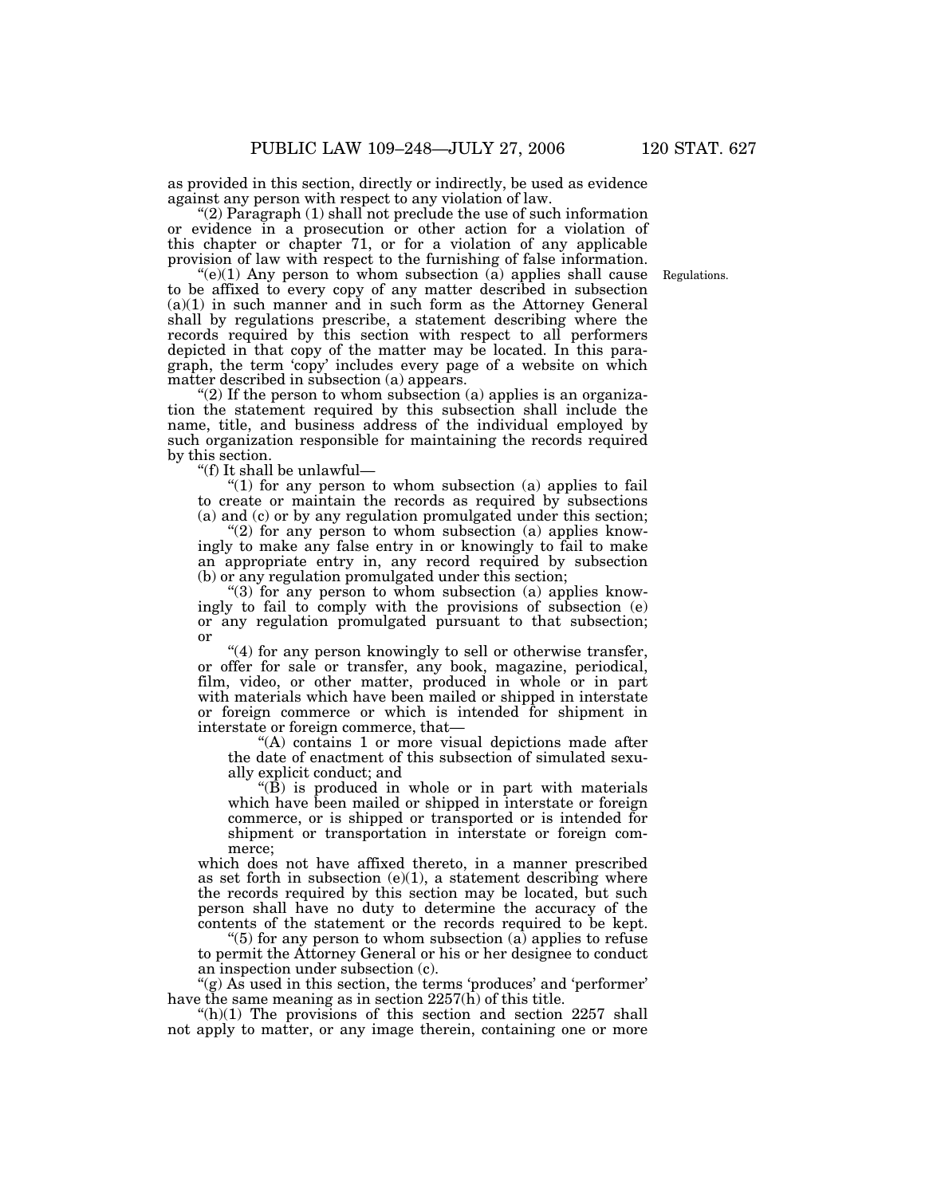as provided in this section, directly or indirectly, be used as evidence against any person with respect to any violation of law.

"(2) Paragraph (1) shall not preclude the use of such information or evidence in a prosecution or other action for a violation of this chapter or chapter 71, or for a violation of any applicable provision of law with respect to the furnishing of false information.

Regulations.

"(e)(1) Any person to whom subsection (a) applies shall cause to be affixed to every copy of any matter described in subsection (a)(1) in such manner and in such form as the Attorney General shall by regulations prescribe, a statement describing where the records required by this section with respect to all performers depicted in that copy of the matter may be located. In this paragraph, the term 'copy' includes every page of a website on which matter described in subsection (a) appears.

"(2) If the person to whom subsection (a) applies is an organization the statement required by this subsection shall include the name, title, and business address of the individual employed by such organization responsible for maintaining the records required by this section.

"(f) It shall be unlawful—

"(1) for any person to whom subsection (a) applies to fail to create or maintain the records as required by subsections (a) and (c) or by any regulation promulgated under this section;

"(2) for any person to whom subsection (a) applies knowingly to make any false entry in or knowingly to fail to make an appropriate entry in, any record required by subsection (b) or any regulation promulgated under this section;

"(3) for any person to whom subsection (a) applies knowingly to fail to comply with the provisions of subsection (e) or any regulation promulgated pursuant to that subsection; or

"(4) for any person knowingly to sell or otherwise transfer, or offer for sale or transfer, any book, magazine, periodical, film, video, or other matter, produced in whole or in part with materials which have been mailed or shipped in interstate or foreign commerce or which is intended for shipment in interstate or foreign commerce, that—

"(A) contains 1 or more visual depictions made after the date of enactment of this subsection of simulated sexually explicit conduct; and

"(B) is produced in whole or in part with materials which have been mailed or shipped in interstate or foreign commerce, or is shipped or transported or is intended for shipment or transportation in interstate or foreign commerce;

which does not have affixed thereto, in a manner prescribed as set forth in subsection (e)(1), a statement describing where the records required by this section may be located, but such person shall have no duty to determine the accuracy of the contents of the statement or the records required to be kept.

"(5) for any person to whom subsection (a) applies to refuse to permit the Attorney General or his or her designee to conduct an inspection under subsection (c).

"(g) As used in this section, the terms 'produces' and 'performer' have the same meaning as in section 2257(h) of this title.

"(h)(1) The provisions of this section and section 2257 shall not apply to matter, or any image therein, containing one or more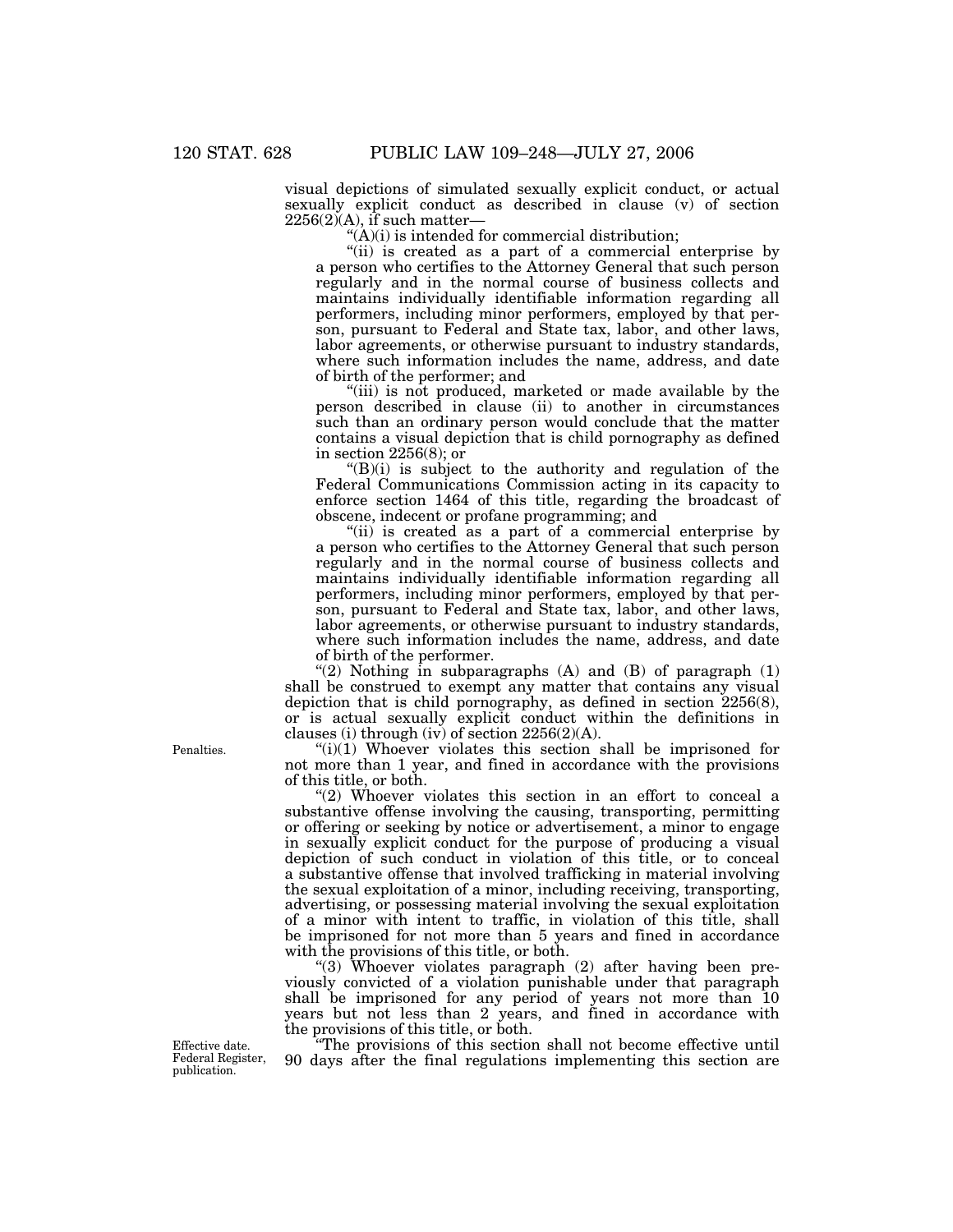visual depictions of simulated sexually explicit conduct, or actual sexually explicit conduct as described in clause (v) of section 2256(2)(A), if such matter—

"(A)(i) is intended for commercial distribution;

"(ii) is created as a part of a commercial enterprise by a person who certifies to the Attorney General that such person regularly and in the normal course of business collects and maintains individually identifiable information regarding all performers, including minor performers, employed by that person, pursuant to Federal and State tax, labor, and other laws, labor agreements, or otherwise pursuant to industry standards, where such information includes the name, address, and date of birth of the performer; and

"(iii) is not produced, marketed or made available by the person described in clause (ii) to another in circumstances such than an ordinary person would conclude that the matter contains a visual depiction that is child pornography as defined in section 2256(8); or

"(B)(i) is subject to the authority and regulation of the Federal Communications Commission acting in its capacity to enforce section 1464 of this title, regarding the broadcast of obscene, indecent or profane programming; and

"(ii) is created as a part of a commercial enterprise by a person who certifies to the Attorney General that such person regularly and in the normal course of business collects and maintains individually identifiable information regarding all performers, including minor performers, employed by that person, pursuant to Federal and State tax, labor, and other laws, labor agreements, or otherwise pursuant to industry standards, where such information includes the name, address, and date of birth of the performer.

"(2) Nothing in subparagraphs (A) and (B) of paragraph (1) shall be construed to exempt any matter that contains any visual depiction that is child pornography, as defined in section 2256(8), or is actual sexually explicit conduct within the definitions in clauses (i) through (iv) of section 2256(2)(A).

Penalties.

"(i)(1) Whoever violates this section shall be imprisoned for not more than 1 year, and fined in accordance with the provisions of this title, or both.

"(2) Whoever violates this section in an effort to conceal a substantive offense involving the causing, transporting, permitting or offering or seeking by notice or advertisement, a minor to engage in sexually explicit conduct for the purpose of producing a visual depiction of such conduct in violation of this title, or to conceal a substantive offense that involved trafficking in material involving the sexual exploitation of a minor, including receiving, transporting, advertising, or possessing material involving the sexual exploitation of a minor with intent to traffic, in violation of this title, shall be imprisoned for not more than 5 years and fined in accordance with the provisions of this title, or both.

"(3) Whoever violates paragraph (2) after having been previously convicted of a violation punishable under that paragraph shall be imprisoned for any period of years not more than 10 years but not less than 2 years, and fined in accordance with the provisions of this title, or both.

Effective date. Federal Register, publication.

"The provisions of this section shall not become effective until 90 days after the final regulations implementing this section are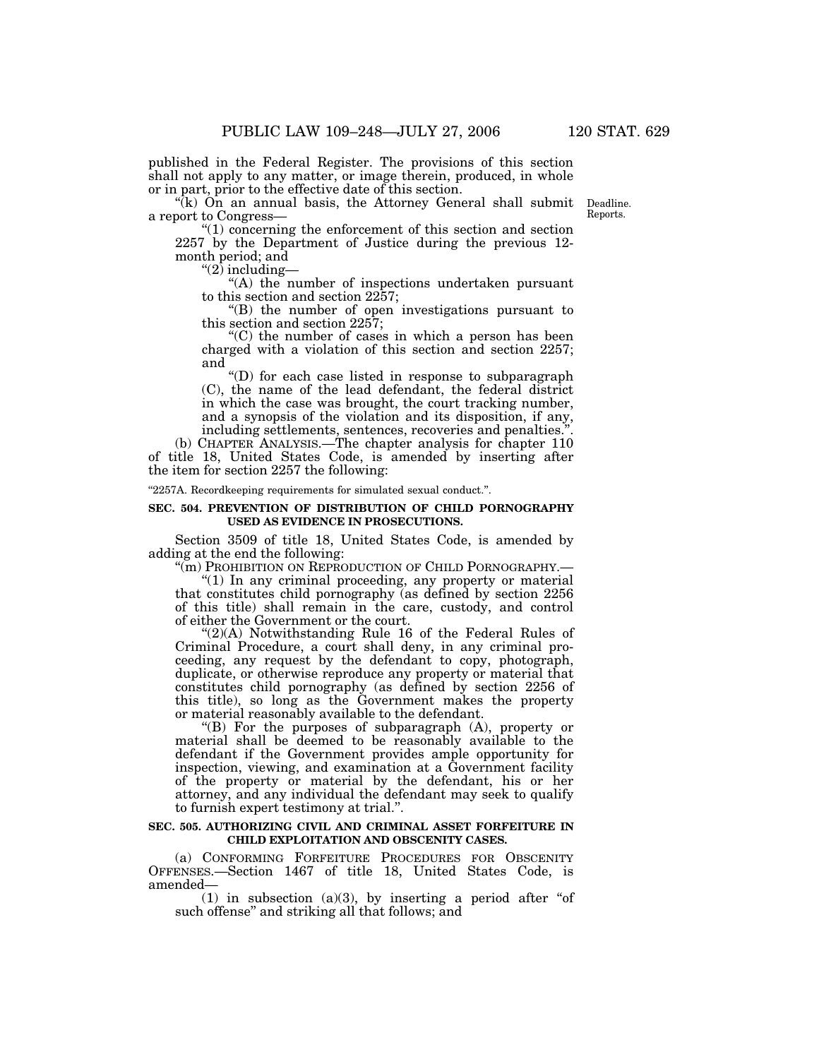published in the Federal Register. The provisions of this section shall not apply to any matter, or image therein, produced, in whole or in part, prior to the effective date of this section.

"(k) On an annual basis, the Attorney General shall submit a report to Congress—

Deadline.
Reports.

"(1) concerning the enforcement of this section and section 2257 by the Department of Justice during the previous 12-month period; and

"(2) including—

"(A) the number of inspections undertaken pursuant to this section and section 2257;

"(B) the number of open investigations pursuant to this section and section 2257;

"(C) the number of cases in which a person has been charged with a violation of this section and section 2257; and

"(D) for each case listed in response to subparagraph (C), the name of the lead defendant, the federal district in which the case was brought, the court tracking number, and a synopsis of the violation and its disposition, if any, including settlements, sentences, recoveries and penalties.".

(b) CHAPTER ANALYSIS.—The chapter analysis for chapter 110 of title 18, United States Code, is amended by inserting after the item for section 2257 the following:

"2257A. Recordkeeping requirements for simulated sexual conduct.".

**SEC. 504. PREVENTION OF DISTRIBUTION OF CHILD PORNOGRAPHY USED AS EVIDENCE IN PROSECUTIONS.**

Section 3509 of title 18, United States Code, is amended by adding at the end the following:

"(m) PROHIBITION ON REPRODUCTION OF CHILD PORNOGRAPHY.—

"(1) In any criminal proceeding, any property or material that constitutes child pornography (as defined by section 2256 of this title) shall remain in the care, custody, and control of either the Government or the court.

"(2)(A) Notwithstanding Rule 16 of the Federal Rules of Criminal Procedure, a court shall deny, in any criminal proceeding, any request by the defendant to copy, photograph, duplicate, or otherwise reproduce any property or material that constitutes child pornography (as defined by section 2256 of this title), so long as the Government makes the property or material reasonably available to the defendant.

"(B) For the purposes of subparagraph (A), property or material shall be deemed to be reasonably available to the defendant if the Government provides ample opportunity for inspection, viewing, and examination at a Government facility of the property or material by the defendant, his or her attorney, and any individual the defendant may seek to qualify to furnish expert testimony at trial.".

**SEC. 505. AUTHORIZING CIVIL AND CRIMINAL ASSET FORFEITURE IN CHILD EXPLOITATION AND OBSCENITY CASES.**

(a) CONFORMING FORFEITURE PROCEDURES FOR OBSCENITY OFFENSES.—Section 1467 of title 18, United States Code, is amended—

(1) in subsection (a)(3), by inserting a period after "of such offense" and striking all that follows; and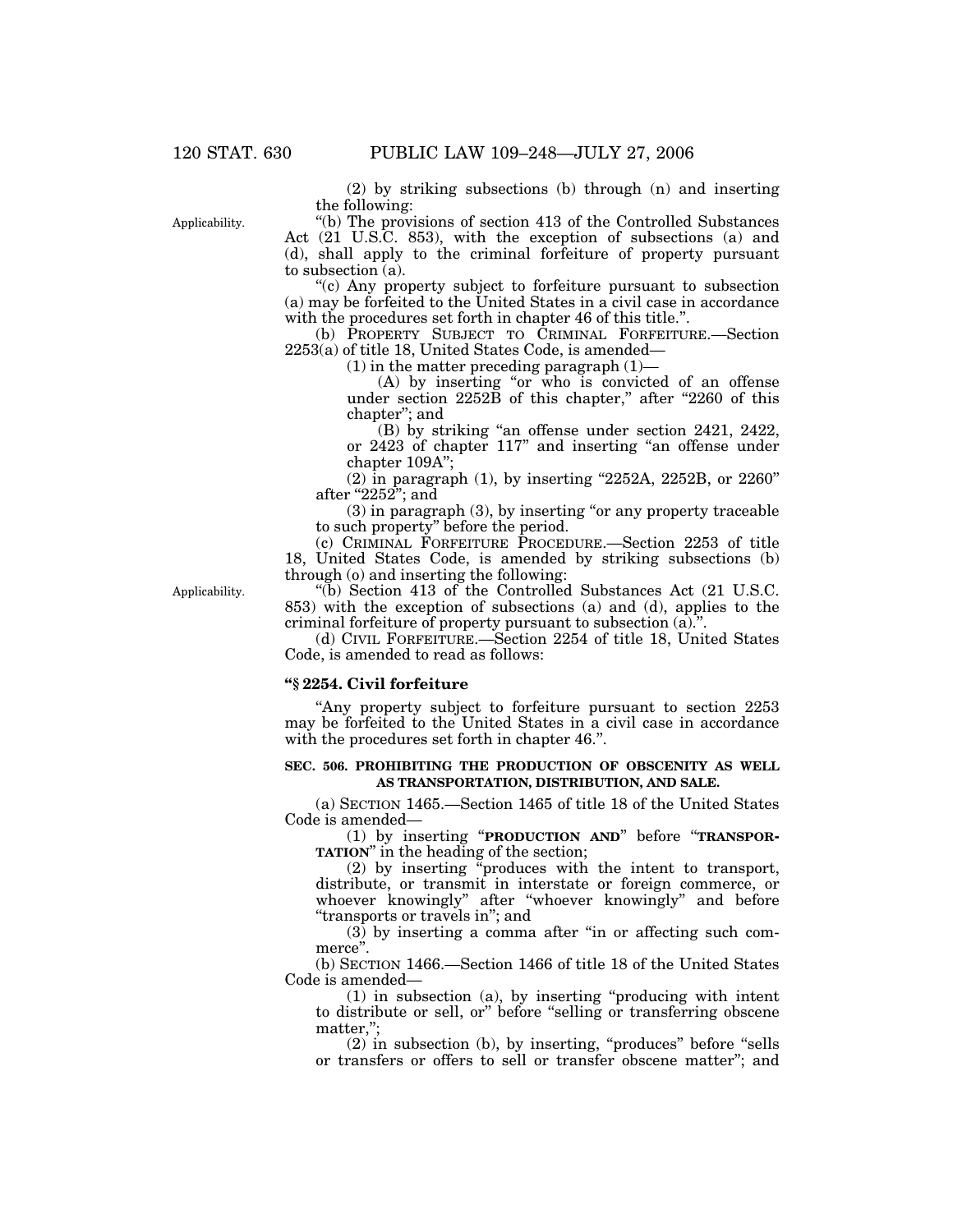(2) by striking subsections (b) through (n) and inserting the following:

Applicability.

"(b) The provisions of section 413 of the Controlled Substances Act (21 U.S.C. 853), with the exception of subsections (a) and (d), shall apply to the criminal forfeiture of property pursuant to subsection (a).

"(c) Any property subject to forfeiture pursuant to subsection (a) may be forfeited to the United States in a civil case in accordance with the procedures set forth in chapter 46 of this title.".

(b) PROPERTY SUBJECT TO CRIMINAL FORFEITURE.—Section 2253(a) of title 18, United States Code, is amended—

(1) in the matter preceding paragraph (1)—

(A) by inserting "or who is convicted of an offense under section 2252B of this chapter," after "2260 of this chapter"; and

(B) by striking "an offense under section 2421, 2422, or 2423 of chapter 117" and inserting "an offense under chapter 109A";

(2) in paragraph (1), by inserting "2252A, 2252B, or 2260" after "2252"; and

(3) in paragraph (3), by inserting "or any property traceable to such property" before the period.

(c) CRIMINAL FORFEITURE PROCEDURE.—Section 2253 of title 18, United States Code, is amended by striking subsections (b) through (o) and inserting the following:

Applicability.

"(b) Section 413 of the Controlled Substances Act (21 U.S.C. 853) with the exception of subsections (a) and (d), applies to the criminal forfeiture of property pursuant to subsection (a).".

(d) CIVIL FORFEITURE.—Section 2254 of title 18, United States Code, is amended to read as follows:

**"§ 2254. Civil forfeiture**

"Any property subject to forfeiture pursuant to section 2253 may be forfeited to the United States in a civil case in accordance with the procedures set forth in chapter 46.".

**SEC. 506. PROHIBITING THE PRODUCTION OF OBSCENITY AS WELL AS TRANSPORTATION, DISTRIBUTION, AND SALE.**

(a) SECTION 1465.—Section 1465 of title 18 of the United States Code is amended—

(1) by inserting "**PRODUCTION AND**" before "**TRANSPORTATION**" in the heading of the section;

(2) by inserting "produces with the intent to transport, distribute, or transmit in interstate or foreign commerce, or whoever knowingly" after "whoever knowingly" and before "transports or travels in"; and

(3) by inserting a comma after "in or affecting such commerce".

(b) SECTION 1466.—Section 1466 of title 18 of the United States Code is amended—

(1) in subsection (a), by inserting "producing with intent to distribute or sell, or" before "selling or transferring obscene matter,";

(2) in subsection (b), by inserting, "produces" before "sells or transfers or offers to sell or transfer obscene matter"; and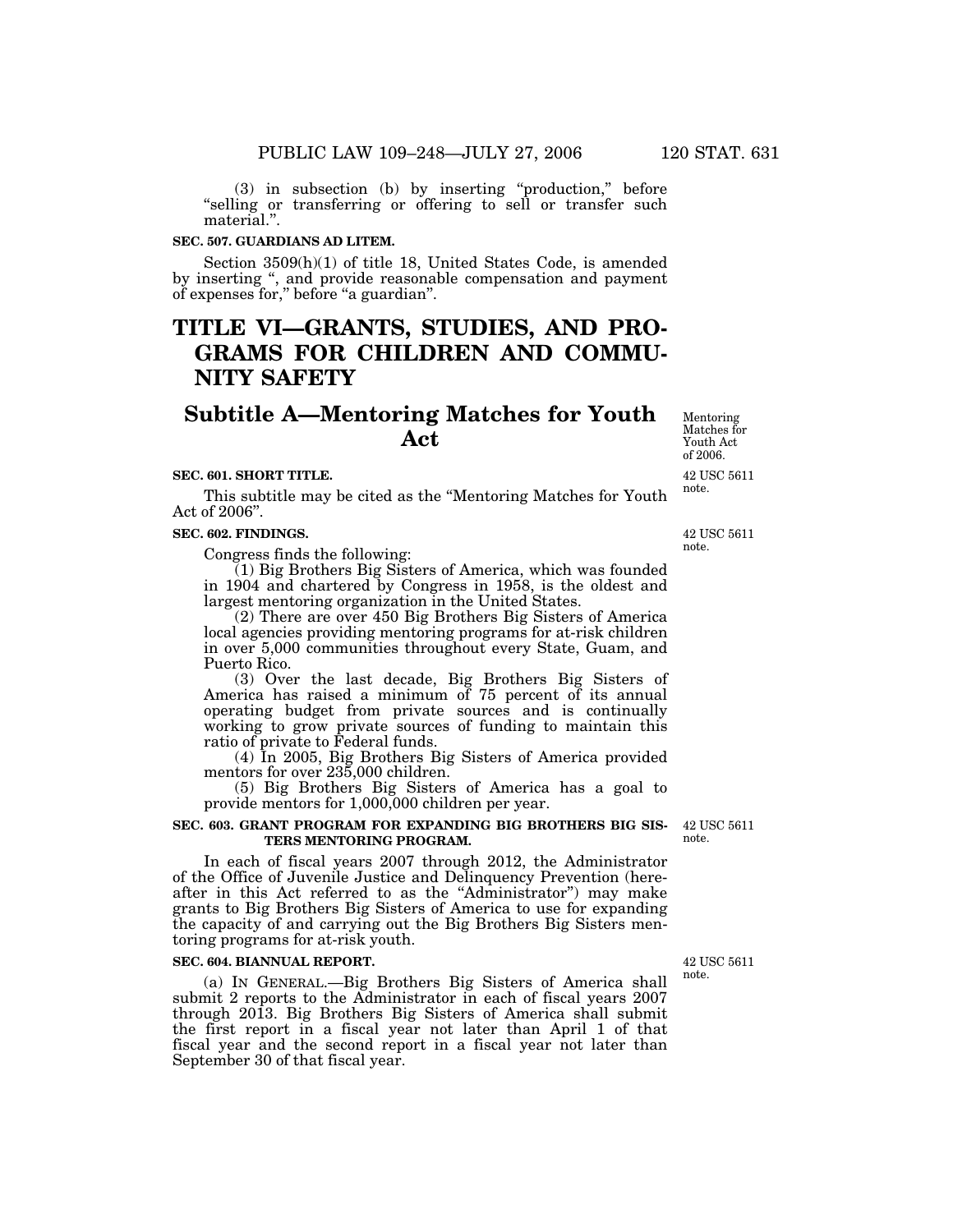(3) in subsection (b) by inserting "production," before "selling or transferring or offering to sell or transfer such material.".

**SEC. 507. GUARDIANS AD LITEM.**

Section 3509(h)(1) of title 18, United States Code, is amended by inserting ", and provide reasonable compensation and payment of expenses for," before "a guardian".

# TITLE VI—GRANTS, STUDIES, AND PROGRAMS FOR CHILDREN AND COMMUNITY SAFETY

## Subtitle A—Mentoring Matches for Youth Act

Mentoring Matches for Youth Act of 2006.

**SEC. 601. SHORT TITLE.**

42 USC 5611 note.

This subtitle may be cited as the "Mentoring Matches for Youth Act of 2006".

**SEC. 602. FINDINGS.**

42 USC 5611 note.

Congress finds the following:

(1) Big Brothers Big Sisters of America, which was founded in 1904 and chartered by Congress in 1958, is the oldest and largest mentoring organization in the United States.

(2) There are over 450 Big Brothers Big Sisters of America local agencies providing mentoring programs for at-risk children in over 5,000 communities throughout every State, Guam, and Puerto Rico.

(3) Over the last decade, Big Brothers Big Sisters of America has raised a minimum of 75 percent of its annual operating budget from private sources and is continually working to grow private sources of funding to maintain this ratio of private to Federal funds.

(4) In 2005, Big Brothers Big Sisters of America provided mentors for over 235,000 children.

(5) Big Brothers Big Sisters of America has a goal to provide mentors for 1,000,000 children per year.

**SEC. 603. GRANT PROGRAM FOR EXPANDING BIG BROTHERS BIG SISTERS MENTORING PROGRAM.**

42 USC 5611 note.

In each of fiscal years 2007 through 2012, the Administrator of the Office of Juvenile Justice and Delinquency Prevention (hereafter in this Act referred to as the "Administrator") may make grants to Big Brothers Big Sisters of America to use for expanding the capacity of and carrying out the Big Brothers Big Sisters mentoring programs for at-risk youth.

**SEC. 604. BIANNUAL REPORT.**

42 USC 5611 note.

(a) IN GENERAL.—Big Brothers Big Sisters of America shall submit 2 reports to the Administrator in each of fiscal years 2007 through 2013. Big Brothers Big Sisters of America shall submit the first report in a fiscal year not later than April 1 of that fiscal year and the second report in a fiscal year not later than September 30 of that fiscal year.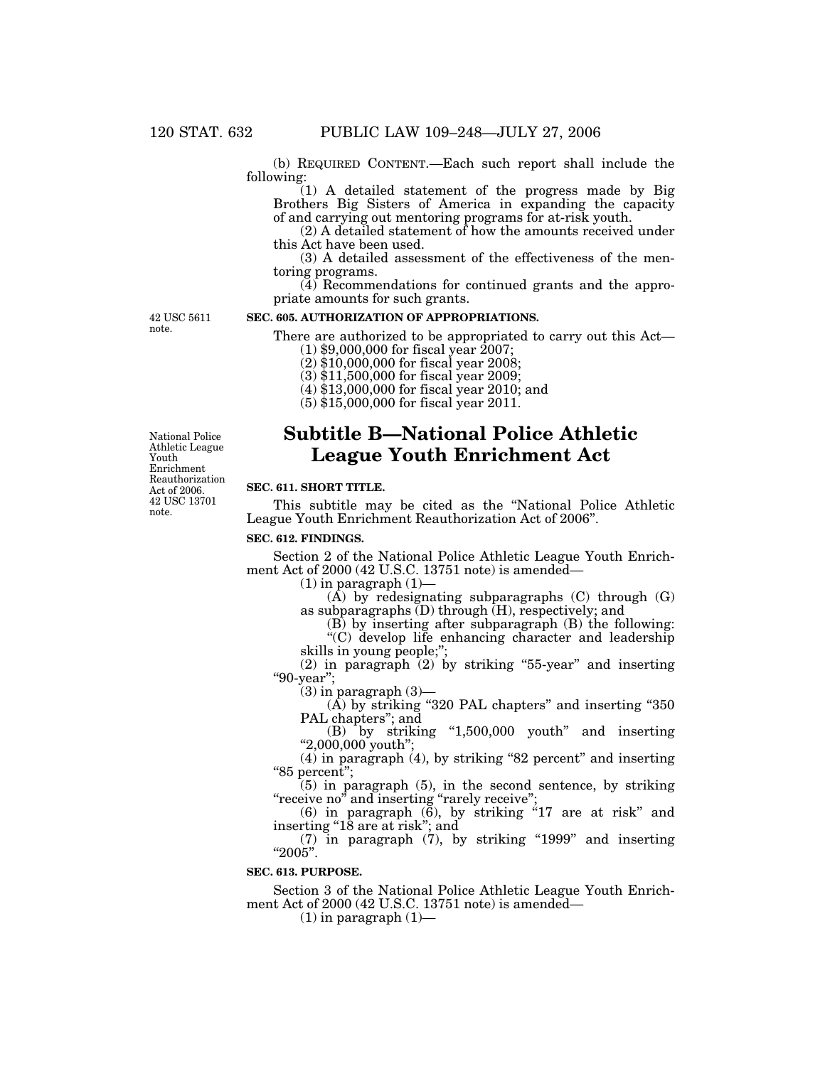(b) REQUIRED CONTENT.—Each such report shall include the following:

(1) A detailed statement of the progress made by Big Brothers Big Sisters of America in expanding the capacity of and carrying out mentoring programs for at-risk youth.

(2) A detailed statement of how the amounts received under this Act have been used.

(3) A detailed assessment of the effectiveness of the mentoring programs.

(4) Recommendations for continued grants and the appropriate amounts for such grants.

42 USC 5611 note.

**SEC. 605. AUTHORIZATION OF APPROPRIATIONS.**

There are authorized to be appropriated to carry out this Act—

(1) $9,000,000 for fiscal year 2007;

(2) $10,000,000 for fiscal year 2008;

(3) $11,500,000 for fiscal year 2009;

(4) $13,000,000 for fiscal year 2010; and

(5) $15,000,000 for fiscal year 2011.

National Police Athletic League Youth Enrichment Reauthorization Act of 2006. 42 USC 13701 note.

# Subtitle B—National Police Athletic League Youth Enrichment Act

**SEC. 611. SHORT TITLE.**

This subtitle may be cited as the "National Police Athletic League Youth Enrichment Reauthorization Act of 2006".

**SEC. 612. FINDINGS.**

Section 2 of the National Police Athletic League Youth Enrichment Act of 2000 (42 U.S.C. 13751 note) is amended—

(1) in paragraph (1)—

(A) by redesignating subparagraphs (C) through (G) as subparagraphs (D) through (H), respectively; and

(B) by inserting after subparagraph (B) the following:

"(C) develop life enhancing character and leadership skills in young people;";

(2) in paragraph (2) by striking "55-year" and inserting "90-year";

(3) in paragraph (3)—

(A) by striking "320 PAL chapters" and inserting "350 PAL chapters"; and

(B) by striking "1,500,000 youth" and inserting "2,000,000 youth";

(4) in paragraph (4), by striking "82 percent" and inserting "85 percent";

(5) in paragraph (5), in the second sentence, by striking "receive no" and inserting "rarely receive";

(6) in paragraph (6), by striking "17 are at risk" and inserting "18 are at risk"; and

(7) in paragraph (7), by striking "1999" and inserting "2005".

**SEC. 613. PURPOSE.**

Section 3 of the National Police Athletic League Youth Enrichment Act of 2000 (42 U.S.C. 13751 note) is amended—

(1) in paragraph (1)—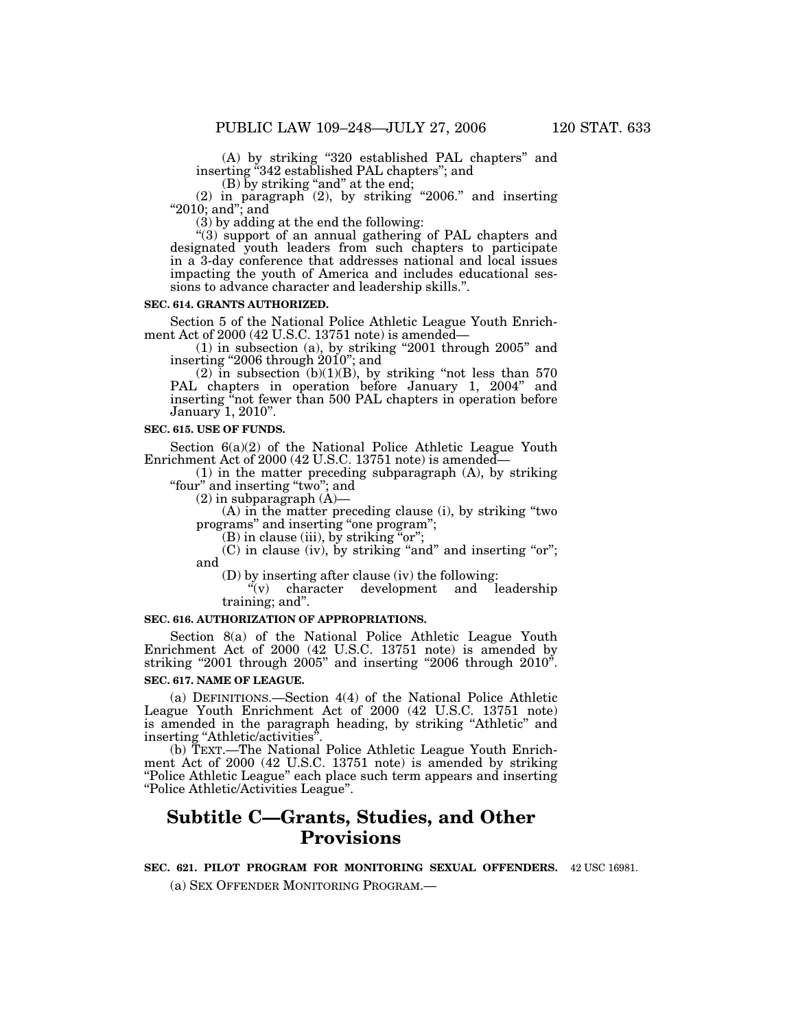(A) by striking “320 established PAL chapters” and inserting “342 established PAL chapters”; and

(B) by striking “and” at the end;

(2) in paragraph (2), by striking “2006.” and inserting “2010; and”; and

(3) by adding at the end the following:

“(3) support of an annual gathering of PAL chapters and designated youth leaders from such chapters to participate in a 3-day conference that addresses national and local issues impacting the youth of America and includes educational sessions to advance character and leadership skills.”.

**SEC. 614. GRANTS AUTHORIZED.**

Section 5 of the National Police Athletic League Youth Enrichment Act of 2000 (42 U.S.C. 13751 note) is amended—

(1) in subsection (a), by striking “2001 through 2005” and inserting “2006 through 2010”; and

(2) in subsection (b)(1)(B), by striking “not less than 570 PAL chapters in operation before January 1, 2004” and inserting “not fewer than 500 PAL chapters in operation before January 1, 2010”.

**SEC. 615. USE OF FUNDS.**

Section 6(a)(2) of the National Police Athletic League Youth Enrichment Act of 2000 (42 U.S.C. 13751 note) is amended—

(1) in the matter preceding subparagraph (A), by striking “four” and inserting “two”; and

(2) in subparagraph (A)—

(A) in the matter preceding clause (i), by striking “two programs” and inserting “one program”;

(B) in clause (iii), by striking “or”;

(C) in clause (iv), by striking “and” and inserting “or”; and

(D) by inserting after clause (iv) the following:

“(v) character development and leadership training; and”.

**SEC. 616. AUTHORIZATION OF APPROPRIATIONS.**

Section 8(a) of the National Police Athletic League Youth Enrichment Act of 2000 (42 U.S.C. 13751 note) is amended by striking “2001 through 2005” and inserting “2006 through 2010”.

**SEC. 617. NAME OF LEAGUE.**

(a) DEFINITIONS.—Section 4(4) of the National Police Athletic League Youth Enrichment Act of 2000 (42 U.S.C. 13751 note) is amended in the paragraph heading, by striking “Athletic” and inserting “Athletic/activities”.

(b) TEXT.—The National Police Athletic League Youth Enrichment Act of 2000 (42 U.S.C. 13751 note) is amended by striking “Police Athletic League” each place such term appears and inserting “Police Athletic/Activities League”.

## Subtitle C—Grants, Studies, and Other Provisions

**SEC. 621. PILOT PROGRAM FOR MONITORING SEXUAL OFFENDERS.** 42 USC 16981.

(a) SEX OFFENDER MONITORING PROGRAM.—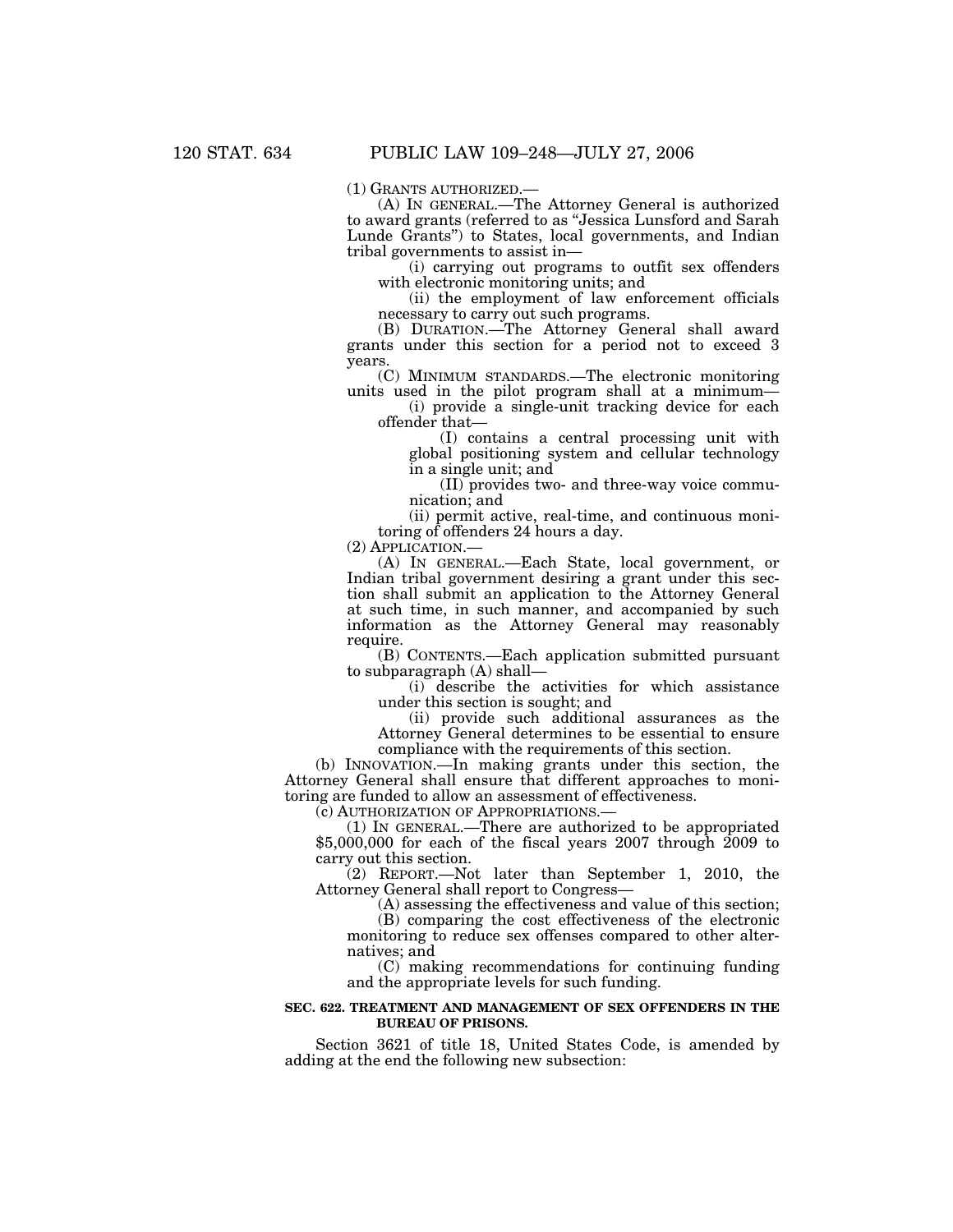(1) GRANTS AUTHORIZED.—

(A) IN GENERAL.—The Attorney General is authorized to award grants (referred to as "Jessica Lunsford and Sarah Lunde Grants") to States, local governments, and Indian tribal governments to assist in—

(i) carrying out programs to outfit sex offenders with electronic monitoring units; and

(ii) the employment of law enforcement officials necessary to carry out such programs.

(B) DURATION.—The Attorney General shall award grants under this section for a period not to exceed 3 years.

(C) MINIMUM STANDARDS.—The electronic monitoring units used in the pilot program shall at a minimum—

(i) provide a single-unit tracking device for each offender that—

(I) contains a central processing unit with global positioning system and cellular technology in a single unit; and

(II) provides two- and three-way voice communication; and

(ii) permit active, real-time, and continuous monitoring of offenders 24 hours a day.

(2) APPLICATION.—

(A) IN GENERAL.—Each State, local government, or Indian tribal government desiring a grant under this section shall submit an application to the Attorney General at such time, in such manner, and accompanied by such information as the Attorney General may reasonably require.

(B) CONTENTS.—Each application submitted pursuant to subparagraph (A) shall—

(i) describe the activities for which assistance under this section is sought; and

(ii) provide such additional assurances as the Attorney General determines to be essential to ensure compliance with the requirements of this section.

(b) INNOVATION.—In making grants under this section, the Attorney General shall ensure that different approaches to monitoring are funded to allow an assessment of effectiveness.

(c) AUTHORIZATION OF APPROPRIATIONS.—

(1) IN GENERAL.—There are authorized to be appropriated $5,000,000 for each of the fiscal years 2007 through 2009 to carry out this section.

(2) REPORT.—Not later than September 1, 2010, the Attorney General shall report to Congress—

(A) assessing the effectiveness and value of this section;

(B) comparing the cost effectiveness of the electronic monitoring to reduce sex offenses compared to other alternatives; and

(C) making recommendations for continuing funding and the appropriate levels for such funding.

**SEC. 622. TREATMENT AND MANAGEMENT OF SEX OFFENDERS IN THE BUREAU OF PRISONS.**

Section 3621 of title 18, United States Code, is amended by adding at the end the following new subsection: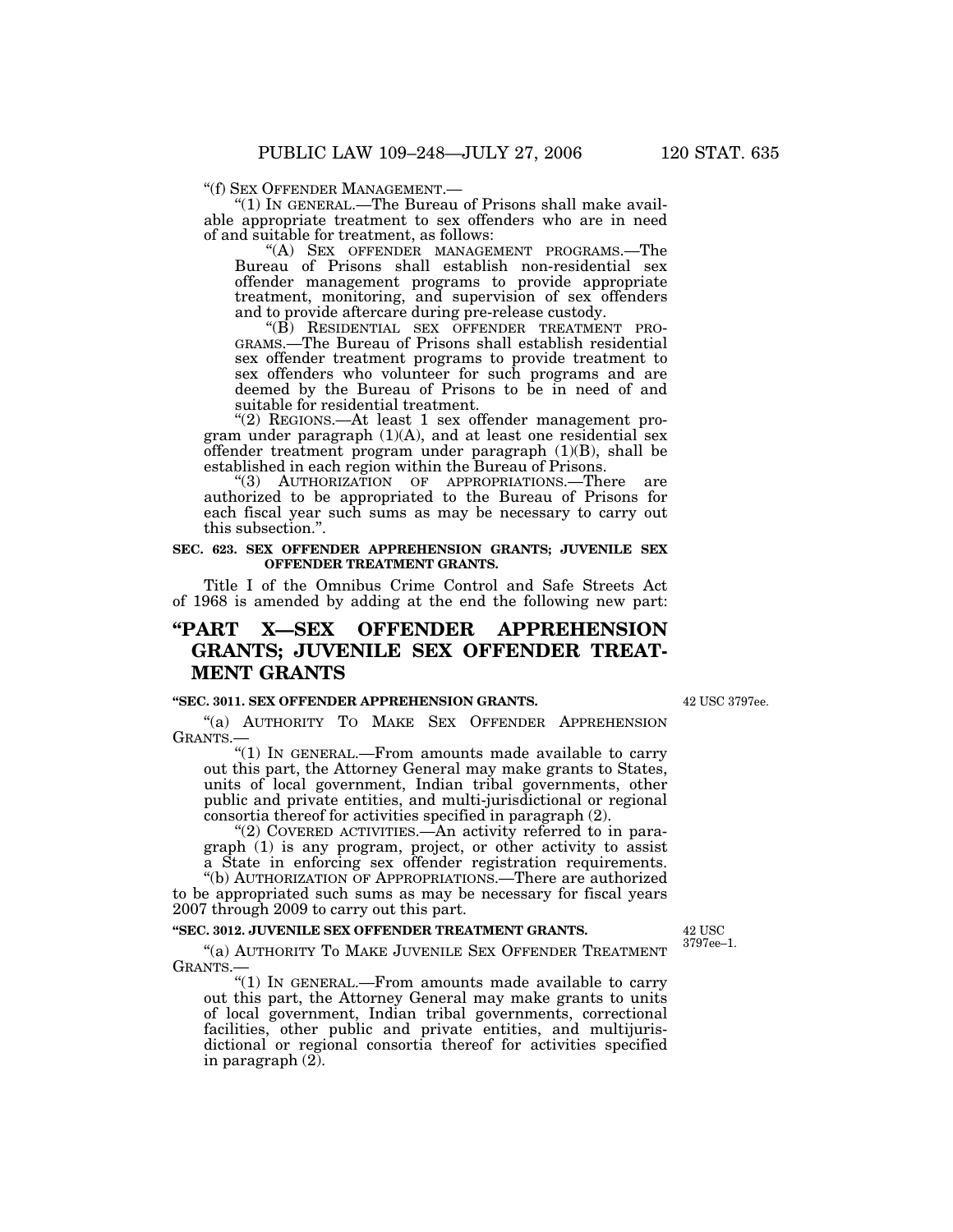"(f) SEX OFFENDER MANAGEMENT.—

"(1) IN GENERAL.—The Bureau of Prisons shall make available appropriate treatment to sex offenders who are in need of and suitable for treatment, as follows:

"(A) SEX OFFENDER MANAGEMENT PROGRAMS.—The Bureau of Prisons shall establish non-residential sex offender management programs to provide appropriate treatment, monitoring, and supervision of sex offenders and to provide aftercare during pre-release custody.

"(B) RESIDENTIAL SEX OFFENDER TREATMENT PROGRAMS.—The Bureau of Prisons shall establish residential sex offender treatment programs to provide treatment to sex offenders who volunteer for such programs and are deemed by the Bureau of Prisons to be in need of and suitable for residential treatment.

"(2) REGIONS.—At least 1 sex offender management program under paragraph (1)(A), and at least one residential sex offender treatment program under paragraph (1)(B), shall be established in each region within the Bureau of Prisons.

"(3) AUTHORIZATION OF APPROPRIATIONS.—There are authorized to be appropriated to the Bureau of Prisons for each fiscal year such sums as may be necessary to carry out this subsection.".

**SEC. 623. SEX OFFENDER APPREHENSION GRANTS; JUVENILE SEX OFFENDER TREATMENT GRANTS.**

Title I of the Omnibus Crime Control and Safe Streets Act of 1968 is amended by adding at the end the following new part:

# "PART X—SEX OFFENDER APPREHENSION GRANTS; JUVENILE SEX OFFENDER TREATMENT GRANTS

**"SEC. 3011. SEX OFFENDER APPREHENSION GRANTS.**

42 USC 3797ee.

"(a) AUTHORITY TO MAKE SEX OFFENDER APPREHENSION GRANTS.—

"(1) IN GENERAL.—From amounts made available to carry out this part, the Attorney General may make grants to States, units of local government, Indian tribal governments, other public and private entities, and multi-jurisdictional or regional consortia thereof for activities specified in paragraph (2).

"(2) COVERED ACTIVITIES.—An activity referred to in paragraph (1) is any program, project, or other activity to assist a State in enforcing sex offender registration requirements.

"(b) AUTHORIZATION OF APPROPRIATIONS.—There are authorized to be appropriated such sums as may be necessary for fiscal years 2007 through 2009 to carry out this part.

**"SEC. 3012. JUVENILE SEX OFFENDER TREATMENT GRANTS.**

42 USC 3797ee–1.

"(a) AUTHORITY TO MAKE JUVENILE SEX OFFENDER TREATMENT GRANTS.—

"(1) IN GENERAL.—From amounts made available to carry out this part, the Attorney General may make grants to units of local government, Indian tribal governments, correctional facilities, other public and private entities, and multijurisdictional or regional consortia thereof for activities specified in paragraph (2).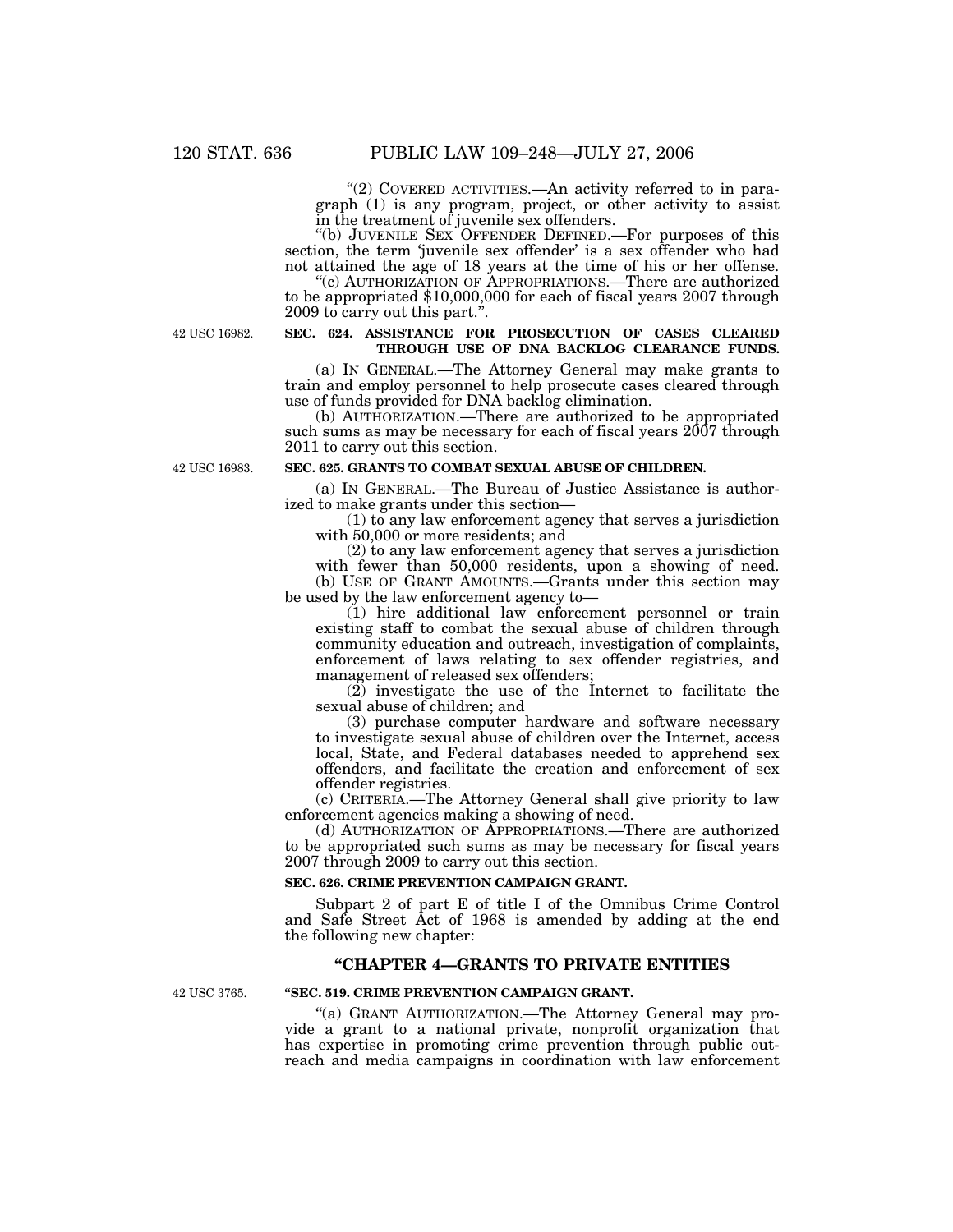"(2) COVERED ACTIVITIES.—An activity referred to in paragraph (1) is any program, project, or other activity to assist in the treatment of juvenile sex offenders.

"(b) JUVENILE SEX OFFENDER DEFINED.—For purposes of this section, the term 'juvenile sex offender' is a sex offender who had not attained the age of 18 years at the time of his or her offense.

"(c) AUTHORIZATION OF APPROPRIATIONS.—There are authorized to be appropriated $10,000,000 for each of fiscal years 2007 through 2009 to carry out this part.".

42 USC 16982.

**SEC. 624. ASSISTANCE FOR PROSECUTION OF CASES CLEARED THROUGH USE OF DNA BACKLOG CLEARANCE FUNDS.**

(a) IN GENERAL.—The Attorney General may make grants to train and employ personnel to help prosecute cases cleared through use of funds provided for DNA backlog elimination.

(b) AUTHORIZATION.—There are authorized to be appropriated such sums as may be necessary for each of fiscal years 2007 through 2011 to carry out this section.

42 USC 16983.

**SEC. 625. GRANTS TO COMBAT SEXUAL ABUSE OF CHILDREN.**

(a) IN GENERAL.—The Bureau of Justice Assistance is authorized to make grants under this section—

(1) to any law enforcement agency that serves a jurisdiction with 50,000 or more residents; and

(2) to any law enforcement agency that serves a jurisdiction with fewer than 50,000 residents, upon a showing of need.

(b) USE OF GRANT AMOUNTS.—Grants under this section may be used by the law enforcement agency to—

(1) hire additional law enforcement personnel or train existing staff to combat the sexual abuse of children through community education and outreach, investigation of complaints, enforcement of laws relating to sex offender registries, and management of released sex offenders;

(2) investigate the use of the Internet to facilitate the sexual abuse of children; and

(3) purchase computer hardware and software necessary to investigate sexual abuse of children over the Internet, access local, State, and Federal databases needed to apprehend sex offenders, and facilitate the creation and enforcement of sex offender registries.

(c) CRITERIA.—The Attorney General shall give priority to law enforcement agencies making a showing of need.

(d) AUTHORIZATION OF APPROPRIATIONS.—There are authorized to be appropriated such sums as may be necessary for fiscal years 2007 through 2009 to carry out this section.

**SEC. 626. CRIME PREVENTION CAMPAIGN GRANT.**

Subpart 2 of part E of title I of the Omnibus Crime Control and Safe Street Act of 1968 is amended by adding at the end the following new chapter:

## "CHAPTER 4—GRANTS TO PRIVATE ENTITIES

42 USC 3765.

**"SEC. 519. CRIME PREVENTION CAMPAIGN GRANT.**

"(a) GRANT AUTHORIZATION.—The Attorney General may provide a grant to a national private, nonprofit organization that has expertise in promoting crime prevention through public outreach and media campaigns in coordination with law enforcement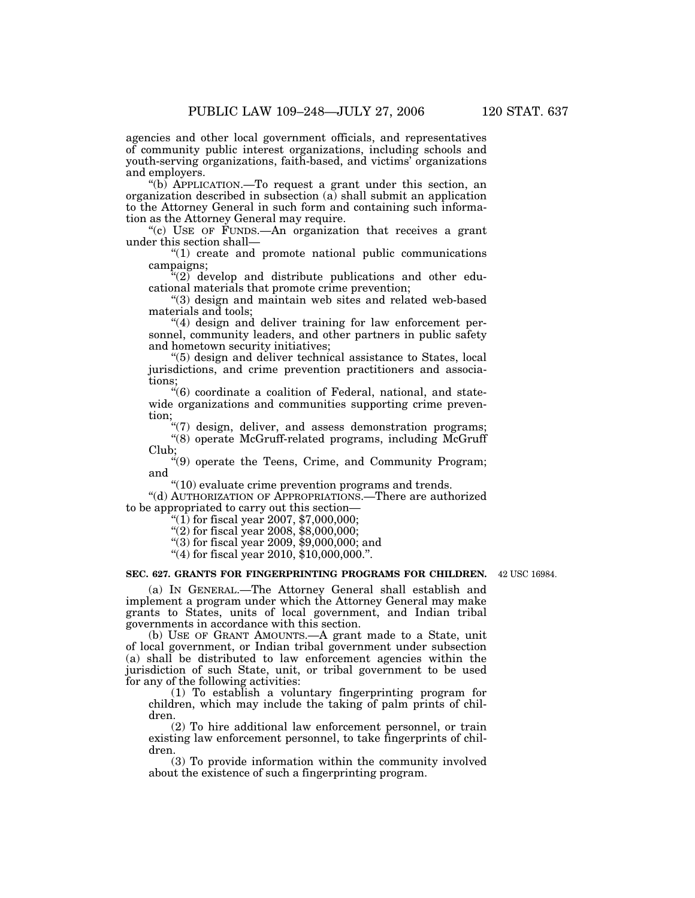agencies and other local government officials, and representatives of community public interest organizations, including schools and youth-serving organizations, faith-based, and victims' organizations and employers.

"(b) APPLICATION.—To request a grant under this section, an organization described in subsection (a) shall submit an application to the Attorney General in such form and containing such information as the Attorney General may require.

"(c) USE OF FUNDS.—An organization that receives a grant under this section shall—

"(1) create and promote national public communications campaigns;

"(2) develop and distribute publications and other educational materials that promote crime prevention;

"(3) design and maintain web sites and related web-based materials and tools;

"(4) design and deliver training for law enforcement personnel, community leaders, and other partners in public safety and hometown security initiatives;

"(5) design and deliver technical assistance to States, local jurisdictions, and crime prevention practitioners and associations;

"(6) coordinate a coalition of Federal, national, and statewide organizations and communities supporting crime prevention;

"(7) design, deliver, and assess demonstration programs;

"(8) operate McGruff-related programs, including McGruff Club;

"(9) operate the Teens, Crime, and Community Program; and

"(10) evaluate crime prevention programs and trends.

"(d) AUTHORIZATION OF APPROPRIATIONS.—There are authorized to be appropriated to carry out this section—

"(1) for fiscal year 2007, $7,000,000;

"(2) for fiscal year 2008, $8,000,000;

"(3) for fiscal year 2009, $9,000,000; and

"(4) for fiscal year 2010, $10,000,000.".

**SEC. 627. GRANTS FOR FINGERPRINTING PROGRAMS FOR CHILDREN.**

42 USC 16984.

(a) IN GENERAL.—The Attorney General shall establish and implement a program under which the Attorney General may make grants to States, units of local government, and Indian tribal governments in accordance with this section.

(b) USE OF GRANT AMOUNTS.—A grant made to a State, unit of local government, or Indian tribal government under subsection (a) shall be distributed to law enforcement agencies within the jurisdiction of such State, unit, or tribal government to be used for any of the following activities:

(1) To establish a voluntary fingerprinting program for children, which may include the taking of palm prints of children.

(2) To hire additional law enforcement personnel, or train existing law enforcement personnel, to take fingerprints of children.

(3) To provide information within the community involved about the existence of such a fingerprinting program.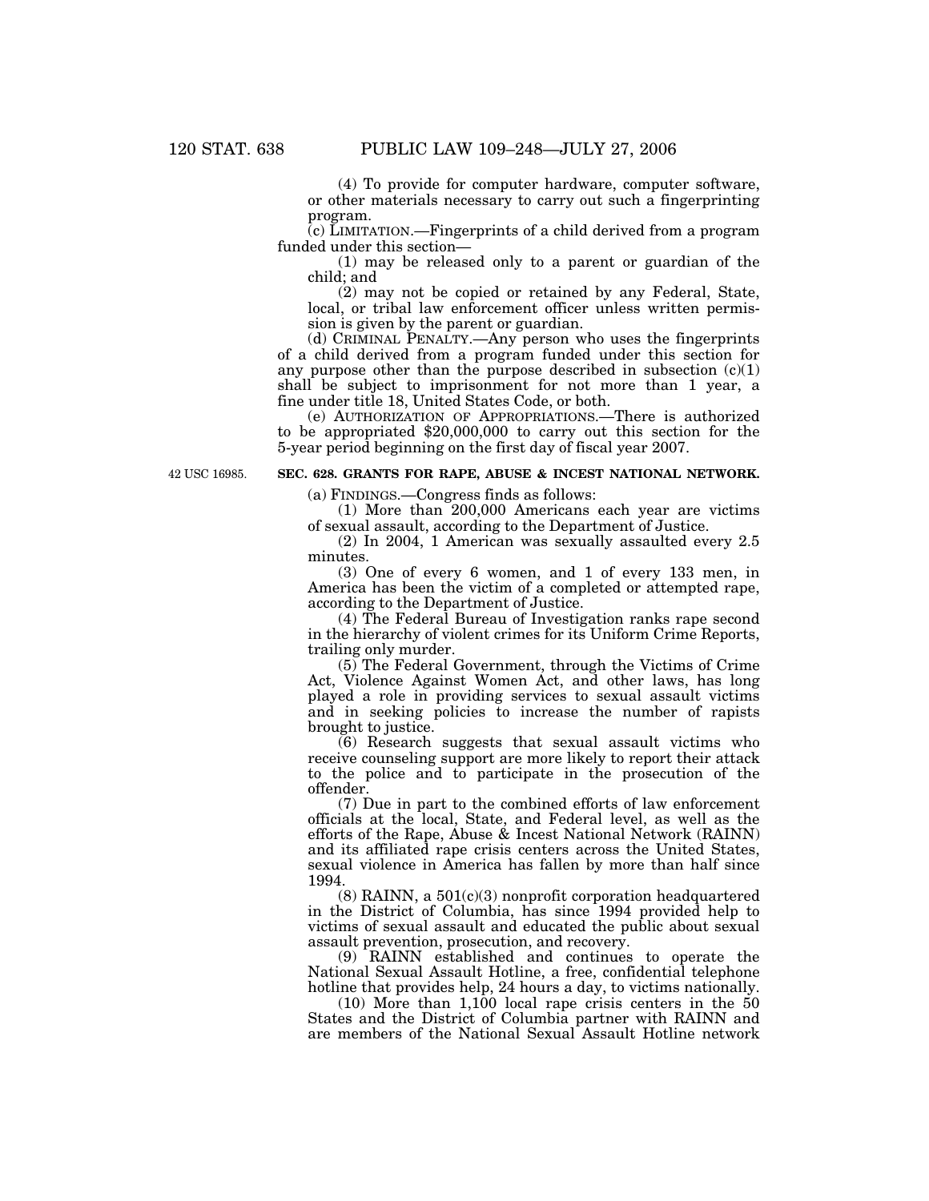(4) To provide for computer hardware, computer software, or other materials necessary to carry out such a fingerprinting program.

(c) LIMITATION.—Fingerprints of a child derived from a program funded under this section—

(1) may be released only to a parent or guardian of the child; and

(2) may not be copied or retained by any Federal, State, local, or tribal law enforcement officer unless written permission is given by the parent or guardian.

(d) CRIMINAL PENALTY.—Any person who uses the fingerprints of a child derived from a program funded under this section for any purpose other than the purpose described in subsection (c)(1) shall be subject to imprisonment for not more than 1 year, a fine under title 18, United States Code, or both.

(e) AUTHORIZATION OF APPROPRIATIONS.—There is authorized to be appropriated $20,000,000 to carry out this section for the 5-year period beginning on the first day of fiscal year 2007.

42 USC 16985.

**SEC. 628. GRANTS FOR RAPE, ABUSE & INCEST NATIONAL NETWORK.**

(a) FINDINGS.—Congress finds as follows:

(1) More than 200,000 Americans each year are victims of sexual assault, according to the Department of Justice.

(2) In 2004, 1 American was sexually assaulted every 2.5 minutes.

(3) One of every 6 women, and 1 of every 133 men, in America has been the victim of a completed or attempted rape, according to the Department of Justice.

(4) The Federal Bureau of Investigation ranks rape second in the hierarchy of violent crimes for its Uniform Crime Reports, trailing only murder.

(5) The Federal Government, through the Victims of Crime Act, Violence Against Women Act, and other laws, has long played a role in providing services to sexual assault victims and in seeking policies to increase the number of rapists brought to justice.

(6) Research suggests that sexual assault victims who receive counseling support are more likely to report their attack to the police and to participate in the prosecution of the offender.

(7) Due in part to the combined efforts of law enforcement officials at the local, State, and Federal level, as well as the efforts of the Rape, Abuse & Incest National Network (RAINN) and its affiliated rape crisis centers across the United States, sexual violence in America has fallen by more than half since 1994.

(8) RAINN, a 501(c)(3) nonprofit corporation headquartered in the District of Columbia, has since 1994 provided help to victims of sexual assault and educated the public about sexual assault prevention, prosecution, and recovery.

(9) RAINN established and continues to operate the National Sexual Assault Hotline, a free, confidential telephone hotline that provides help, 24 hours a day, to victims nationally.

(10) More than 1,100 local rape crisis centers in the 50 States and the District of Columbia partner with RAINN and are members of the National Sexual Assault Hotline network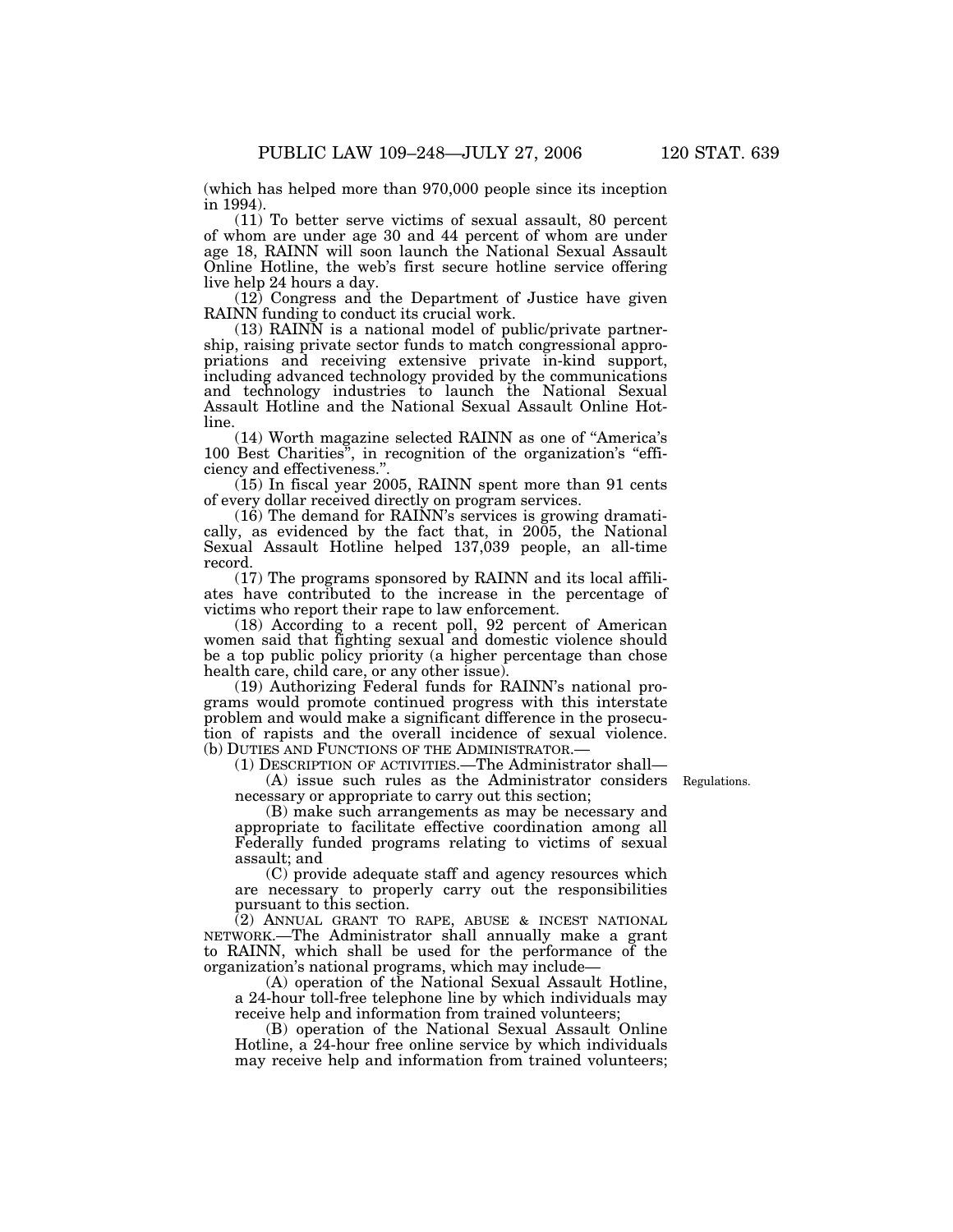(which has helped more than 970,000 people since its inception in 1994).

(11) To better serve victims of sexual assault, 80 percent of whom are under age 30 and 44 percent of whom are under age 18, RAINN will soon launch the National Sexual Assault Online Hotline, the web's first secure hotline service offering live help 24 hours a day.

(12) Congress and the Department of Justice have given RAINN funding to conduct its crucial work.

(13) RAINN is a national model of public/private partnership, raising private sector funds to match congressional appropriations and receiving extensive private in-kind support, including advanced technology provided by the communications and technology industries to launch the National Sexual Assault Hotline and the National Sexual Assault Online Hotline.

(14) Worth magazine selected RAINN as one of "America's 100 Best Charities", in recognition of the organization's "efficiency and effectiveness.".

(15) In fiscal year 2005, RAINN spent more than 91 cents of every dollar received directly on program services.

(16) The demand for RAINN's services is growing dramatically, as evidenced by the fact that, in 2005, the National Sexual Assault Hotline helped 137,039 people, an all-time record.

(17) The programs sponsored by RAINN and its local affiliates have contributed to the increase in the percentage of victims who report their rape to law enforcement.

(18) According to a recent poll, 92 percent of American women said that fighting sexual and domestic violence should be a top public policy priority (a higher percentage than chose health care, child care, or any other issue).

(19) Authorizing Federal funds for RAINN's national programs would promote continued progress with this interstate problem and would make a significant difference in the prosecution of rapists and the overall incidence of sexual violence.

(b) DUTIES AND FUNCTIONS OF THE ADMINISTRATOR.—

(1) DESCRIPTION OF ACTIVITIES.—The Administrator shall—

Regulations.

(A) issue such rules as the Administrator considers necessary or appropriate to carry out this section;

(B) make such arrangements as may be necessary and appropriate to facilitate effective coordination among all Federally funded programs relating to victims of sexual assault; and

(C) provide adequate staff and agency resources which are necessary to properly carry out the responsibilities pursuant to this section.

(2) ANNUAL GRANT TO RAPE, ABUSE & INCEST NATIONAL NETWORK.—The Administrator shall annually make a grant to RAINN, which shall be used for the performance of the organization's national programs, which may include—

(A) operation of the National Sexual Assault Hotline, a 24-hour toll-free telephone line by which individuals may receive help and information from trained volunteers;

(B) operation of the National Sexual Assault Online Hotline, a 24-hour free online service by which individuals may receive help and information from trained volunteers;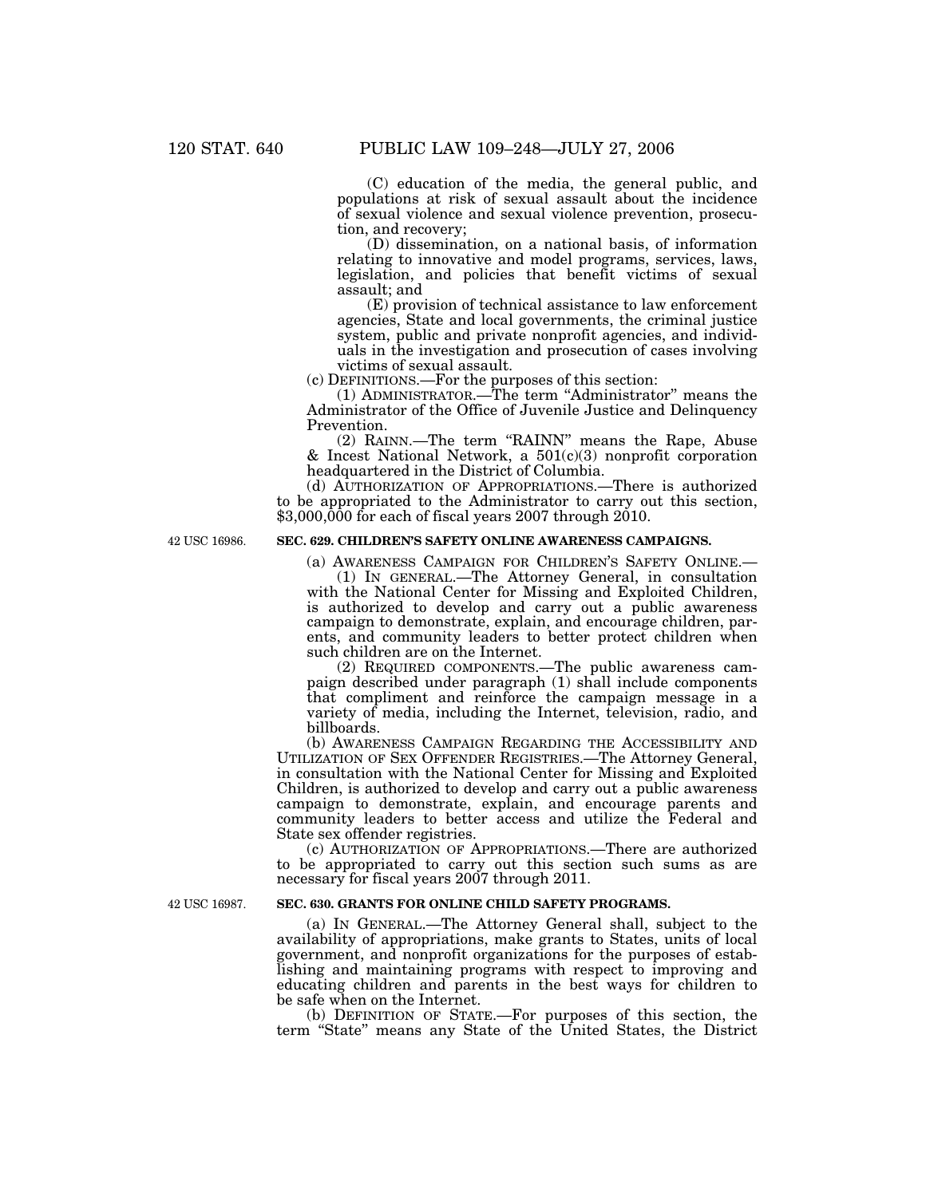(C) education of the media, the general public, and populations at risk of sexual assault about the incidence of sexual violence and sexual violence prevention, prosecution, and recovery;

(D) dissemination, on a national basis, of information relating to innovative and model programs, services, laws, legislation, and policies that benefit victims of sexual assault; and

(E) provision of technical assistance to law enforcement agencies, State and local governments, the criminal justice system, public and private nonprofit agencies, and individuals in the investigation and prosecution of cases involving victims of sexual assault.

(c) DEFINITIONS.—For the purposes of this section:

(1) ADMINISTRATOR.—The term "Administrator" means the Administrator of the Office of Juvenile Justice and Delinquency Prevention.

(2) RAINN.—The term "RAINN" means the Rape, Abuse & Incest National Network, a 501(c)(3) nonprofit corporation headquartered in the District of Columbia.

(d) AUTHORIZATION OF APPROPRIATIONS.—There is authorized to be appropriated to the Administrator to carry out this section, $3,000,000 for each of fiscal years 2007 through 2010.

42 USC 16986.

**SEC. 629. CHILDREN'S SAFETY ONLINE AWARENESS CAMPAIGNS.**

(a) AWARENESS CAMPAIGN FOR CHILDREN'S SAFETY ONLINE.—

(1) IN GENERAL.—The Attorney General, in consultation with the National Center for Missing and Exploited Children, is authorized to develop and carry out a public awareness campaign to demonstrate, explain, and encourage children, parents, and community leaders to better protect children when such children are on the Internet.

(2) REQUIRED COMPONENTS.—The public awareness campaign described under paragraph (1) shall include components that compliment and reinforce the campaign message in a variety of media, including the Internet, television, radio, and billboards.

(b) AWARENESS CAMPAIGN REGARDING THE ACCESSIBILITY AND UTILIZATION OF SEX OFFENDER REGISTRIES.—The Attorney General, in consultation with the National Center for Missing and Exploited Children, is authorized to develop and carry out a public awareness campaign to demonstrate, explain, and encourage parents and community leaders to better access and utilize the Federal and State sex offender registries.

(c) AUTHORIZATION OF APPROPRIATIONS.—There are authorized to be appropriated to carry out this section such sums as are necessary for fiscal years 2007 through 2011.

42 USC 16987.

**SEC. 630. GRANTS FOR ONLINE CHILD SAFETY PROGRAMS.**

(a) IN GENERAL.—The Attorney General shall, subject to the availability of appropriations, make grants to States, units of local government, and nonprofit organizations for the purposes of establishing and maintaining programs with respect to improving and educating children and parents in the best ways for children to be safe when on the Internet.

(b) DEFINITION OF STATE.—For purposes of this section, the term "State" means any State of the United States, the District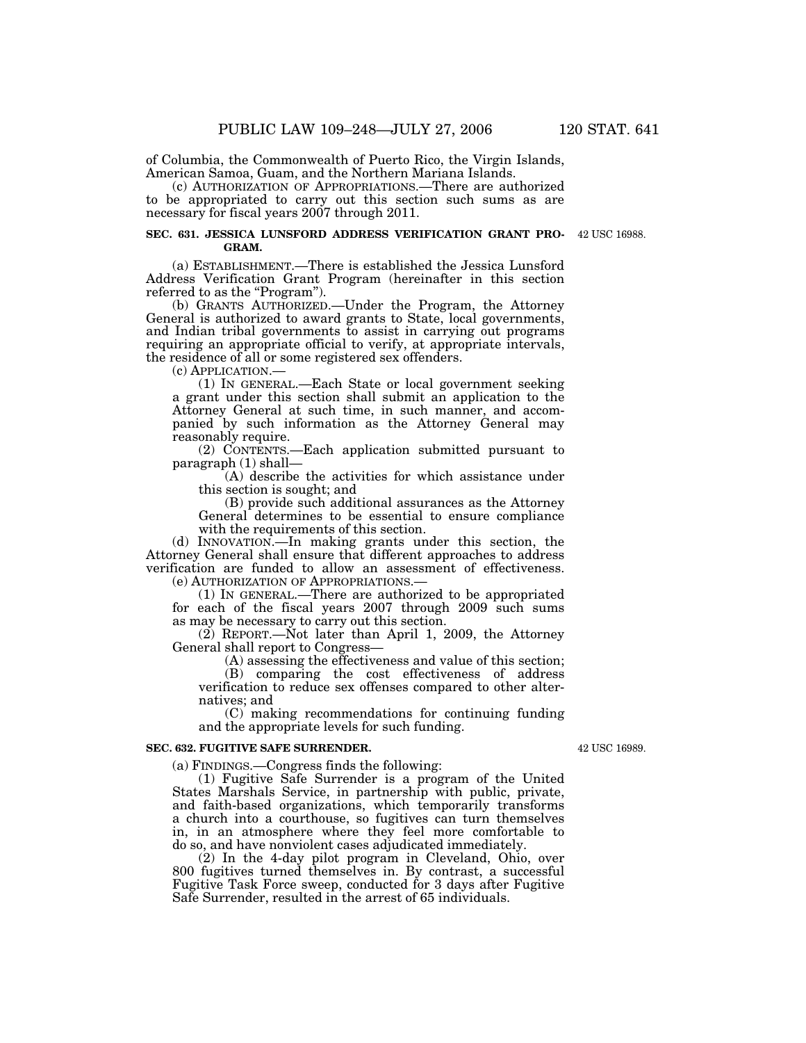of Columbia, the Commonwealth of Puerto Rico, the Virgin Islands, American Samoa, Guam, and the Northern Mariana Islands.

(c) AUTHORIZATION OF APPROPRIATIONS.—There are authorized to be appropriated to carry out this section such sums as are necessary for fiscal years 2007 through 2011.

**SEC. 631. JESSICA LUNSFORD ADDRESS VERIFICATION GRANT PROGRAM.**

42 USC 16988.

(a) ESTABLISHMENT.—There is established the Jessica Lunsford Address Verification Grant Program (hereinafter in this section referred to as the "Program").

(b) GRANTS AUTHORIZED.—Under the Program, the Attorney General is authorized to award grants to State, local governments, and Indian tribal governments to assist in carrying out programs requiring an appropriate official to verify, at appropriate intervals, the residence of all or some registered sex offenders.

(c) APPLICATION.—

(1) IN GENERAL.—Each State or local government seeking a grant under this section shall submit an application to the Attorney General at such time, in such manner, and accompanied by such information as the Attorney General may reasonably require.

(2) CONTENTS.—Each application submitted pursuant to paragraph (1) shall—

(A) describe the activities for which assistance under this section is sought; and

(B) provide such additional assurances as the Attorney General determines to be essential to ensure compliance with the requirements of this section.

(d) INNOVATION.—In making grants under this section, the Attorney General shall ensure that different approaches to address verification are funded to allow an assessment of effectiveness.

(e) AUTHORIZATION OF APPROPRIATIONS.—

(1) IN GENERAL.—There are authorized to be appropriated for each of the fiscal years 2007 through 2009 such sums as may be necessary to carry out this section.

(2) REPORT.—Not later than April 1, 2009, the Attorney General shall report to Congress—

(A) assessing the effectiveness and value of this section;

(B) comparing the cost effectiveness of address verification to reduce sex offenses compared to other alternatives; and

(C) making recommendations for continuing funding and the appropriate levels for such funding.

**SEC. 632. FUGITIVE SAFE SURRENDER.**

42 USC 16989.

(a) FINDINGS.—Congress finds the following:

(1) Fugitive Safe Surrender is a program of the United States Marshals Service, in partnership with public, private, and faith-based organizations, which temporarily transforms a church into a courthouse, so fugitives can turn themselves in, in an atmosphere where they feel more comfortable to do so, and have nonviolent cases adjudicated immediately.

(2) In the 4-day pilot program in Cleveland, Ohio, over 800 fugitives turned themselves in. By contrast, a successful Fugitive Task Force sweep, conducted for 3 days after Fugitive Safe Surrender, resulted in the arrest of 65 individuals.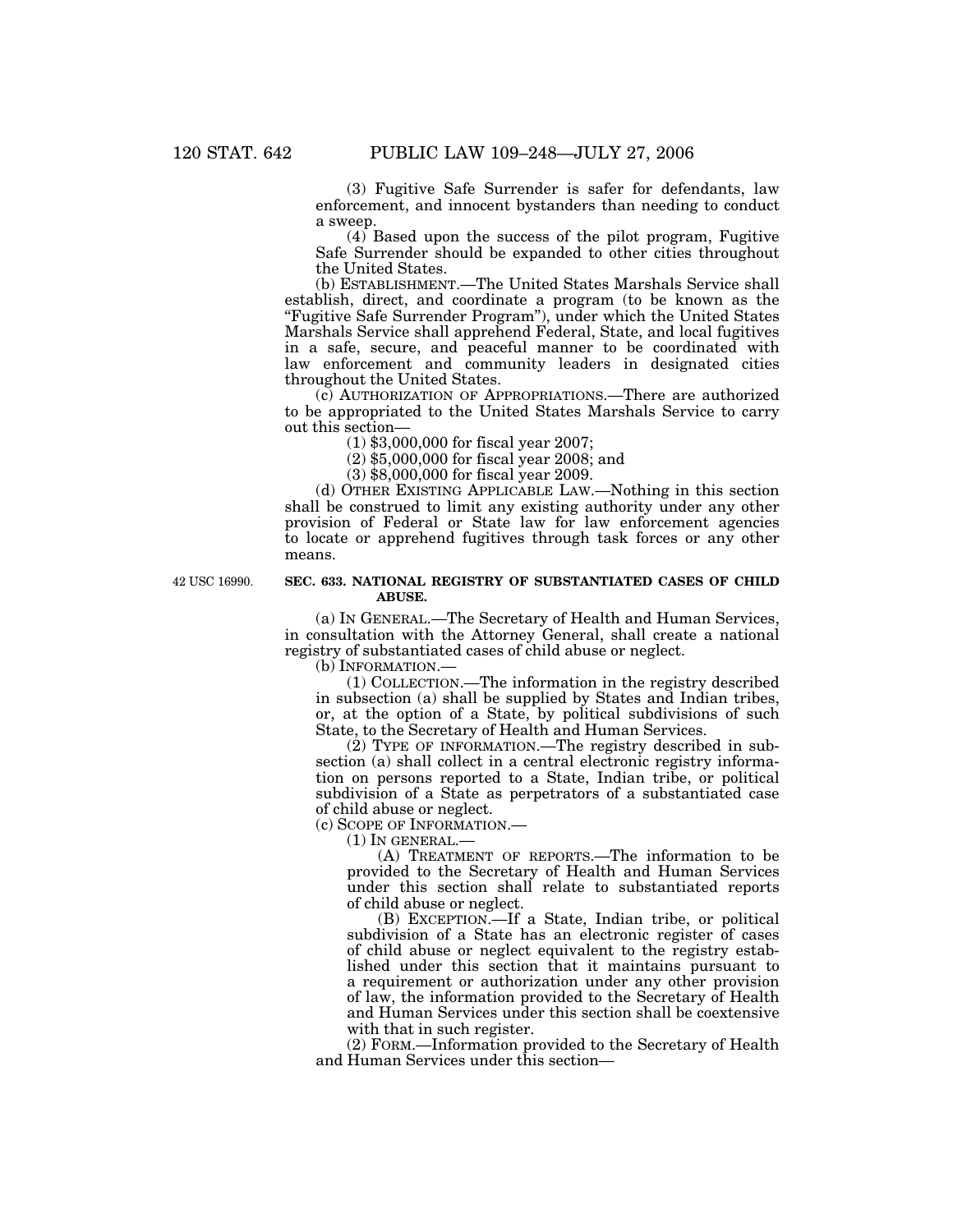(3) Fugitive Safe Surrender is safer for defendants, law enforcement, and innocent bystanders than needing to conduct a sweep.

(4) Based upon the success of the pilot program, Fugitive Safe Surrender should be expanded to other cities throughout the United States.

(b) ESTABLISHMENT.—The United States Marshals Service shall establish, direct, and coordinate a program (to be known as the "Fugitive Safe Surrender Program"), under which the United States Marshals Service shall apprehend Federal, State, and local fugitives in a safe, secure, and peaceful manner to be coordinated with law enforcement and community leaders in designated cities throughout the United States.

(c) AUTHORIZATION OF APPROPRIATIONS.—There are authorized to be appropriated to the United States Marshals Service to carry out this section—

(1) $3,000,000 for fiscal year 2007;

(2) $5,000,000 for fiscal year 2008; and

(3) $8,000,000 for fiscal year 2009.

(d) OTHER EXISTING APPLICABLE LAW.—Nothing in this section shall be construed to limit any existing authority under any other provision of Federal or State law for law enforcement agencies to locate or apprehend fugitives through task forces or any other means.

42 USC 16990.

**SEC. 633. NATIONAL REGISTRY OF SUBSTANTIATED CASES OF CHILD ABUSE.**

(a) IN GENERAL.—The Secretary of Health and Human Services, in consultation with the Attorney General, shall create a national registry of substantiated cases of child abuse or neglect.

(b) INFORMATION.—

(1) COLLECTION.—The information in the registry described in subsection (a) shall be supplied by States and Indian tribes, or, at the option of a State, by political subdivisions of such State, to the Secretary of Health and Human Services.

(2) TYPE OF INFORMATION.—The registry described in subsection (a) shall collect in a central electronic registry information on persons reported to a State, Indian tribe, or political subdivision of a State as perpetrators of a substantiated case of child abuse or neglect.

(c) SCOPE OF INFORMATION.—

(1) IN GENERAL.—

(A) TREATMENT OF REPORTS.—The information to be provided to the Secretary of Health and Human Services under this section shall relate to substantiated reports of child abuse or neglect.

(B) EXCEPTION.—If a State, Indian tribe, or political subdivision of a State has an electronic register of cases of child abuse or neglect equivalent to the registry established under this section that it maintains pursuant to a requirement or authorization under any other provision of law, the information provided to the Secretary of Health and Human Services under this section shall be coextensive with that in such register.

(2) FORM.—Information provided to the Secretary of Health and Human Services under this section—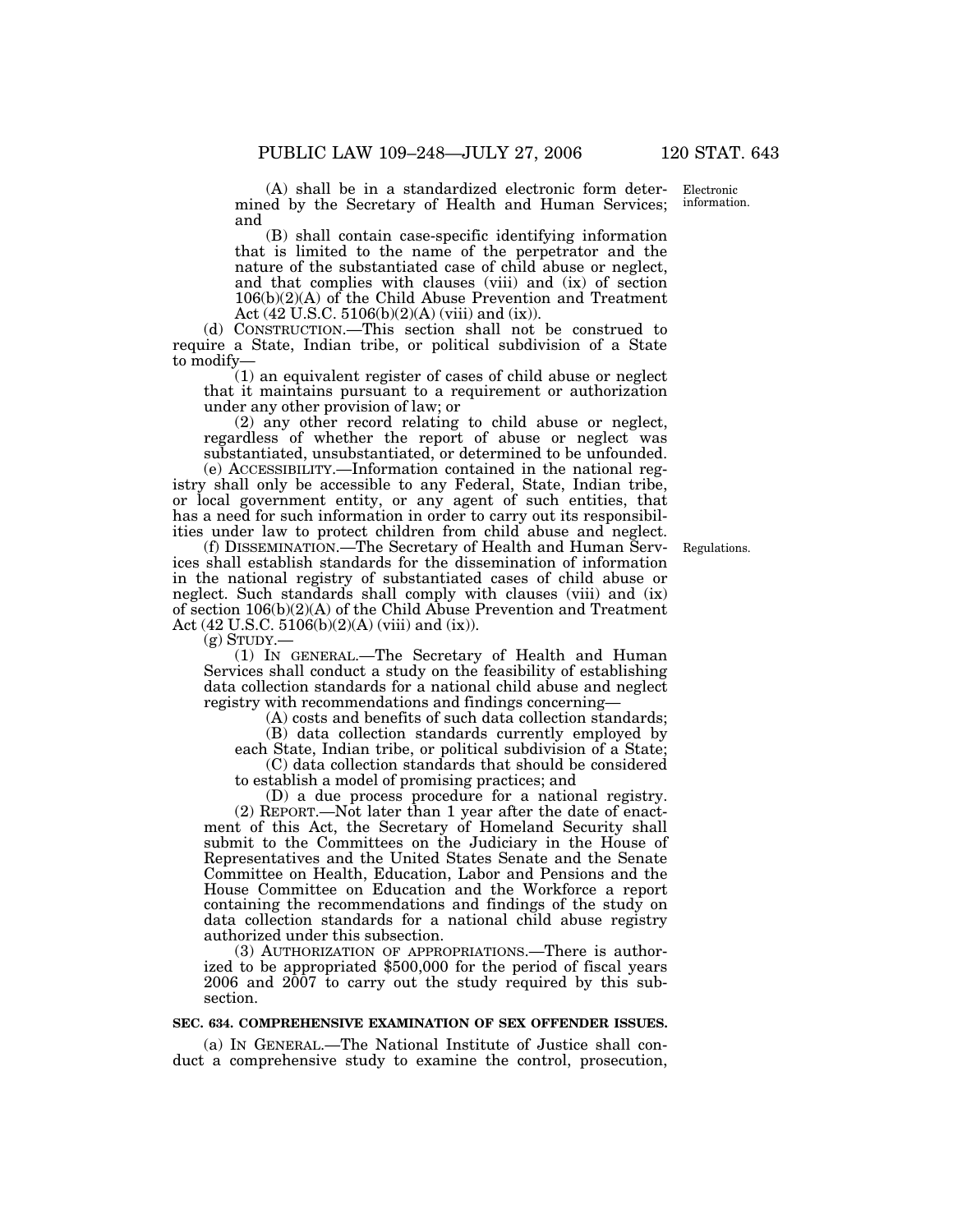(A) shall be in a standardized electronic form determined by the Secretary of Health and Human Services; and

(B) shall contain case-specific identifying information that is limited to the name of the perpetrator and the nature of the substantiated case of child abuse or neglect, and that complies with clauses (viii) and (ix) of section 106(b)(2)(A) of the Child Abuse Prevention and Treatment Act (42 U.S.C. 5106(b)(2)(A) (viii) and (ix)).

Electronic information.

(d) CONSTRUCTION.—This section shall not be construed to require a State, Indian tribe, or political subdivision of a State to modify—

(1) an equivalent register of cases of child abuse or neglect that it maintains pursuant to a requirement or authorization under any other provision of law; or

(2) any other record relating to child abuse or neglect, regardless of whether the report of abuse or neglect was substantiated, unsubstantiated, or determined to be unfounded.

(e) ACCESSIBILITY.—Information contained in the national registry shall only be accessible to any Federal, State, Indian tribe, or local government entity, or any agent of such entities, that has a need for such information in order to carry out its responsibilities under law to protect children from child abuse and neglect.

(f) DISSEMINATION.—The Secretary of Health and Human Services shall establish standards for the dissemination of information in the national registry of substantiated cases of child abuse or neglect. Such standards shall comply with clauses (viii) and (ix) of section 106(b)(2)(A) of the Child Abuse Prevention and Treatment Act (42 U.S.C. 5106(b)(2)(A) (viii) and (ix)).

Regulations.

(g) STUDY.—

(1) IN GENERAL.—The Secretary of Health and Human Services shall conduct a study on the feasibility of establishing data collection standards for a national child abuse and neglect registry with recommendations and findings concerning—

(A) costs and benefits of such data collection standards;

(B) data collection standards currently employed by each State, Indian tribe, or political subdivision of a State;

(C) data collection standards that should be considered to establish a model of promising practices; and

(D) a due process procedure for a national registry.

(2) REPORT.—Not later than 1 year after the date of enactment of this Act, the Secretary of Homeland Security shall submit to the Committees on the Judiciary in the House of Representatives and the United States Senate and the Senate Committee on Health, Education, Labor and Pensions and the House Committee on Education and the Workforce a report containing the recommendations and findings of the study on data collection standards for a national child abuse registry authorized under this subsection.

(3) AUTHORIZATION OF APPROPRIATIONS.—There is authorized to be appropriated $500,000 for the period of fiscal years 2006 and 2007 to carry out the study required by this subsection.

**SEC. 634. COMPREHENSIVE EXAMINATION OF SEX OFFENDER ISSUES.**

(a) IN GENERAL.—The National Institute of Justice shall conduct a comprehensive study to examine the control, prosecution,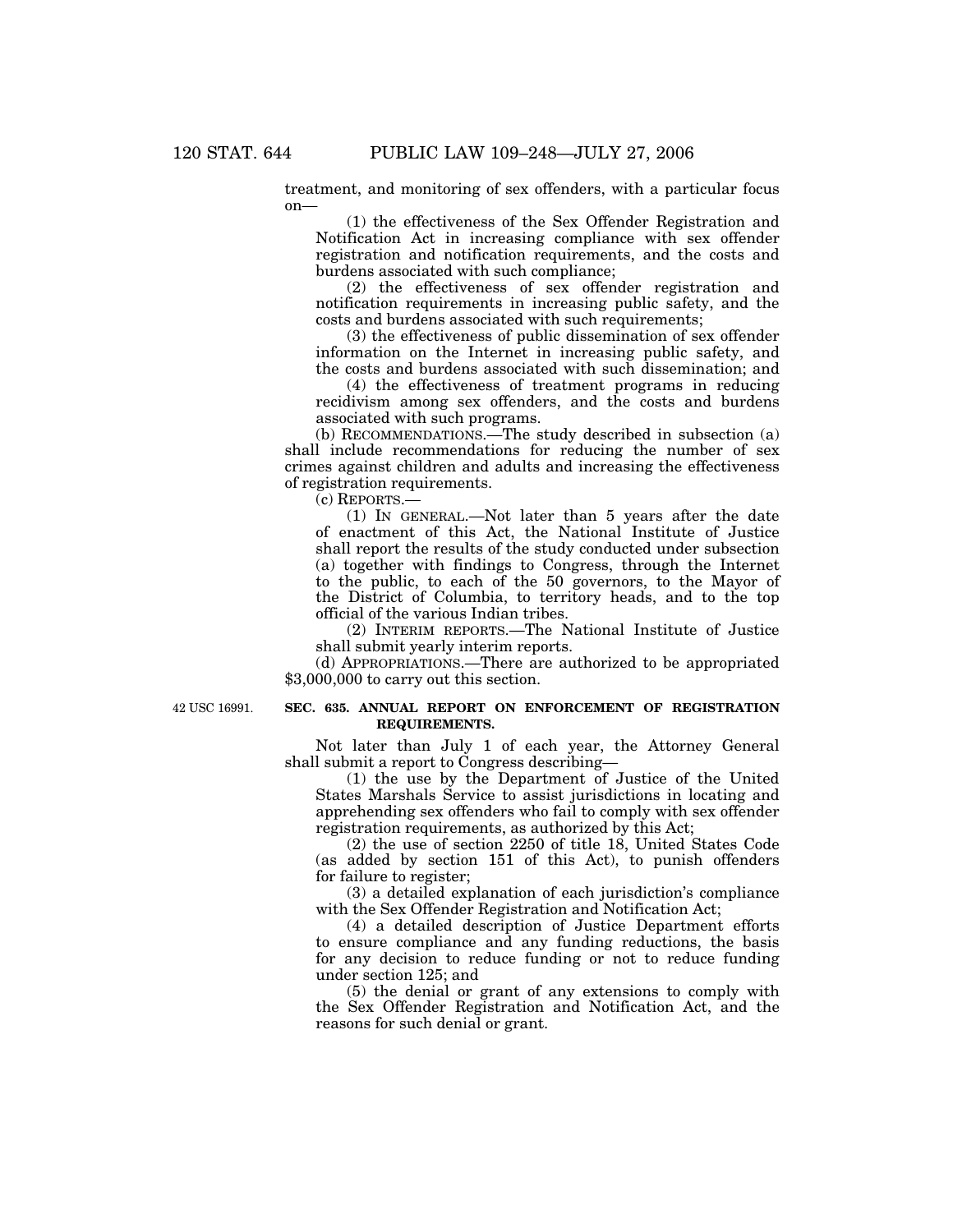treatment, and monitoring of sex offenders, with a particular focus on—

(1) the effectiveness of the Sex Offender Registration and Notification Act in increasing compliance with sex offender registration and notification requirements, and the costs and burdens associated with such compliance;

(2) the effectiveness of sex offender registration and notification requirements in increasing public safety, and the costs and burdens associated with such requirements;

(3) the effectiveness of public dissemination of sex offender information on the Internet in increasing public safety, and the costs and burdens associated with such dissemination; and

(4) the effectiveness of treatment programs in reducing recidivism among sex offenders, and the costs and burdens associated with such programs.

(b) RECOMMENDATIONS.—The study described in subsection (a) shall include recommendations for reducing the number of sex crimes against children and adults and increasing the effectiveness of registration requirements.

(c) REPORTS.—

(1) IN GENERAL.—Not later than 5 years after the date of enactment of this Act, the National Institute of Justice shall report the results of the study conducted under subsection (a) together with findings to Congress, through the Internet to the public, to each of the 50 governors, to the Mayor of the District of Columbia, to territory heads, and to the top official of the various Indian tribes.

(2) INTERIM REPORTS.—The National Institute of Justice shall submit yearly interim reports.

(d) APPROPRIATIONS.—There are authorized to be appropriated $3,000,000 to carry out this section.

42 USC 16991.

**SEC. 635. ANNUAL REPORT ON ENFORCEMENT OF REGISTRATION REQUIREMENTS.**

Not later than July 1 of each year, the Attorney General shall submit a report to Congress describing—

(1) the use by the Department of Justice of the United States Marshals Service to assist jurisdictions in locating and apprehending sex offenders who fail to comply with sex offender registration requirements, as authorized by this Act;

(2) the use of section 2250 of title 18, United States Code (as added by section 151 of this Act), to punish offenders for failure to register;

(3) a detailed explanation of each jurisdiction's compliance with the Sex Offender Registration and Notification Act;

(4) a detailed description of Justice Department efforts to ensure compliance and any funding reductions, the basis for any decision to reduce funding or not to reduce funding under section 125; and

(5) the denial or grant of any extensions to comply with the Sex Offender Registration and Notification Act, and the reasons for such denial or grant.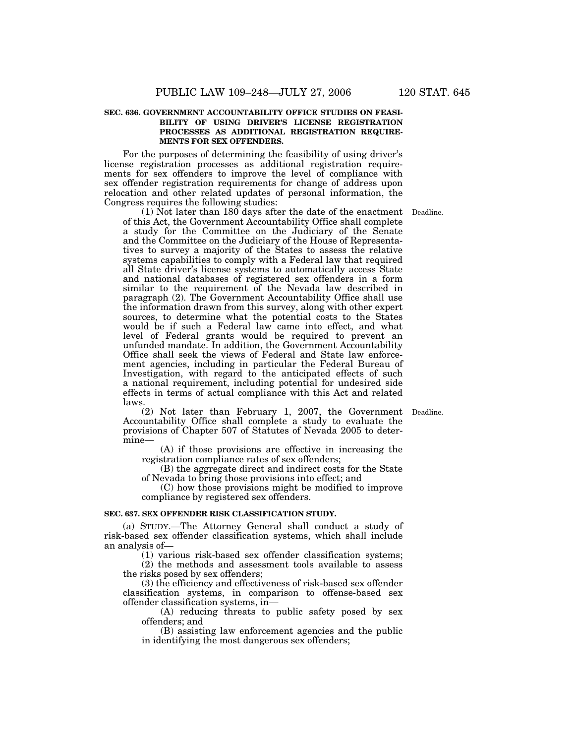### SEC. 636. GOVERNMENT ACCOUNTABILITY OFFICE STUDIES ON FEASIBILITY OF USING DRIVER'S LICENSE REGISTRATION PROCESSES AS ADDITIONAL REGISTRATION REQUIREMENTS FOR SEX OFFENDERS.

For the purposes of determining the feasibility of using driver's license registration processes as additional registration requirements for sex offenders to improve the level of compliance with sex offender registration requirements for change of address upon relocation and other related updates of personal information, the Congress requires the following studies:

(1) Not later than 180 days after the date of the enactment of this Act, the Government Accountability Office shall complete a study for the Committee on the Judiciary of the Senate and the Committee on the Judiciary of the House of Representatives to survey a majority of the States to assess the relative systems capabilities to comply with a Federal law that required all State driver's license systems to automatically access State and national databases of registered sex offenders in a form similar to the requirement of the Nevada law described in paragraph (2). The Government Accountability Office shall use the information drawn from this survey, along with other expert sources, to determine what the potential costs to the States would be if such a Federal law came into effect, and what level of Federal grants would be required to prevent an unfunded mandate. In addition, the Government Accountability Office shall seek the views of Federal and State law enforcement agencies, including in particular the Federal Bureau of Investigation, with regard to the anticipated effects of such a national requirement, including potential for undesired side effects in terms of actual compliance with this Act and related laws.

Deadline.

(2) Not later than February 1, 2007, the Government Accountability Office shall complete a study to evaluate the provisions of Chapter 507 of Statutes of Nevada 2005 to determine—

Deadline.

(A) if those provisions are effective in increasing the registration compliance rates of sex offenders;

(B) the aggregate direct and indirect costs for the State of Nevada to bring those provisions into effect; and

(C) how those provisions might be modified to improve compliance by registered sex offenders.

### SEC. 637. SEX OFFENDER RISK CLASSIFICATION STUDY.

(a) STUDY.—The Attorney General shall conduct a study of risk-based sex offender classification systems, which shall include an analysis of—

(1) various risk-based sex offender classification systems;

(2) the methods and assessment tools available to assess the risks posed by sex offenders;

(3) the efficiency and effectiveness of risk-based sex offender classification systems, in comparison to offense-based sex offender classification systems, in—

(A) reducing threats to public safety posed by sex offenders; and

(B) assisting law enforcement agencies and the public in identifying the most dangerous sex offenders;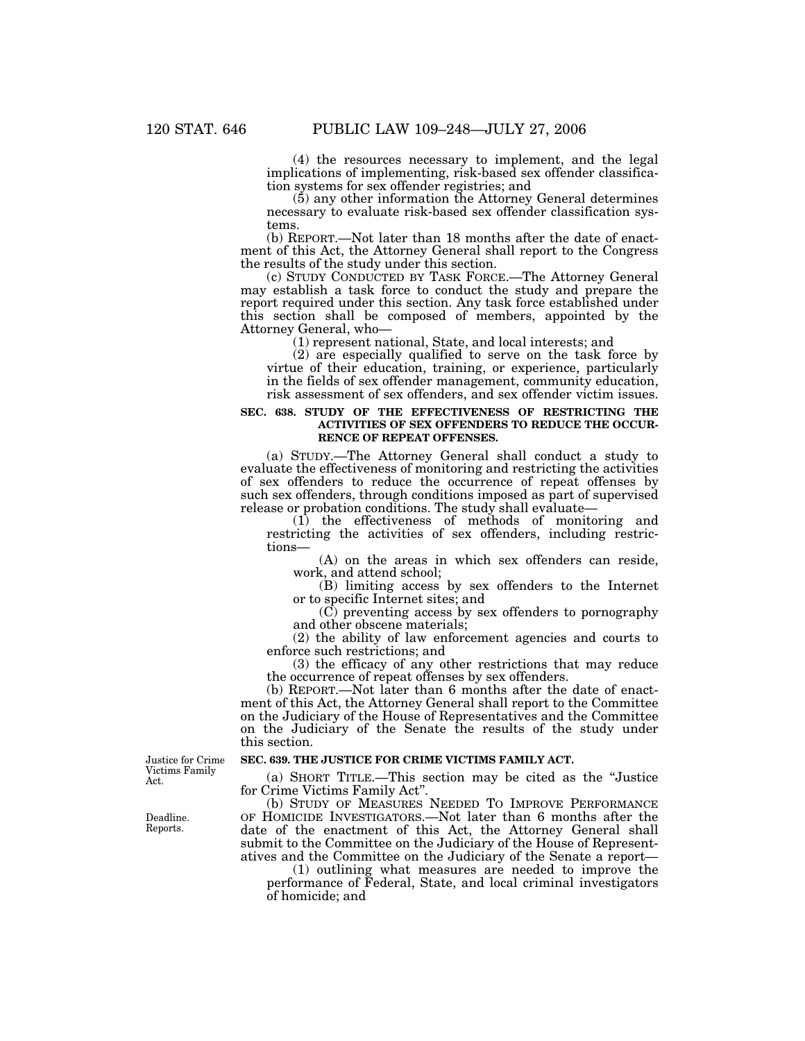(4) the resources necessary to implement, and the legal implications of implementing, risk-based sex offender classification systems for sex offender registries; and

(5) any other information the Attorney General determines necessary to evaluate risk-based sex offender classification systems.

(b) REPORT.—Not later than 18 months after the date of enactment of this Act, the Attorney General shall report to the Congress the results of the study under this section.

(c) STUDY CONDUCTED BY TASK FORCE.—The Attorney General may establish a task force to conduct the study and prepare the report required under this section. Any task force established under this section shall be composed of members, appointed by the Attorney General, who—

(1) represent national, State, and local interests; and

(2) are especially qualified to serve on the task force by virtue of their education, training, or experience, particularly in the fields of sex offender management, community education, risk assessment of sex offenders, and sex offender victim issues.

**SEC. 638. STUDY OF THE EFFECTIVENESS OF RESTRICTING THE ACTIVITIES OF SEX OFFENDERS TO REDUCE THE OCCURRENCE OF REPEAT OFFENSES.**

(a) STUDY.—The Attorney General shall conduct a study to evaluate the effectiveness of monitoring and restricting the activities of sex offenders to reduce the occurrence of repeat offenses by such sex offenders, through conditions imposed as part of supervised release or probation conditions. The study shall evaluate—

(1) the effectiveness of methods of monitoring and restricting the activities of sex offenders, including restrictions—

(A) on the areas in which sex offenders can reside, work, and attend school;

(B) limiting access by sex offenders to the Internet or to specific Internet sites; and

(C) preventing access by sex offenders to pornography and other obscene materials;

(2) the ability of law enforcement agencies and courts to enforce such restrictions; and

(3) the efficacy of any other restrictions that may reduce the occurrence of repeat offenses by sex offenders.

(b) REPORT.—Not later than 6 months after the date of enactment of this Act, the Attorney General shall report to the Committee on the Judiciary of the House of Representatives and the Committee on the Judiciary of the Senate the results of the study under this section.

Justice for Crime Victims Family Act.

**SEC. 639. THE JUSTICE FOR CRIME VICTIMS FAMILY ACT.**

(a) SHORT TITLE.—This section may be cited as the "Justice for Crime Victims Family Act".

Deadline. Reports.

(b) STUDY OF MEASURES NEEDED TO IMPROVE PERFORMANCE OF HOMICIDE INVESTIGATORS.—Not later than 6 months after the date of the enactment of this Act, the Attorney General shall submit to the Committee on the Judiciary of the House of Representatives and the Committee on the Judiciary of the Senate a report—

(1) outlining what measures are needed to improve the performance of Federal, State, and local criminal investigators of homicide; and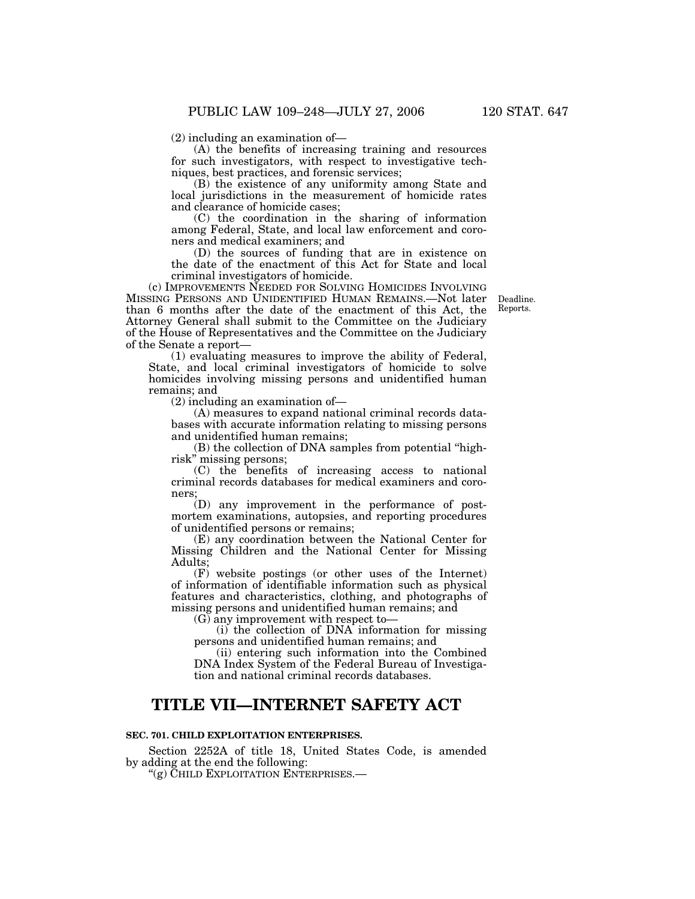(2) including an examination of—

(A) the benefits of increasing training and resources for such investigators, with respect to investigative techniques, best practices, and forensic services;

(B) the existence of any uniformity among State and local jurisdictions in the measurement of homicide rates and clearance of homicide cases;

(C) the coordination in the sharing of information among Federal, State, and local law enforcement and coroners and medical examiners; and

(D) the sources of funding that are in existence on the date of the enactment of this Act for State and local criminal investigators of homicide.

(c) IMPROVEMENTS NEEDED FOR SOLVING HOMICIDES INVOLVING MISSING PERSONS AND UNIDENTIFIED HUMAN REMAINS.—Not later than 6 months after the date of the enactment of this Act, the Attorney General shall submit to the Committee on the Judiciary of the House of Representatives and the Committee on the Judiciary of the Senate a report—

Deadline. Reports.

(1) evaluating measures to improve the ability of Federal, State, and local criminal investigators of homicide to solve homicides involving missing persons and unidentified human remains; and

(2) including an examination of—

(A) measures to expand national criminal records databases with accurate information relating to missing persons and unidentified human remains;

(B) the collection of DNA samples from potential "high-risk" missing persons;

(C) the benefits of increasing access to national criminal records databases for medical examiners and coroners;

(D) any improvement in the performance of post-mortem examinations, autopsies, and reporting procedures of unidentified persons or remains;

(E) any coordination between the National Center for Missing Children and the National Center for Missing Adults;

(F) website postings (or other uses of the Internet) of information of identifiable information such as physical features and characteristics, clothing, and photographs of missing persons and unidentified human remains; and

(G) any improvement with respect to—

(i) the collection of DNA information for missing persons and unidentified human remains; and

(ii) entering such information into the Combined DNA Index System of the Federal Bureau of Investigation and national criminal records databases.

# TITLE VII—INTERNET SAFETY ACT

**SEC. 701. CHILD EXPLOITATION ENTERPRISES.**

Section 2252A of title 18, United States Code, is amended by adding at the end the following:

"(g) CHILD EXPLOITATION ENTERPRISES.—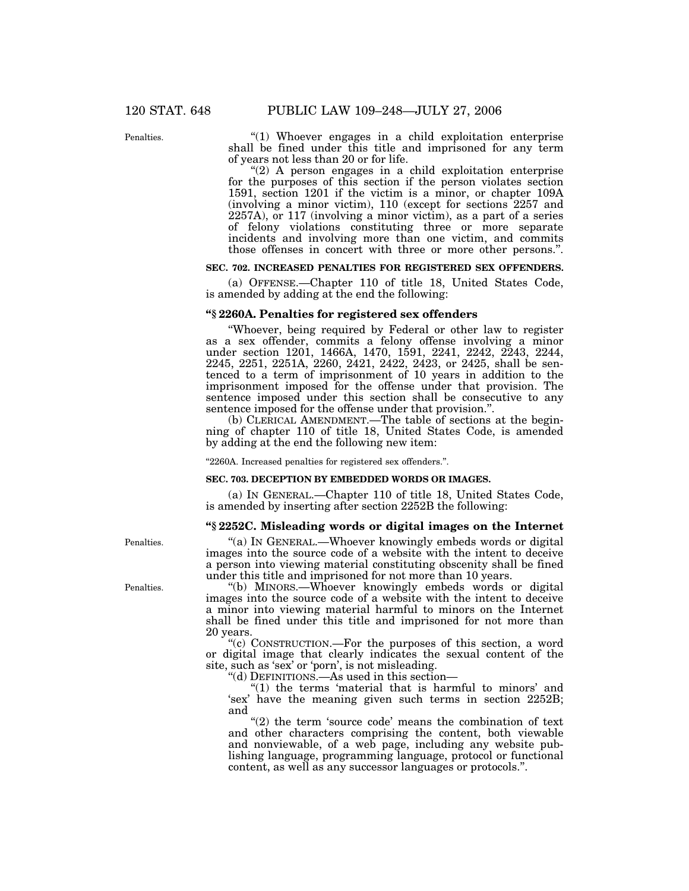Penalties.

"(1) Whoever engages in a child exploitation enterprise shall be fined under this title and imprisoned for any term of years not less than 20 or for life.

"(2) A person engages in a child exploitation enterprise for the purposes of this section if the person violates section 1591, section 1201 if the victim is a minor, or chapter 109A (involving a minor victim), 110 (except for sections 2257 and 2257A), or 117 (involving a minor victim), as a part of a series of felony violations constituting three or more separate incidents and involving more than one victim, and commits those offenses in concert with three or more other persons.".

**SEC. 702. INCREASED PENALTIES FOR REGISTERED SEX OFFENDERS.**

(a) OFFENSE.—Chapter 110 of title 18, United States Code, is amended by adding at the end the following:

### "§ 2260A. Penalties for registered sex offenders

"Whoever, being required by Federal or other law to register as a sex offender, commits a felony offense involving a minor under section 1201, 1466A, 1470, 1591, 2241, 2242, 2243, 2244, 2245, 2251, 2251A, 2260, 2421, 2422, 2423, or 2425, shall be sentenced to a term of imprisonment of 10 years in addition to the imprisonment imposed for the offense under that provision. The sentence imposed under this section shall be consecutive to any sentence imposed for the offense under that provision.".

(b) CLERICAL AMENDMENT.—The table of sections at the beginning of chapter 110 of title 18, United States Code, is amended by adding at the end the following new item:

"2260A. Increased penalties for registered sex offenders.".

**SEC. 703. DECEPTION BY EMBEDDED WORDS OR IMAGES.**

(a) IN GENERAL.—Chapter 110 of title 18, United States Code, is amended by inserting after section 2252B the following:

### "§ 2252C. Misleading words or digital images on the Internet

Penalties.

"(a) IN GENERAL.—Whoever knowingly embeds words or digital images into the source code of a website with the intent to deceive a person into viewing material constituting obscenity shall be fined under this title and imprisoned for not more than 10 years.

Penalties.

"(b) MINORS.—Whoever knowingly embeds words or digital images into the source code of a website with the intent to deceive a minor into viewing material harmful to minors on the Internet shall be fined under this title and imprisoned for not more than 20 years.

"(c) CONSTRUCTION.—For the purposes of this section, a word or digital image that clearly indicates the sexual content of the site, such as 'sex' or 'porn', is not misleading.

"(d) DEFINITIONS.—As used in this section—

"(1) the terms 'material that is harmful to minors' and 'sex' have the meaning given such terms in section 2252B; and

"(2) the term 'source code' means the combination of text and other characters comprising the content, both viewable and nonviewable, of a web page, including any website publishing language, programming language, protocol or functional content, as well as any successor languages or protocols.".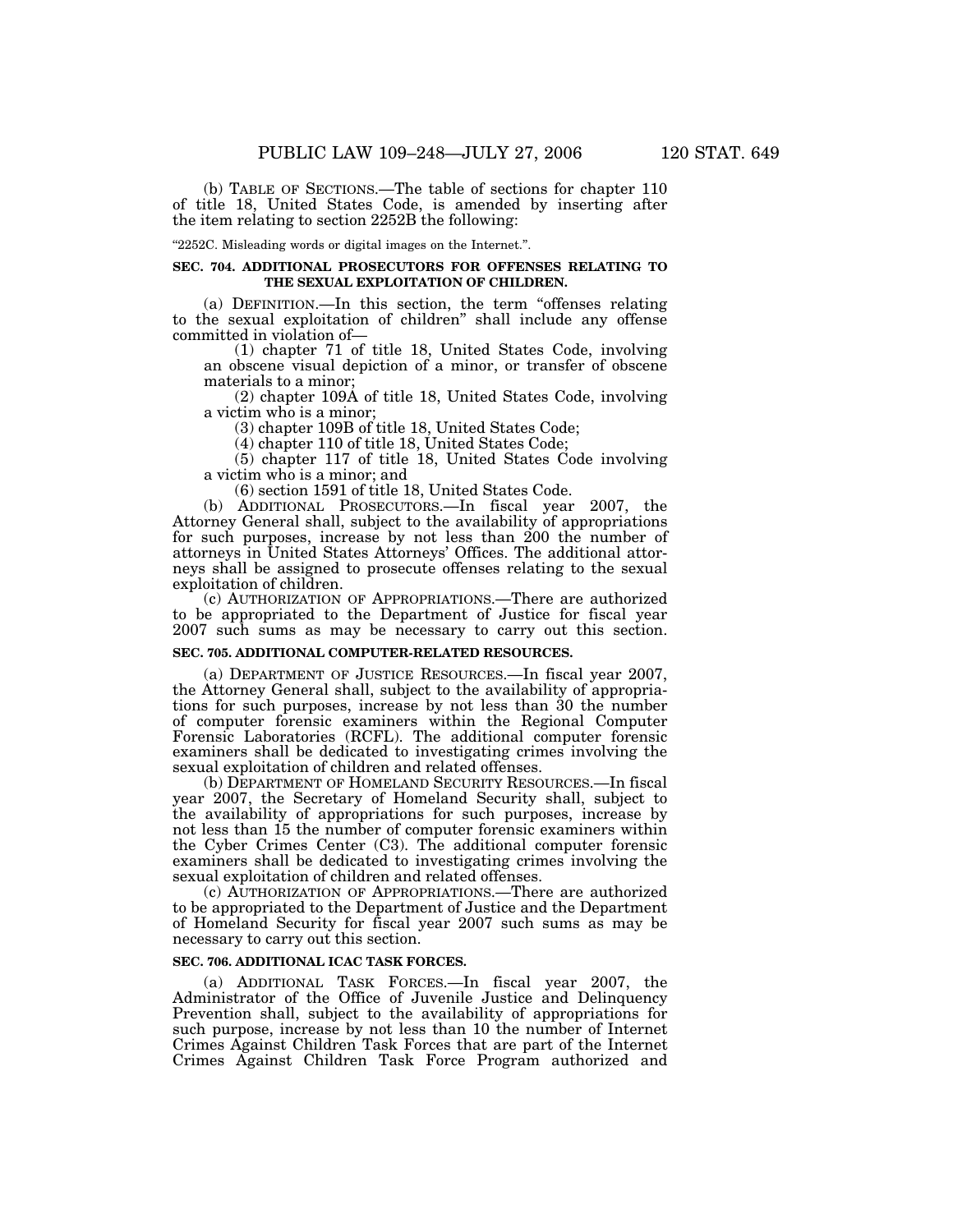(b) TABLE OF SECTIONS.—The table of sections for chapter 110 of title 18, United States Code, is amended by inserting after the item relating to section 2252B the following:

"2252C. Misleading words or digital images on the Internet.".

**SEC. 704. ADDITIONAL PROSECUTORS FOR OFFENSES RELATING TO THE SEXUAL EXPLOITATION OF CHILDREN.**

(a) DEFINITION.—In this section, the term "offenses relating to the sexual exploitation of children" shall include any offense committed in violation of—

(1) chapter 71 of title 18, United States Code, involving an obscene visual depiction of a minor, or transfer of obscene materials to a minor;

(2) chapter 109A of title 18, United States Code, involving a victim who is a minor;

(3) chapter 109B of title 18, United States Code;

(4) chapter 110 of title 18, United States Code;

(5) chapter 117 of title 18, United States Code involving a victim who is a minor; and

(6) section 1591 of title 18, United States Code.

(b) ADDITIONAL PROSECUTORS.—In fiscal year 2007, the Attorney General shall, subject to the availability of appropriations for such purposes, increase by not less than 200 the number of attorneys in United States Attorneys' Offices. The additional attorneys shall be assigned to prosecute offenses relating to the sexual exploitation of children.

(c) AUTHORIZATION OF APPROPRIATIONS.—There are authorized to be appropriated to the Department of Justice for fiscal year 2007 such sums as may be necessary to carry out this section.

**SEC. 705. ADDITIONAL COMPUTER-RELATED RESOURCES.**

(a) DEPARTMENT OF JUSTICE RESOURCES.—In fiscal year 2007, the Attorney General shall, subject to the availability of appropriations for such purposes, increase by not less than 30 the number of computer forensic examiners within the Regional Computer Forensic Laboratories (RCFL). The additional computer forensic examiners shall be dedicated to investigating crimes involving the sexual exploitation of children and related offenses.

(b) DEPARTMENT OF HOMELAND SECURITY RESOURCES.—In fiscal year 2007, the Secretary of Homeland Security shall, subject to the availability of appropriations for such purposes, increase by not less than 15 the number of computer forensic examiners within the Cyber Crimes Center (C3). The additional computer forensic examiners shall be dedicated to investigating crimes involving the sexual exploitation of children and related offenses.

(c) AUTHORIZATION OF APPROPRIATIONS.—There are authorized to be appropriated to the Department of Justice and the Department of Homeland Security for fiscal year 2007 such sums as may be necessary to carry out this section.

**SEC. 706. ADDITIONAL ICAC TASK FORCES.**

(a) ADDITIONAL TASK FORCES.—In fiscal year 2007, the Administrator of the Office of Juvenile Justice and Delinquency Prevention shall, subject to the availability of appropriations for such purpose, increase by not less than 10 the number of Internet Crimes Against Children Task Forces that are part of the Internet Crimes Against Children Task Force Program authorized and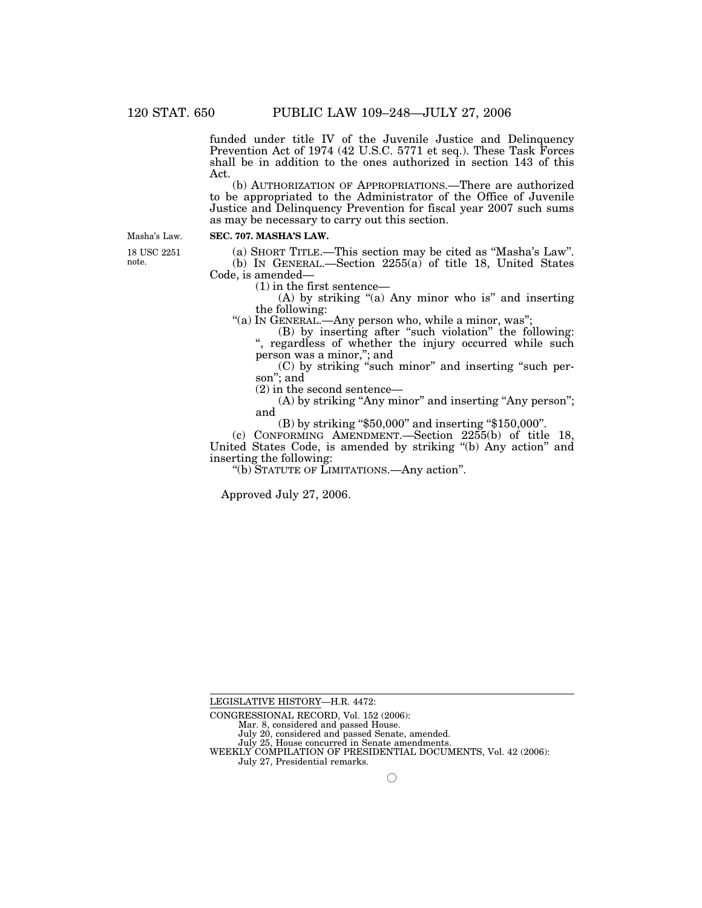funded under title IV of the Juvenile Justice and Delinquency Prevention Act of 1974 (42 U.S.C. 5771 et seq.). These Task Forces shall be in addition to the ones authorized in section 143 of this Act.

(b) AUTHORIZATION OF APPROPRIATIONS.—There are authorized to be appropriated to the Administrator of the Office of Juvenile Justice and Delinquency Prevention for fiscal year 2007 such sums as may be necessary to carry out this section.

Masha's Law.

18 USC 2251 note.

**SEC. 707. MASHA'S LAW.**

(a) SHORT TITLE.—This section may be cited as "Masha's Law".

(b) IN GENERAL.—Section 2255(a) of title 18, United States Code, is amended—

(1) in the first sentence—

(A) by striking "(a) Any minor who is" and inserting the following:

"(a) IN GENERAL.—Any person who, while a minor, was";

(B) by inserting after "such violation" the following: ", regardless of whether the injury occurred while such person was a minor,"; and

(C) by striking "such minor" and inserting "such person"; and

(2) in the second sentence—

(A) by striking "Any minor" and inserting "Any person"; and

(B) by striking "$50,000" and inserting "$150,000".

(c) CONFORMING AMENDMENT.—Section 2255(b) of title 18, United States Code, is amended by striking "(b) Any action" and inserting the following:

"(b) STATUTE OF LIMITATIONS.—Any action".

Approved July 27, 2006.

---

LEGISLATIVE HISTORY—H.R. 4472:

CONGRESSIONAL RECORD, Vol. 152 (2006):
- Mar. 8, considered and passed House.
- July 20, considered and passed Senate, amended.
- July 25, House concurred in Senate amendments.

WEEKLY COMPILATION OF PRESIDENTIAL DOCUMENTS, Vol. 42 (2006):
- July 27, Presidential remarks.